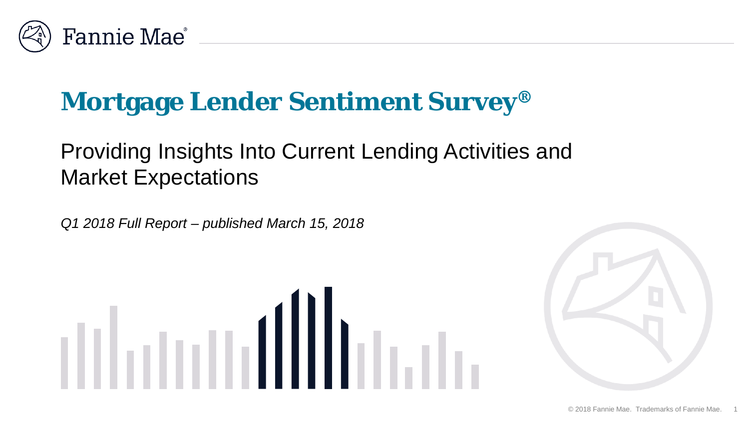Fannie Mae®

# Mortgage Lender Sentiment Survey®

## Providing Insights Into Current Lending Activities and Market Expectations

*Q1 2018 Full Report – published March 15, 2018*

© 2018 Fannie Mae. Trademarks of Fannie Mae.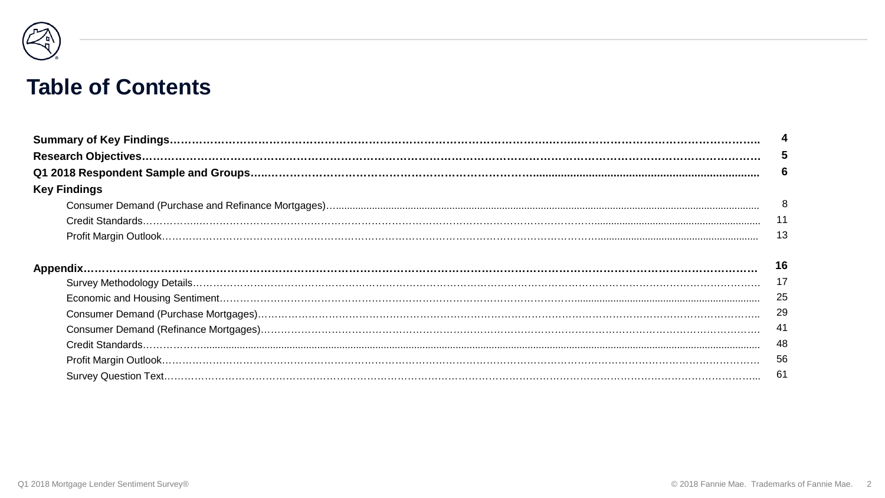# Table of Contents

| | |
|---|---|
| **Summary of Key Findings** | **4** |
| **Research Objectives** | **5** |
| **Q1 2018 Respondent Sample and Groups** | **6** |
| **Key Findings** | |
| Consumer Demand (Purchase and Refinance Mortgages) | 8 |
| Credit Standards | 11 |
| Profit Margin Outlook | 13 |
| **Appendix** | **16** |
| Survey Methodology Details | 17 |
| Economic and Housing Sentiment | 25 |
| Consumer Demand (Purchase Mortgages) | 29 |
| Consumer Demand (Refinance Mortgages) | 41 |
| Credit Standards | 48 |
| Profit Margin Outlook | 56 |
| Survey Question Text | 61 |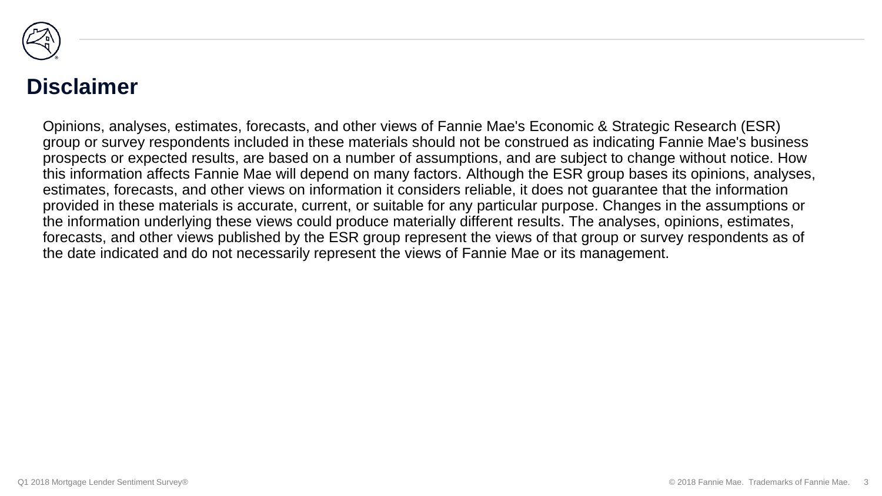# Disclaimer

Opinions, analyses, estimates, forecasts, and other views of Fannie Mae's Economic & Strategic Research (ESR) group or survey respondents included in these materials should not be construed as indicating Fannie Mae's business prospects or expected results, are based on a number of assumptions, and are subject to change without notice. How this information affects Fannie Mae will depend on many factors. Although the ESR group bases its opinions, analyses, estimates, forecasts, and other views on information it considers reliable, it does not guarantee that the information provided in these materials is accurate, current, or suitable for any particular purpose. Changes in the assumptions or the information underlying these views could produce materially different results. The analyses, opinions, estimates, forecasts, and other views published by the ESR group represent the views of that group or survey respondents as of the date indicated and do not necessarily represent the views of Fannie Mae or its management.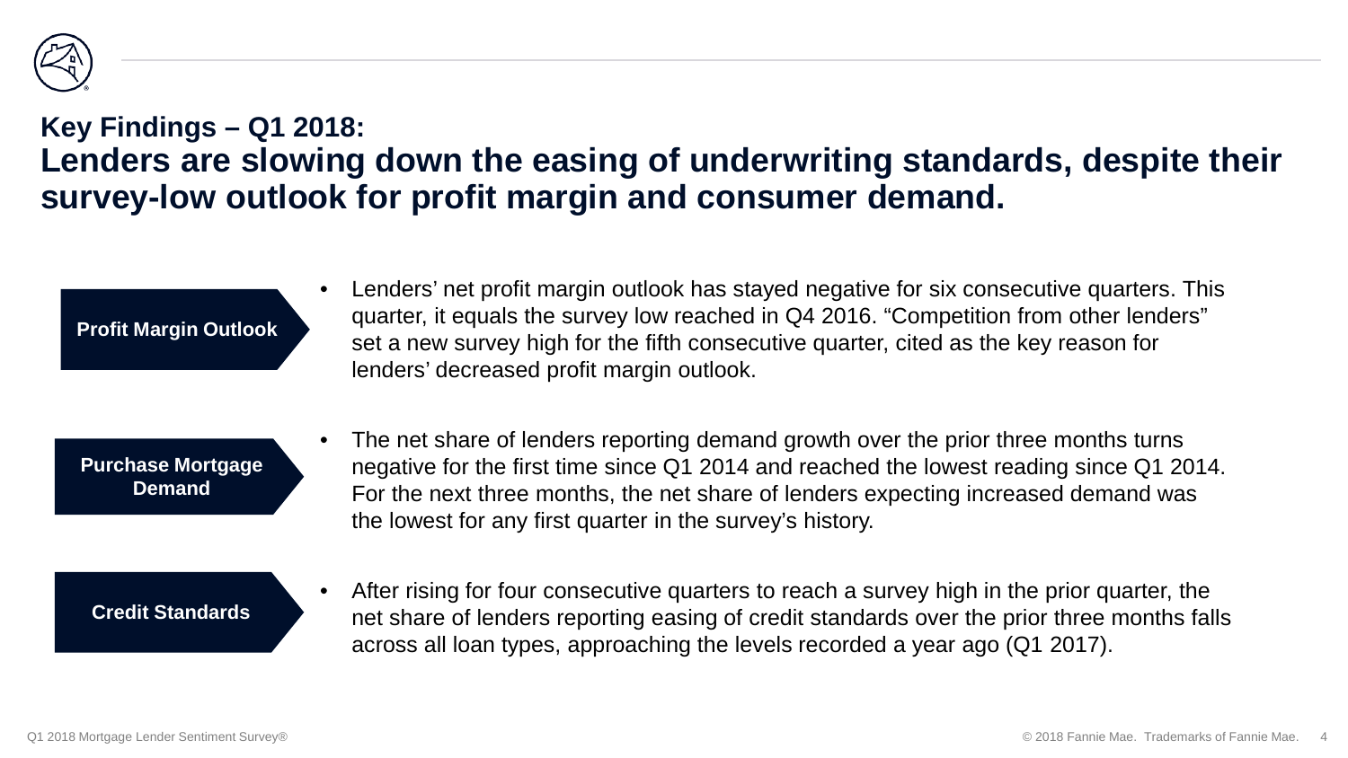## Key Findings – Q1 2018:
## Lenders are slowing down the easing of underwriting standards, despite their survey-low outlook for profit margin and consumer demand.

**Profit Margin Outlook**

- Lenders' net profit margin outlook has stayed negative for six consecutive quarters. This quarter, it equals the survey low reached in Q4 2016. "Competition from other lenders" set a new survey high for the fifth consecutive quarter, cited as the key reason for lenders' decreased profit margin outlook.

**Purchase Mortgage Demand**

- The net share of lenders reporting demand growth over the prior three months turns negative for the first time since Q1 2014 and reached the lowest reading since Q1 2014. For the next three months, the net share of lenders expecting increased demand was the lowest for any first quarter in the survey's history.

**Credit Standards**

- After rising for four consecutive quarters to reach a survey high in the prior quarter, the net share of lenders reporting easing of credit standards over the prior three months falls across all loan types, approaching the levels recorded a year ago (Q1 2017).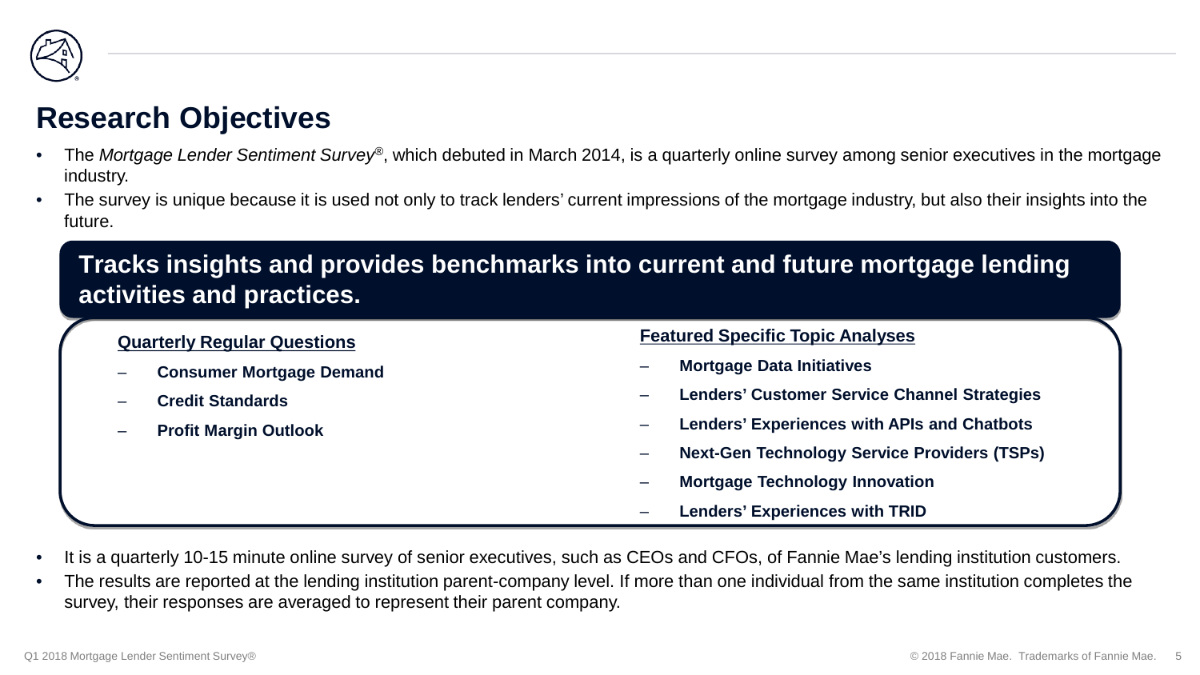# Research Objectives

- The *Mortgage Lender Sentiment Survey®*, which debuted in March 2014, is a quarterly online survey among senior executives in the mortgage industry.
- The survey is unique because it is used not only to track lenders' current impressions of the mortgage industry, but also their insights into the future.

**Tracks insights and provides benchmarks into current and future mortgage lending activities and practices.**

**Quarterly Regular Questions**

- **Consumer Mortgage Demand**
- **Credit Standards**
- **Profit Margin Outlook**

**Featured Specific Topic Analyses**

- **Mortgage Data Initiatives**
- **Lenders' Customer Service Channel Strategies**
- **Lenders' Experiences with APIs and Chatbots**
- **Next-Gen Technology Service Providers (TSPs)**
- **Mortgage Technology Innovation**
- **Lenders' Experiences with TRID**

- It is a quarterly 10-15 minute online survey of senior executives, such as CEOs and CFOs, of Fannie Mae's lending institution customers.
- The results are reported at the lending institution parent-company level. If more than one individual from the same institution completes the survey, their responses are averaged to represent their parent company.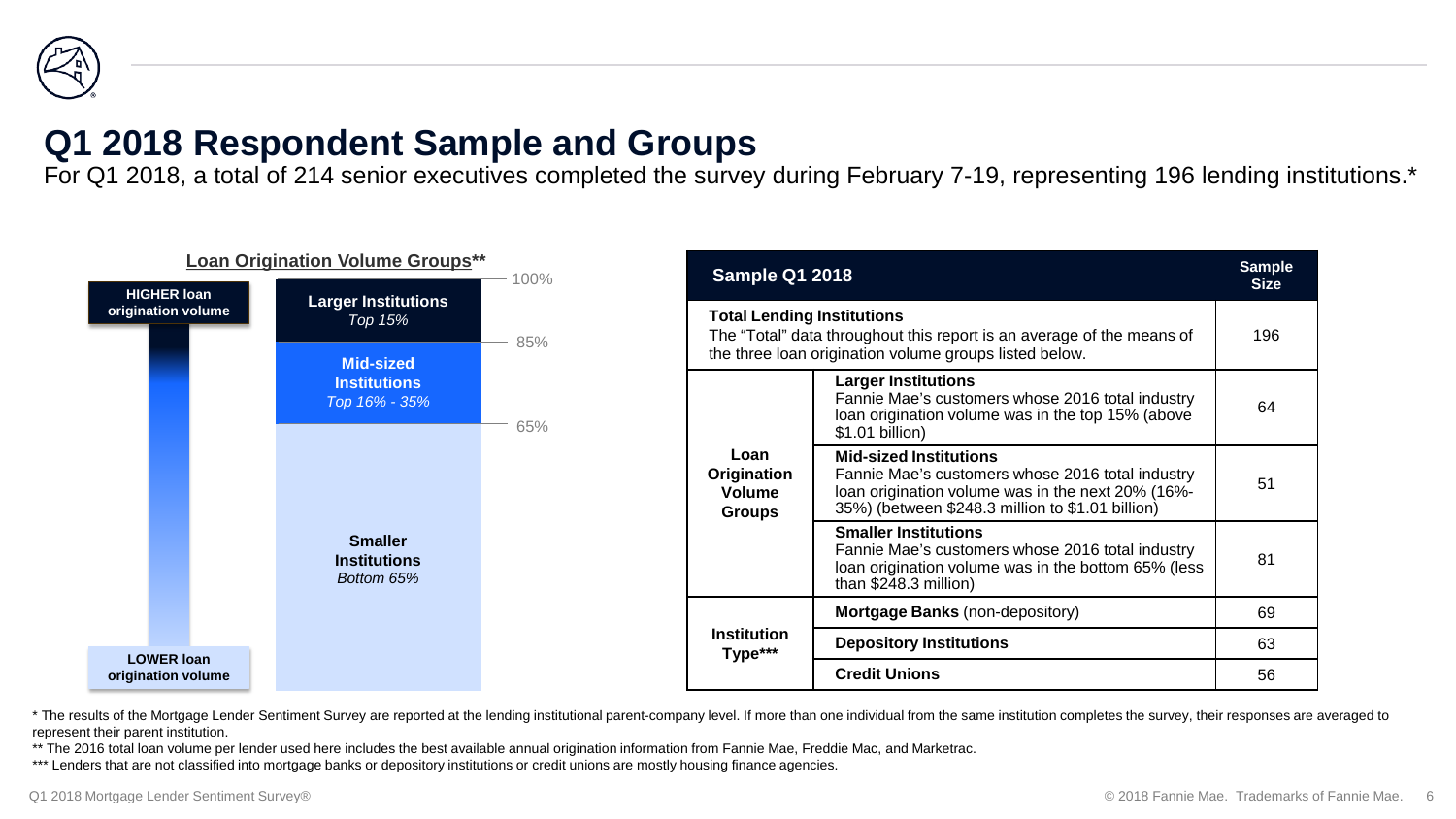# Q1 2018 Respondent Sample and Groups

For Q1 2018, a total of 214 senior executives completed the survey during February 7-19, representing 196 lending institutions.*

**Loan Origination Volume Groups****

- **HIGHER loan origination volume**
- 100%
- **Larger Institutions** *Top 15%*
- 85%
- **Mid-sized Institutions** *Top 16% - 35%*
- 65%
- **Smaller Institutions** *Bottom 65%*
- **LOWER loan origination volume**

| Sample Q1 2018 | | Sample Size |
|---|---|---|
| **Total Lending Institutions** The "Total" data throughout this report is an average of the means of the three loan origination volume groups listed below. | | 196 |
| **Loan Origination Volume Groups** | **Larger Institutions** Fannie Mae's customers whose 2016 total industry loan origination volume was in the top 15% (above $1.01 billion) | 64 |
| | **Mid-sized Institutions** Fannie Mae's customers whose 2016 total industry loan origination volume was in the next 20% (16%-35%) (between $248.3 million to $1.01 billion) | 51 |
| | **Smaller Institutions** Fannie Mae's customers whose 2016 total industry loan origination volume was in the bottom 65% (less than $248.3 million) | 81 |
| **Institution Type***** | **Mortgage Banks** (non-depository) | 69 |
| | **Depository Institutions** | 63 |
| | **Credit Unions** | 56 |

\* The results of the Mortgage Lender Sentiment Survey are reported at the lending institutional parent-company level. If more than one individual from the same institution completes the survey, their responses are averaged to represent their parent institution.

** The 2016 total loan volume per lender used here includes the best available annual origination information from Fannie Mae, Freddie Mac, and Marketrac.

*** Lenders that are not classified into mortgage banks or depository institutions or credit unions are mostly housing finance agencies.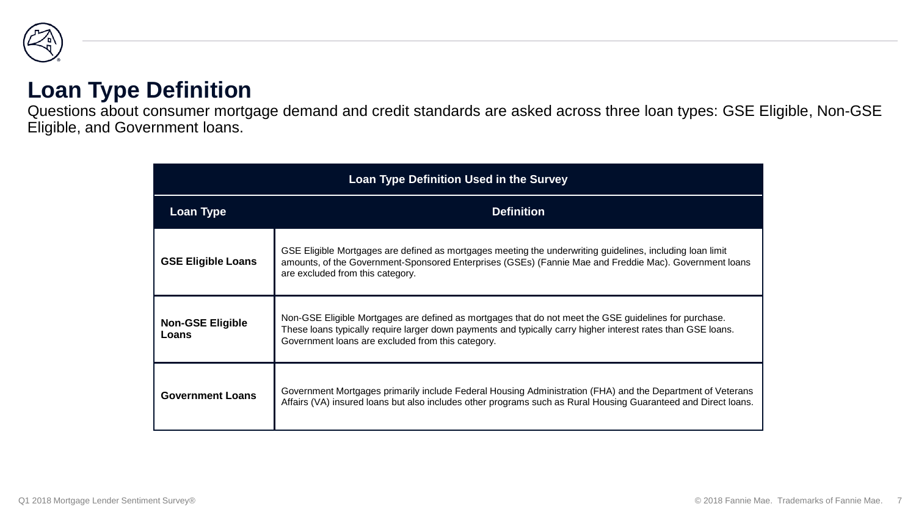# Loan Type Definition

Questions about consumer mortgage demand and credit standards are asked across three loan types: GSE Eligible, Non-GSE Eligible, and Government loans.

| Loan Type Definition Used in the Survey | |
|---|---|
| **Loan Type** | **Definition** |
| **GSE Eligible Loans** | GSE Eligible Mortgages are defined as mortgages meeting the underwriting guidelines, including loan limit amounts, of the Government-Sponsored Enterprises (GSEs) (Fannie Mae and Freddie Mac). Government loans are excluded from this category. |
| **Non-GSE Eligible Loans** | Non-GSE Eligible Mortgages are defined as mortgages that do not meet the GSE guidelines for purchase. These loans typically require larger down payments and typically carry higher interest rates than GSE loans. Government loans are excluded from this category. |
| **Government Loans** | Government Mortgages primarily include Federal Housing Administration (FHA) and the Department of Veterans Affairs (VA) insured loans but also includes other programs such as Rural Housing Guaranteed and Direct loans. |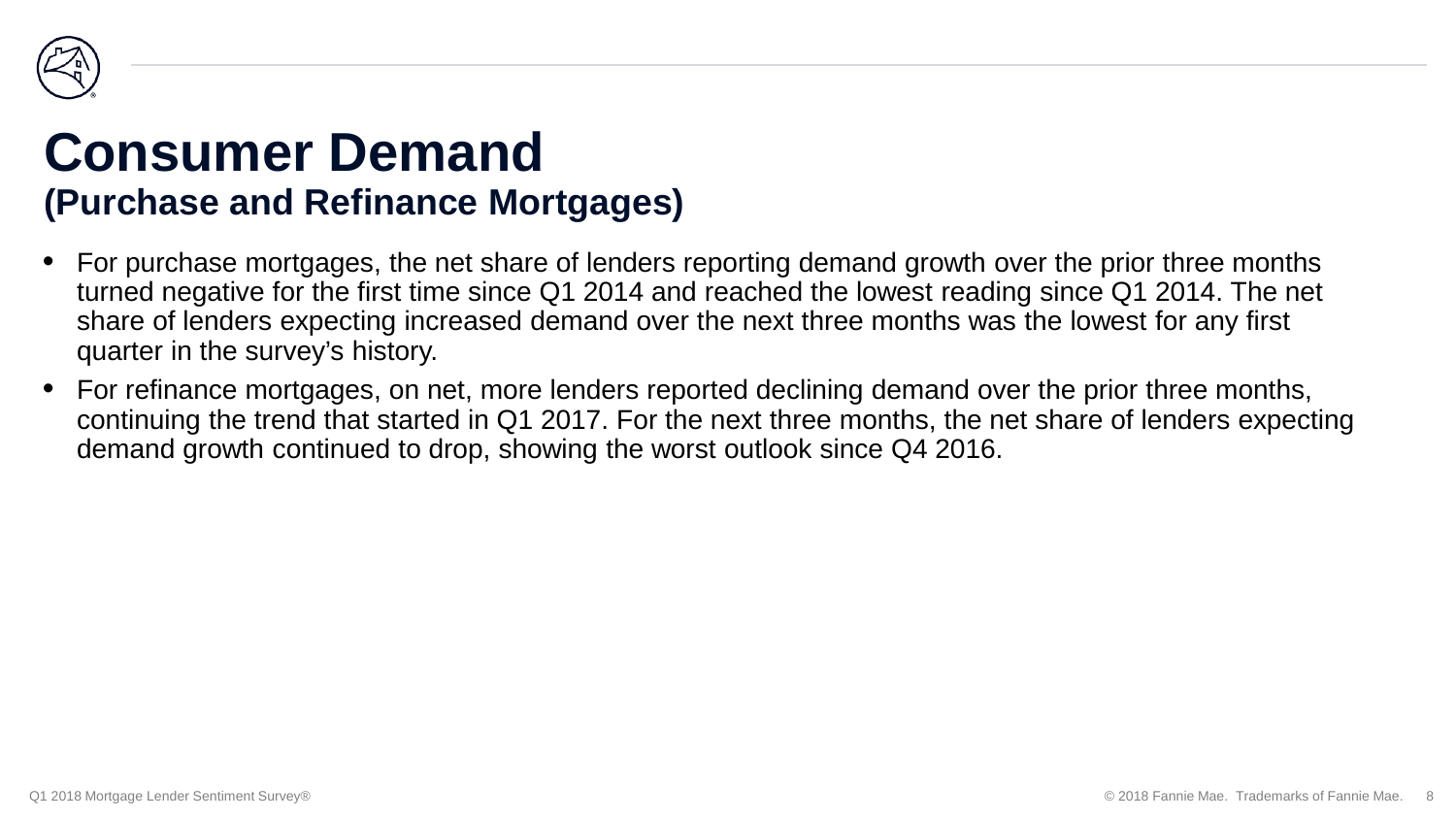# Consumer Demand
## (Purchase and Refinance Mortgages)

- For purchase mortgages, the net share of lenders reporting demand growth over the prior three months turned negative for the first time since Q1 2014 and reached the lowest reading since Q1 2014. The net share of lenders expecting increased demand over the next three months was the lowest for any first quarter in the survey's history.
- For refinance mortgages, on net, more lenders reported declining demand over the prior three months, continuing the trend that started in Q1 2017. For the next three months, the net share of lenders expecting demand growth continued to drop, showing the worst outlook since Q4 2016.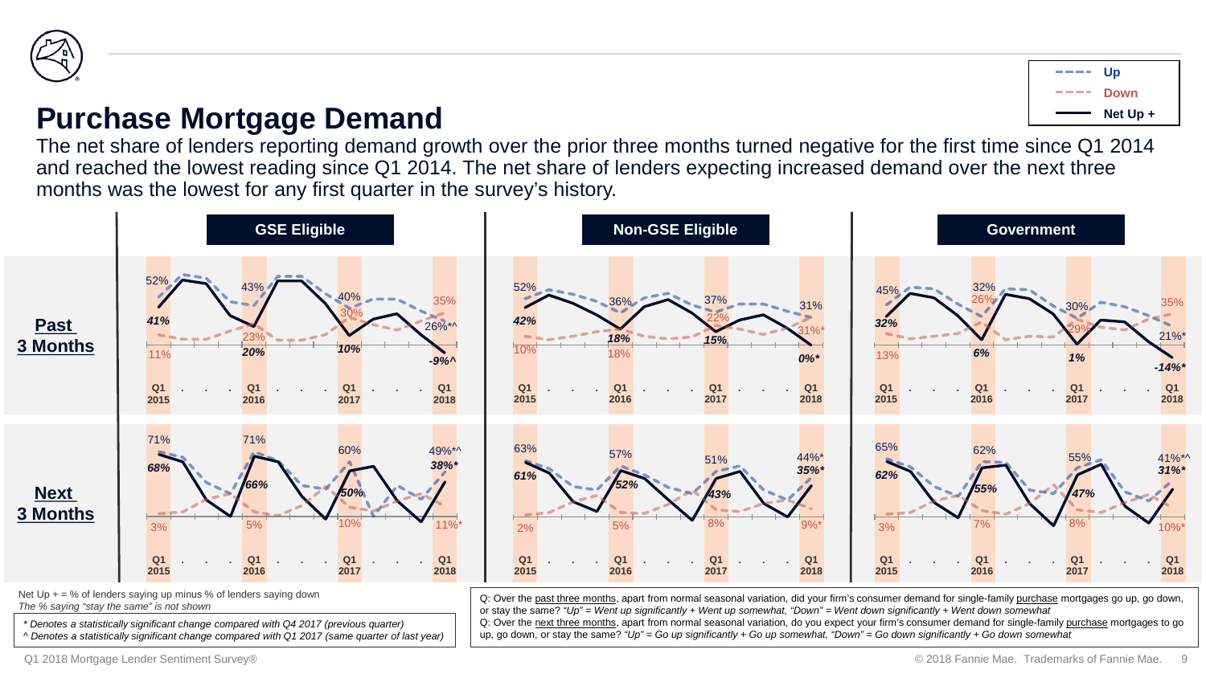# Purchase Mortgage Demand

The net share of lenders reporting demand growth over the prior three months turned negative for the first time since Q1 2014 and reached the lowest reading since Q1 2014. The net share of lenders expecting increased demand over the next three months was the lowest for any first quarter in the survey's history.

Legend: Up | Down | Net Up +

### Past 3 Months

| | Q1 2015 | Q1 2016 | Q1 2017 | Q1 2018 |
|---|---|---|---|---|
| **GSE Eligible** – Up | 52% | 43% | 40% | 35% |
| **GSE Eligible** – Down | 11% | 23% | 30% | 26%*^ |
| **GSE Eligible** – Net Up + | 41% | 20% | 10% | -9%^ |
| **Non-GSE Eligible** – Up | 52% | 36% | 37% | 31% |
| **Non-GSE Eligible** – Down | 10% | 18% | 22% | 31%* |
| **Non-GSE Eligible** – Net Up + | 42% | 18% | 15% | 0%* |
| **Government** – Up | 45% | 32% | 30% | 35% |
| **Government** – Down | 13% | 26% | 29% | 21%* |
| **Government** – Net Up + | 32% | 6% | 1% | -14%* |

### Next 3 Months

| | Q1 2015 | Q1 2016 | Q1 2017 | Q1 2018 |
|---|---|---|---|---|
| **GSE Eligible** – Up | 71% | 71% | 60% | 49%*^ |
| **GSE Eligible** – Down | 3% | 5% | 10% | 11%* |
| **GSE Eligible** – Net Up + | 68% | 66% | 50% | 38%* |
| **Non-GSE Eligible** – Up | 63% | 57% | 51% | 44%* |
| **Non-GSE Eligible** – Down | 2% | 5% | 8% | 9%* |
| **Non-GSE Eligible** – Net Up + | 61% | 52% | 43% | 35%* |
| **Government** – Up | 65% | 62% | 55% | 41%*^ |
| **Government** – Down | 3% | 7% | 8% | 10%* |
| **Government** – Net Up + | 62% | 55% | 47% | 31%* |

Net Up + = % of lenders saying up minus % of lenders saying down
*The % saying "stay the same" is not shown*

*\* Denotes a statistically significant change compared with Q4 2017 (previous quarter)*
*^ Denotes a statistically significant change compared with Q1 2017 (same quarter of last year)*

Q: Over the past three months, apart from normal seasonal variation, did your firm's consumer demand for single-family purchase mortgages go up, go down, or stay the same? *"Up" = Went up significantly + Went up somewhat, "Down" = Went down significantly + Went down somewhat*
Q: Over the next three months, apart from normal seasonal variation, do you expect your firm's consumer demand for single-family purchase mortgages to go up, go down, or stay the same? *"Up" = Go up significantly + Go up somewhat, "Down" = Go down significantly + Go down somewhat*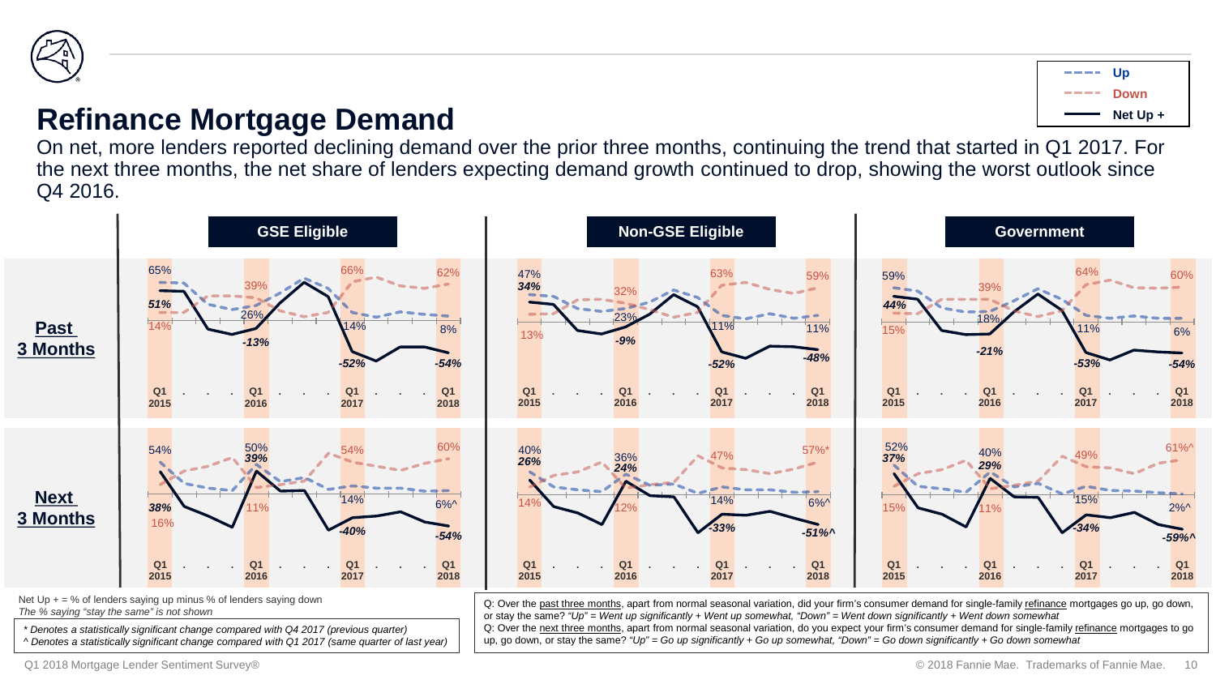## Refinance Mortgage Demand

On net, more lenders reported declining demand over the prior three months, continuing the trend that started in Q1 2017. For the next three months, the net share of lenders expecting demand growth continued to drop, showing the worst outlook since Q4 2016.

Legend: Up (dashed blue), Down (dashed red), Net Up + (solid black)

**Past 3 Months**

| | Q1 2015 Up | Q1 2015 Down | Q1 2015 Net Up + | Q1 2016 Up | Q1 2016 Down | Q1 2016 Net Up + | Q1 2017 Up | Q1 2017 Down | Q1 2017 Net Up + | Q1 2018 Up | Q1 2018 Down | Q1 2018 Net Up + |
|---|---|---|---|---|---|---|---|---|---|---|---|---|
| GSE Eligible | 65% | 14% | 51% | 26% | 39% | -13% | 14% | 66% | -52% | 8% | 62% | -54% |
| Non-GSE Eligible | 47% | 13% | 34% | 23% | 32% | -9% | 11% | 63% | -52% | 11% | 59% | -48% |
| Government | 59% | 15% | 44% | 18% | 39% | -21% | 11% | 64% | -53% | 6% | 60% | -54% |

**Next 3 Months**

| | Q1 2015 Up | Q1 2015 Down | Q1 2015 Net Up + | Q1 2016 Up | Q1 2016 Down | Q1 2016 Net Up + | Q1 2017 Up | Q1 2017 Down | Q1 2017 Net Up + | Q1 2018 Up | Q1 2018 Down | Q1 2018 Net Up + |
|---|---|---|---|---|---|---|---|---|---|---|---|---|
| GSE Eligible | 54% | 16% | 38% | 50% | 11% | 39% | 14% | 54% | -40% | 6%^ | 60% | -54% |
| Non-GSE Eligible | 40% | 14% | 26% | 36% | 12% | 24% | 14% | 47% | -33% | 6%^ | 57%* | -51%^ |
| Government | 52% | 15% | 37% | 40% | 11% | 29% | 15% | 49% | -34% | 2%^ | 61%^ | -59%^ |

Net Up + = % of lenders saying up minus % of lenders saying down
*The % saying "stay the same" is not shown*

*\* Denotes a statistically significant change compared with Q4 2017 (previous quarter)*
*^ Denotes a statistically significant change compared with Q1 2017 (same quarter of last year)*

Q: Over the past three months, apart from normal seasonal variation, did your firm's consumer demand for single-family refinance mortgages go up, go down, or stay the same? *"Up" = Went up significantly + Went up somewhat, "Down" = Went down significantly + Went down somewhat*
Q: Over the next three months, apart from normal seasonal variation, do you expect your firm's consumer demand for single-family refinance mortgages to go up, go down, or stay the same? *"Up" = Go up significantly + Go up somewhat, "Down" = Go down significantly + Go down somewhat*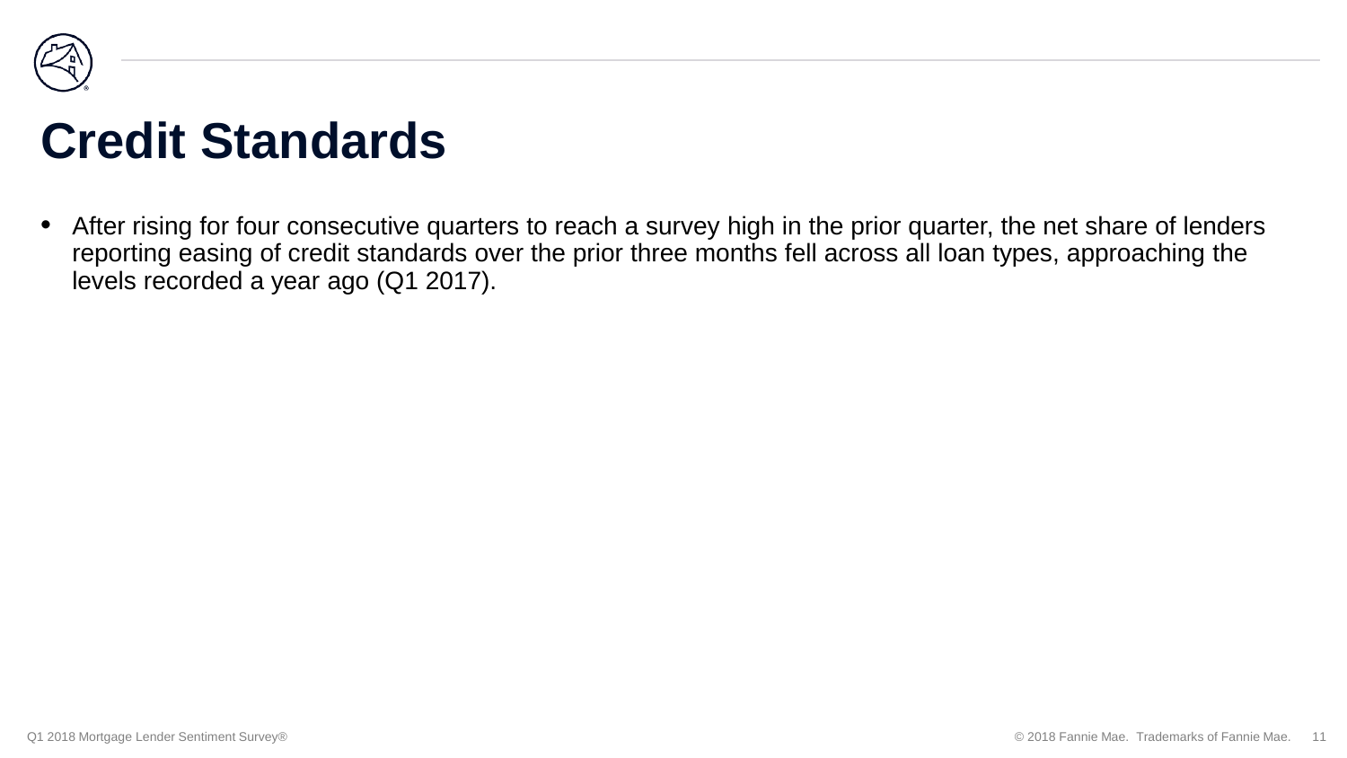# Credit Standards

- After rising for four consecutive quarters to reach a survey high in the prior quarter, the net share of lenders reporting easing of credit standards over the prior three months fell across all loan types, approaching the levels recorded a year ago (Q1 2017).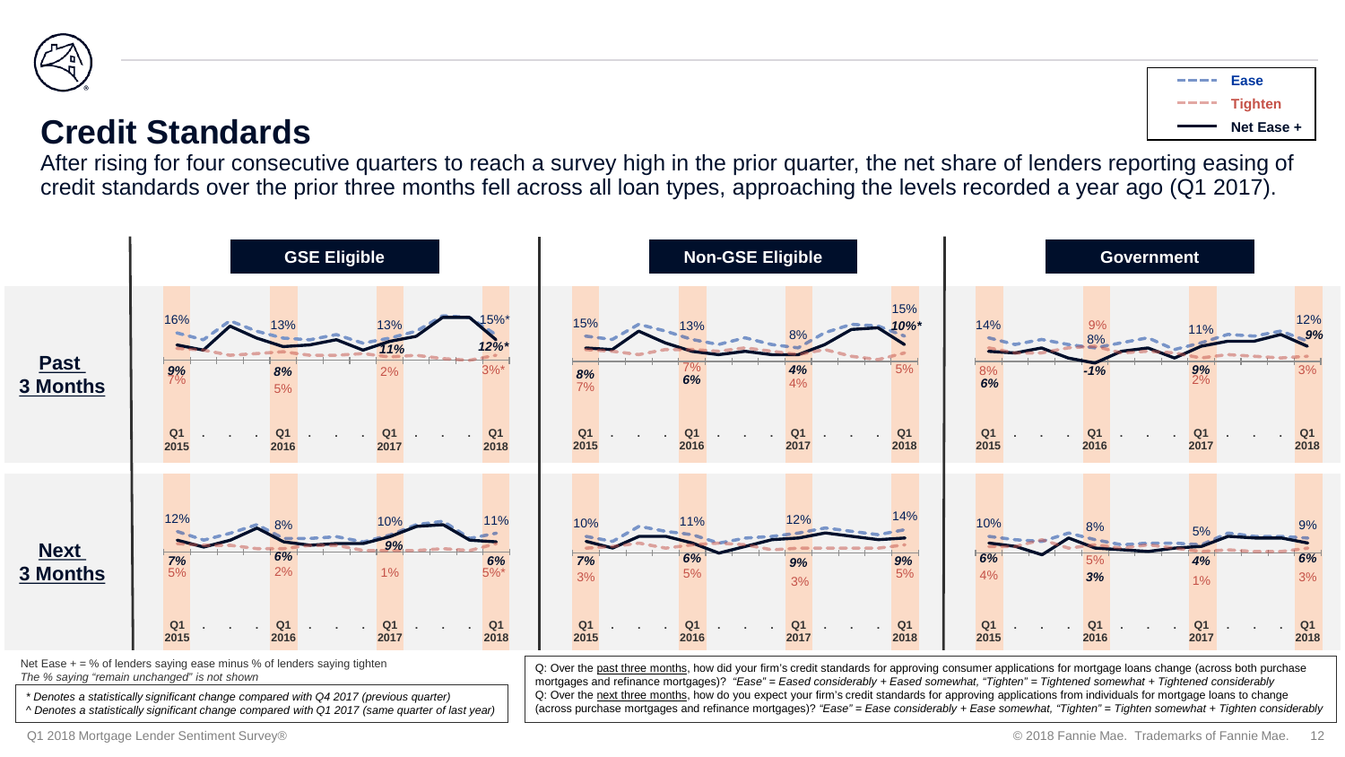# Credit Standards

After rising for four consecutive quarters to reach a survey high in the prior quarter, the net share of lenders reporting easing of credit standards over the prior three months fell across all loan types, approaching the levels recorded a year ago (Q1 2017).

Legend: Ease | Tighten | Net Ease +

## Past 3 Months

| | Q1 2015 | Q1 2016 | Q1 2017 | Q1 2018 |
|---|---|---|---|---|
| **GSE Eligible** – Ease | 16% | 13% | 13% | 15%* |
| **GSE Eligible** – Tighten | 7% | 5% | 2% | 3%* |
| **GSE Eligible** – Net Ease + | 9% | 8% | 11% | 12%* |
| **Non-GSE Eligible** – Ease | 15% | 13% | 8% | 15% |
| **Non-GSE Eligible** – Tighten | 7% | 7% | 4% | 5% |
| **Non-GSE Eligible** – Net Ease + | 8% | 6% | 4% | 10%* |
| **Government** – Ease | 14% | 8% | 11% | 12% |
| **Government** – Tighten | 8% | 9% | 2% | 3% |
| **Government** – Net Ease + | 6% | -1% | 9% | 9% |

## Next 3 Months

| | Q1 2015 | Q1 2016 | Q1 2017 | Q1 2018 |
|---|---|---|---|---|
| **GSE Eligible** – Ease | 12% | 8% | 10% | 11% |
| **GSE Eligible** – Tighten | 5% | 2% | 1% | 5%* |
| **GSE Eligible** – Net Ease + | 7% | 6% | 9% | 6% |
| **Non-GSE Eligible** – Ease | 10% | 11% | 12% | 14% |
| **Non-GSE Eligible** – Tighten | 3% | 5% | 3% | 5% |
| **Non-GSE Eligible** – Net Ease + | 7% | 6% | 9% | 9% |
| **Government** – Ease | 10% | 8% | 5% | 9% |
| **Government** – Tighten | 4% | 5% | 1% | 3% |
| **Government** – Net Ease + | 6% | 3% | 4% | 6% |

Net Ease + = % of lenders saying ease minus % of lenders saying tighten
*The % saying "remain unchanged" is not shown*

*\* Denotes a statistically significant change compared with Q4 2017 (previous quarter)*
*^ Denotes a statistically significant change compared with Q1 2017 (same quarter of last year)*

Q: Over the past three months, how did your firm's credit standards for approving consumer applications for mortgage loans change (across both purchase mortgages and refinance mortgages)? *"Ease" = Eased considerably + Eased somewhat, "Tighten" = Tightened somewhat + Tightened considerably*
Q: Over the next three months, how do you expect your firm's credit standards for approving applications from individuals for mortgage loans to change (across purchase mortgages and refinance mortgages)? *"Ease" = Ease considerably + Ease somewhat, "Tighten" = Tighten somewhat + Tighten considerably*

Q1 2018 Mortgage Lender Sentiment Survey®

© 2018 Fannie Mae. Trademarks of Fannie Mae.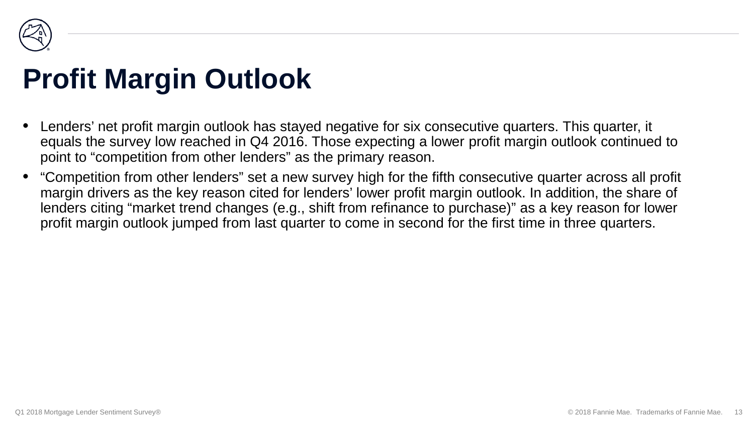# Profit Margin Outlook

- Lenders' net profit margin outlook has stayed negative for six consecutive quarters. This quarter, it equals the survey low reached in Q4 2016. Those expecting a lower profit margin outlook continued to point to "competition from other lenders" as the primary reason.
- "Competition from other lenders" set a new survey high for the fifth consecutive quarter across all profit margin drivers as the key reason cited for lenders' lower profit margin outlook. In addition, the share of lenders citing "market trend changes (e.g., shift from refinance to purchase)" as a key reason for lower profit margin outlook jumped from last quarter to come in second for the first time in three quarters.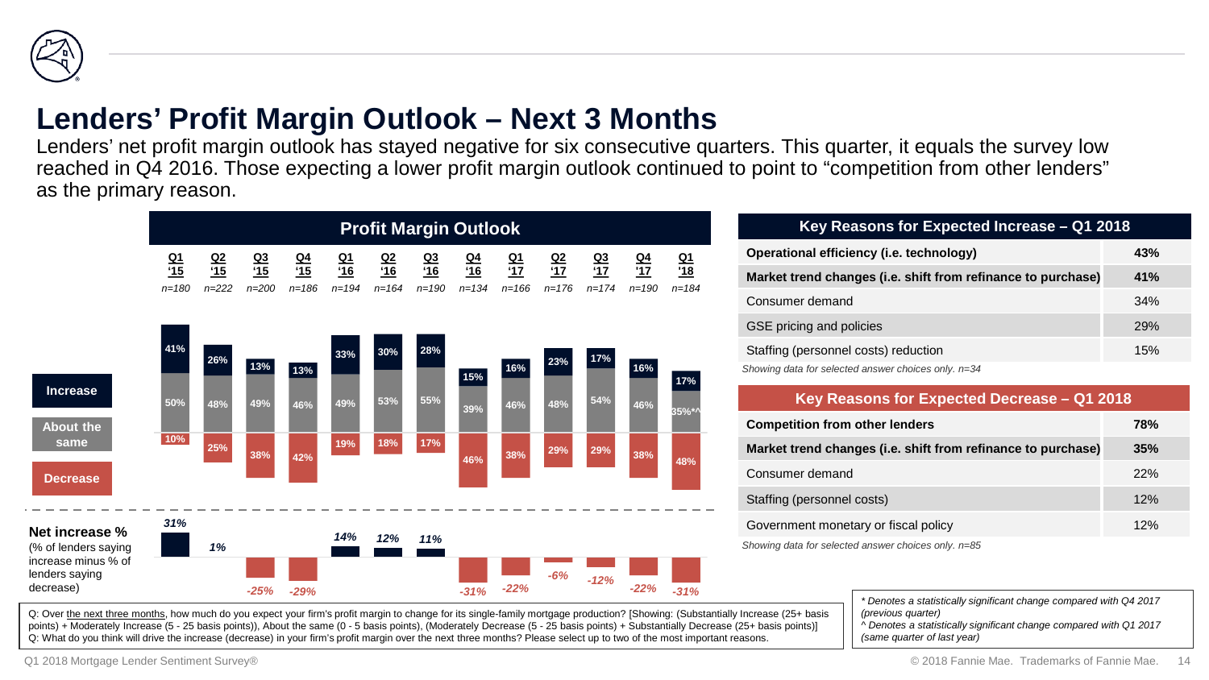# Lenders' Profit Margin Outlook – Next 3 Months

Lenders' net profit margin outlook has stayed negative for six consecutive quarters. This quarter, it equals the survey low reached in Q4 2016. Those expecting a lower profit margin outlook continued to point to "competition from other lenders" as the primary reason.

## Profit Margin Outlook

| | Q1 '15 | Q2 '15 | Q3 '15 | Q4 '15 | Q1 '16 | Q2 '16 | Q3 '16 | Q4 '16 | Q1 '17 | Q2 '17 | Q3 '17 | Q4 '17 | Q1 '18 |
|---|---|---|---|---|---|---|---|---|---|---|---|---|---|
| | *n=180* | *n=222* | *n=200* | *n=186* | *n=194* | *n=164* | *n=190* | *n=134* | *n=166* | *n=176* | *n=174* | *n=190* | *n=184* |
| **Increase** | 41% | 26% | 13% | 13% | 33% | 30% | 28% | 15% | 16% | 23% | 17% | 16% | 17% |
| **About the same** | 50% | 48% | 49% | 46% | 49% | 53% | 55% | 39% | 46% | 48% | 54% | 46% | 35%*^ |
| **Decrease** | 10% | 25% | 38% | 42% | 19% | 18% | 17% | 46% | 38% | 29% | 29% | 38% | 48% |
| **Net increase %** (% of lenders saying increase minus % of lenders saying decrease) | 31% | 1% | -25% | -29% | 14% | 12% | 11% | -31% | -22% | -6% | -12% | -22% | -31% |

| Key Reasons for Expected Increase – Q1 2018 | |
|---|---|
| **Operational efficiency (i.e. technology)** | **43%** |
| **Market trend changes (i.e. shift from refinance to purchase)** | **41%** |
| Consumer demand | 34% |
| GSE pricing and policies | 29% |
| Staffing (personnel costs) reduction | 15% |

*Showing data for selected answer choices only. n=34*

| Key Reasons for Expected Decrease – Q1 2018 | |
|---|---|
| **Competition from other lenders** | **78%** |
| **Market trend changes (i.e. shift from refinance to purchase)** | **35%** |
| Consumer demand | 22% |
| Staffing (personnel costs) | 12% |
| Government monetary or fiscal policy | 12% |

*Showing data for selected answer choices only. n=85*

Q: Over the next three months, how much do you expect your firm's profit margin to change for its single-family mortgage production? [Showing: (Substantially Increase (25+ basis points) + Moderately Increase (5 - 25 basis points)), About the same (0 - 5 basis points), (Moderately Decrease (5 - 25 basis points) + Substantially Decrease (25+ basis points)]
Q: What do you think will drive the increase (decrease) in your firm's profit margin over the next three months? Please select up to two of the most important reasons.

*\* Denotes a statistically significant change compared with Q4 2017 (previous quarter)*
*^ Denotes a statistically significant change compared with Q1 2017 (same quarter of last year)*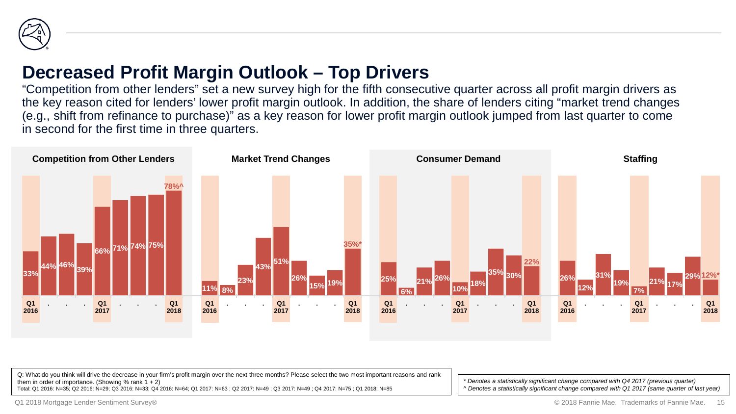# Decreased Profit Margin Outlook – Top Drivers

"Competition from other lenders" set a new survey high for the fifth consecutive quarter across all profit margin drivers as the key reason cited for lenders' lower profit margin outlook. In addition, the share of lenders citing "market trend changes (e.g., shift from refinance to purchase)" as a key reason for lower profit margin outlook jumped from last quarter to come in second for the first time in three quarters.

| Driver | Q1 2016 | Q2 2016 | Q3 2016 | Q4 2016 | Q1 2017 | Q2 2017 | Q3 2017 | Q4 2017 | Q1 2018 |
|---|---|---|---|---|---|---|---|---|---|
| Competition from Other Lenders | 33% | 44% | 46% | 39% | 66% | 71% | 74% | 75% | 78%^ |
| Market Trend Changes | 11% | 8% | 23% | 43% | 51% | 26% | 15% | 19% | 35%* |
| Consumer Demand | 25% | 6% | 21% | 26% | 10% | 18% | 35% | 30% | 22% |
| Staffing | 26% | 12% | 31% | 19% | 7% | 21% | 17% | 29% | 12%* |

Q: What do you think will drive the decrease in your firm's profit margin over the next three months? Please select the two most important reasons and rank them in order of importance. (Showing % rank 1 + 2)
Total: Q1 2016: N=35; Q2 2016: N=29; Q3 2016: N=33; Q4 2016: N=64; Q1 2017: N=63 ; Q2 2017: N=49 ; Q3 2017: N=49 ; Q4 2017: N=75 ; Q1 2018: N=85

*\* Denotes a statistically significant change compared with Q4 2017 (previous quarter)*
*^ Denotes a statistically significant change compared with Q1 2017 (same quarter of last year)*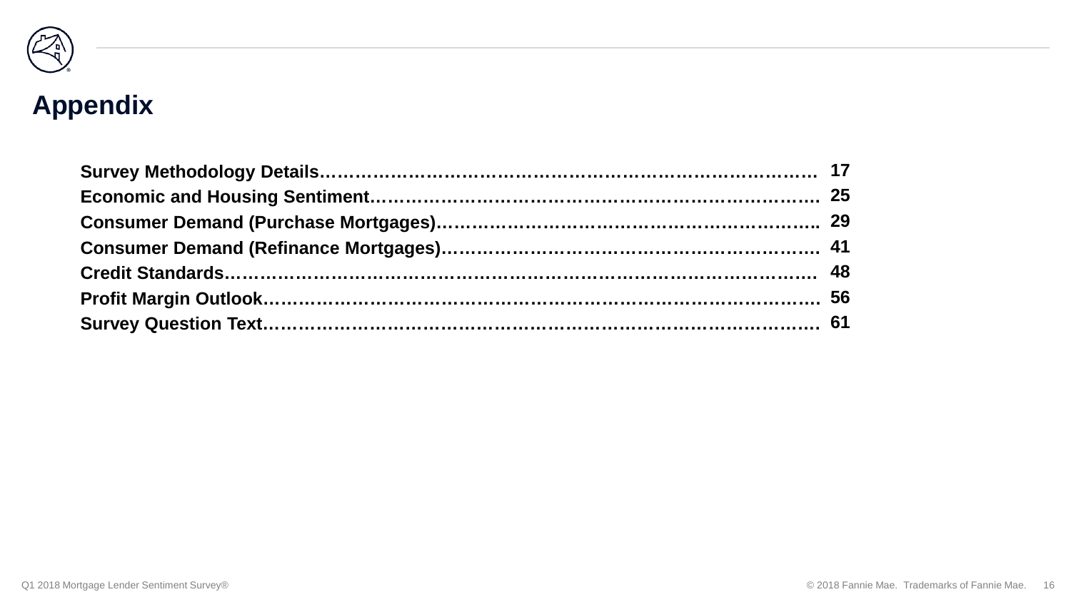# Appendix

Survey Methodology Details……………………………………………………………………… 17
Economic and Housing Sentiment………………………………………………………………. 25
Consumer Demand (Purchase Mortgages)……………………………………………………….. 29
Consumer Demand (Refinance Mortgages)……………………………………………………. 41
Credit Standards…………………………………………………………………………………… 48
Profit Margin Outlook………………………………………………………………………………. 56
Survey Question Text………………………………………………………………………………. 61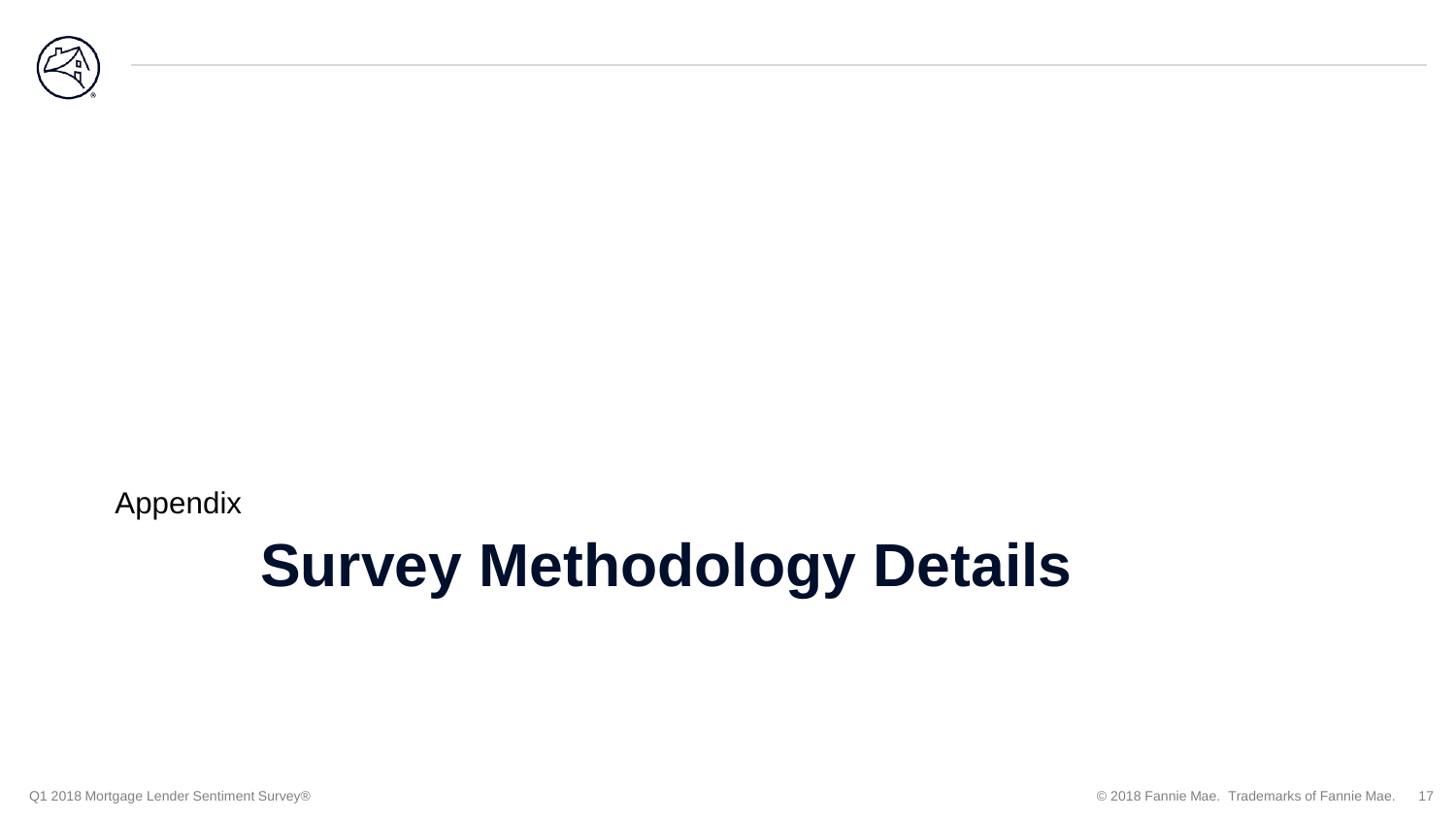Appendix

# Survey Methodology Details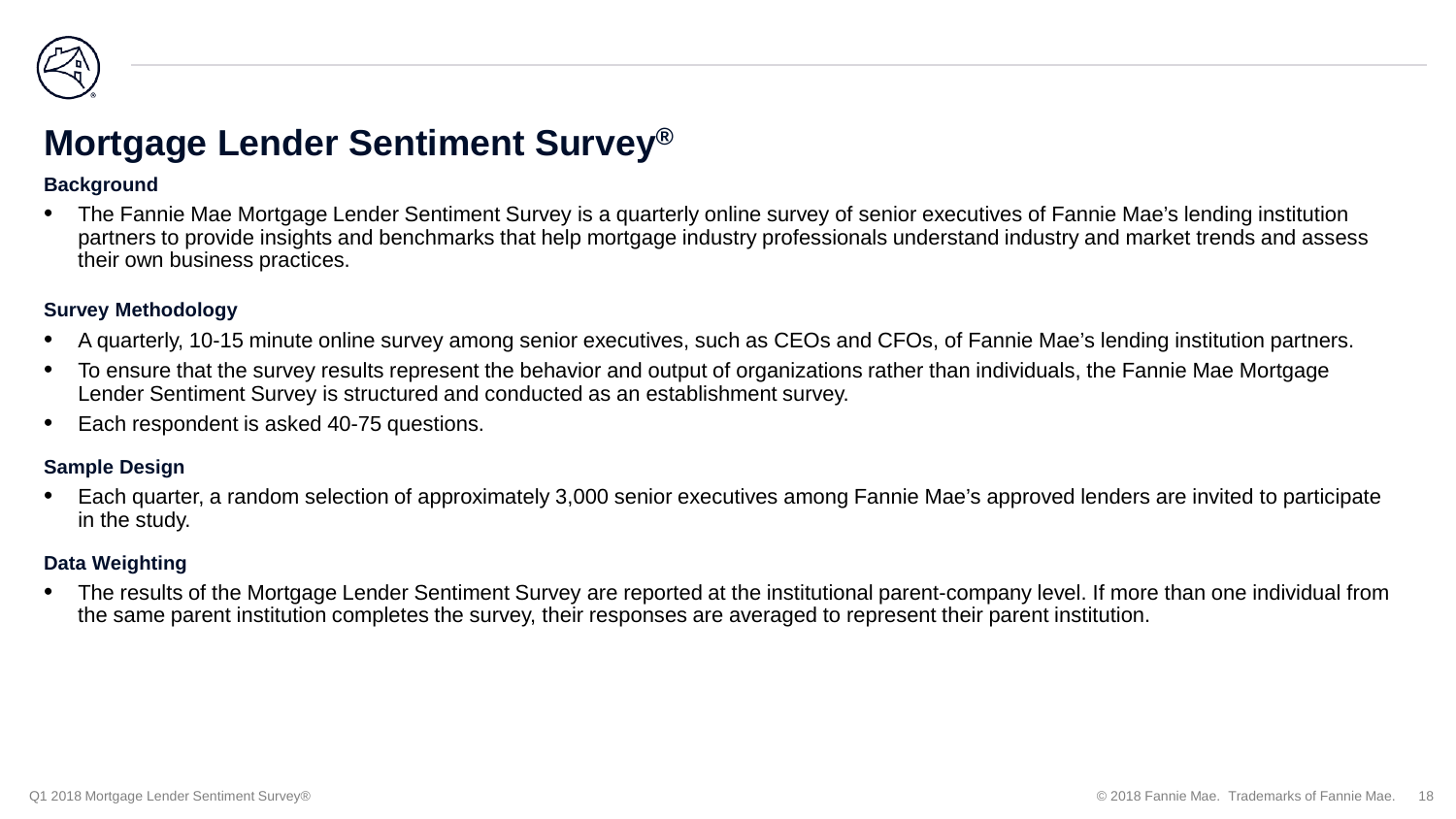# Mortgage Lender Sentiment Survey®

**Background**

- The Fannie Mae Mortgage Lender Sentiment Survey is a quarterly online survey of senior executives of Fannie Mae's lending institution partners to provide insights and benchmarks that help mortgage industry professionals understand industry and market trends and assess their own business practices.

**Survey Methodology**

- A quarterly, 10-15 minute online survey among senior executives, such as CEOs and CFOs, of Fannie Mae's lending institution partners.
- To ensure that the survey results represent the behavior and output of organizations rather than individuals, the Fannie Mae Mortgage Lender Sentiment Survey is structured and conducted as an establishment survey.
- Each respondent is asked 40-75 questions.

**Sample Design**

- Each quarter, a random selection of approximately 3,000 senior executives among Fannie Mae's approved lenders are invited to participate in the study.

**Data Weighting**

- The results of the Mortgage Lender Sentiment Survey are reported at the institutional parent-company level. If more than one individual from the same parent institution completes the survey, their responses are averaged to represent their parent institution.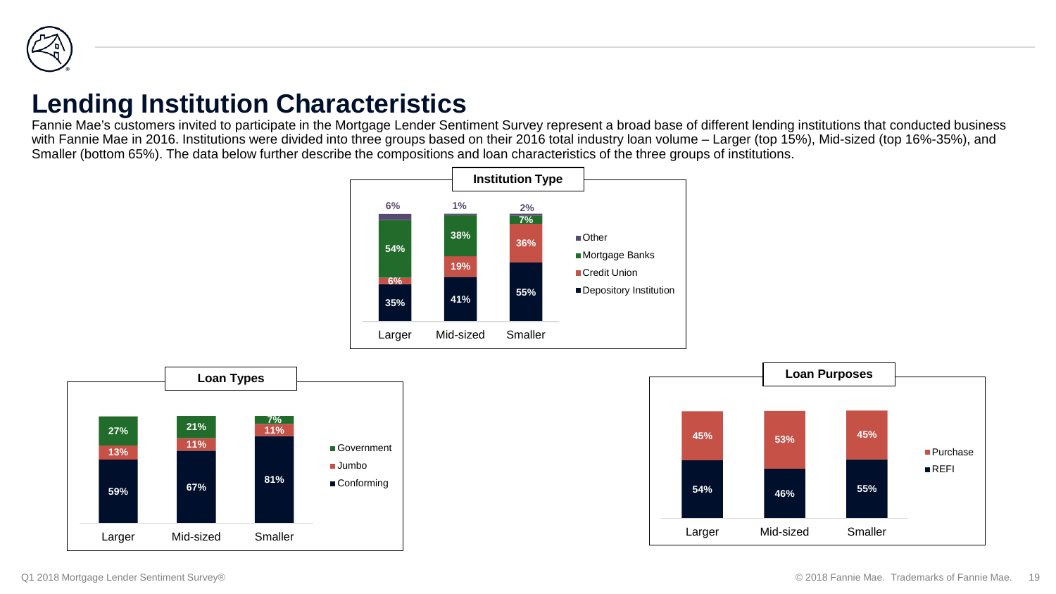# Lending Institution Characteristics

Fannie Mae's customers invited to participate in the Mortgage Lender Sentiment Survey represent a broad base of different lending institutions that conducted business with Fannie Mae in 2016. Institutions were divided into three groups based on their 2016 total industry loan volume – Larger (top 15%), Mid-sized (top 16%-35%), and Smaller (bottom 65%). The data below further describe the compositions and loan characteristics of the three groups of institutions.

**Institution Type**

| | Larger | Mid-sized | Smaller |
|---|---|---|---|
| Other | 6% | 1% | 2% |
| Mortgage Banks | 54% | 38% | 7% |
| Credit Union | 6% | 19% | 36% |
| Depository Institution | 35% | 41% | 55% |

**Loan Types**

| | Larger | Mid-sized | Smaller |
|---|---|---|---|
| Government | 27% | 21% | 7% |
| Jumbo | 13% | 11% | 11% |
| Conforming | 59% | 67% | 81% |

**Loan Purposes**

| | Larger | Mid-sized | Smaller |
|---|---|---|---|
| Purchase | 45% | 53% | 45% |
| REFI | 54% | 46% | 55% |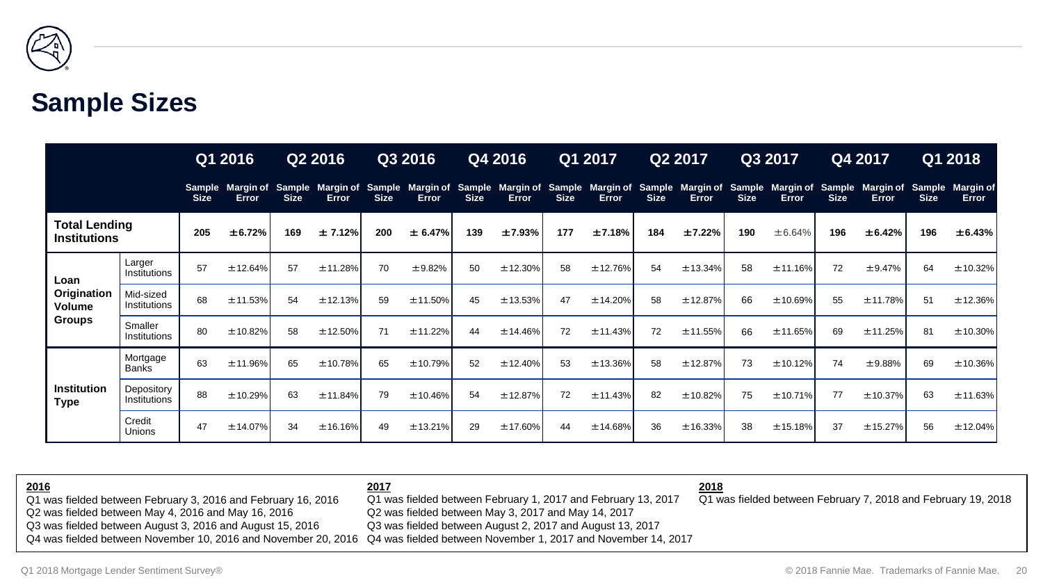## Sample Sizes

| | | Q1 2016 | | Q2 2016 | | Q3 2016 | | Q4 2016 | | Q1 2017 | | Q2 2017 | | Q3 2017 | | Q4 2017 | | Q1 2018 | |
|---|---|---|---|---|---|---|---|---|---|---|---|---|---|---|---|---|---|---|---|
| | | Sample Size | Margin of Error | Sample Size | Margin of Error | Sample Size | Margin of Error | Sample Size | Margin of Error | Sample Size | Margin of Error | Sample Size | Margin of Error | Sample Size | Margin of Error | Sample Size | Margin of Error | Sample Size | Margin of Error |
| **Total Lending Institutions** | | **205** | **±6.72%** | **169** | **± 7.12%** | **200** | **± 6.47%** | **139** | **±7.93%** | **177** | **±7.18%** | **184** | **±7.22%** | **190** | ±6.64% | **196** | **±6.42%** | **196** | **±6.43%** |
| **Loan Origination Volume Groups** | Larger Institutions | 57 | ±12.64% | 57 | ±11.28% | 70 | ±9.82% | 50 | ±12.30% | 58 | ±12.76% | 54 | ±13.34% | 58 | ±11.16% | 72 | ±9.47% | 64 | ±10.32% |
| | Mid-sized Institutions | 68 | ±11.53% | 54 | ±12.13% | 59 | ±11.50% | 45 | ±13.53% | 47 | ±14.20% | 58 | ±12.87% | 66 | ±10.69% | 55 | ±11.78% | 51 | ±12.36% |
| | Smaller Institutions | 80 | ±10.82% | 58 | ±12.50% | 71 | ±11.22% | 44 | ±14.46% | 72 | ±11.43% | 72 | ±11.55% | 66 | ±11.65% | 69 | ±11.25% | 81 | ±10.30% |
| **Institution Type** | Mortgage Banks | 63 | ±11.96% | 65 | ±10.78% | 65 | ±10.79% | 52 | ±12.40% | 53 | ±13.36% | 58 | ±12.87% | 73 | ±10.12% | 74 | ±9.88% | 69 | ±10.36% |
| | Depository Institutions | 88 | ±10.29% | 63 | ±11.84% | 79 | ±10.46% | 54 | ±12.87% | 72 | ±11.43% | 82 | ±10.82% | 75 | ±10.71% | 77 | ±10.37% | 63 | ±11.63% |
| | Credit Unions | 47 | ±14.07% | 34 | ±16.16% | 49 | ±13.21% | 29 | ±17.60% | 44 | ±14.68% | 36 | ±16.33% | 38 | ±15.18% | 37 | ±15.27% | 56 | ±12.04% |

**2016**
Q1 was fielded between February 3, 2016 and February 16, 2016
Q2 was fielded between May 4, 2016 and May 16, 2016
Q3 was fielded between August 3, 2016 and August 15, 2016
Q4 was fielded between November 10, 2016 and November 20, 2016

**2017**
Q1 was fielded between February 1, 2017 and February 13, 2017
Q2 was fielded between May 3, 2017 and May 14, 2017
Q3 was fielded between August 2, 2017 and August 13, 2017
Q4 was fielded between November 1, 2017 and November 14, 2017

**2018**
Q1 was fielded between February 7, 2018 and February 19, 2018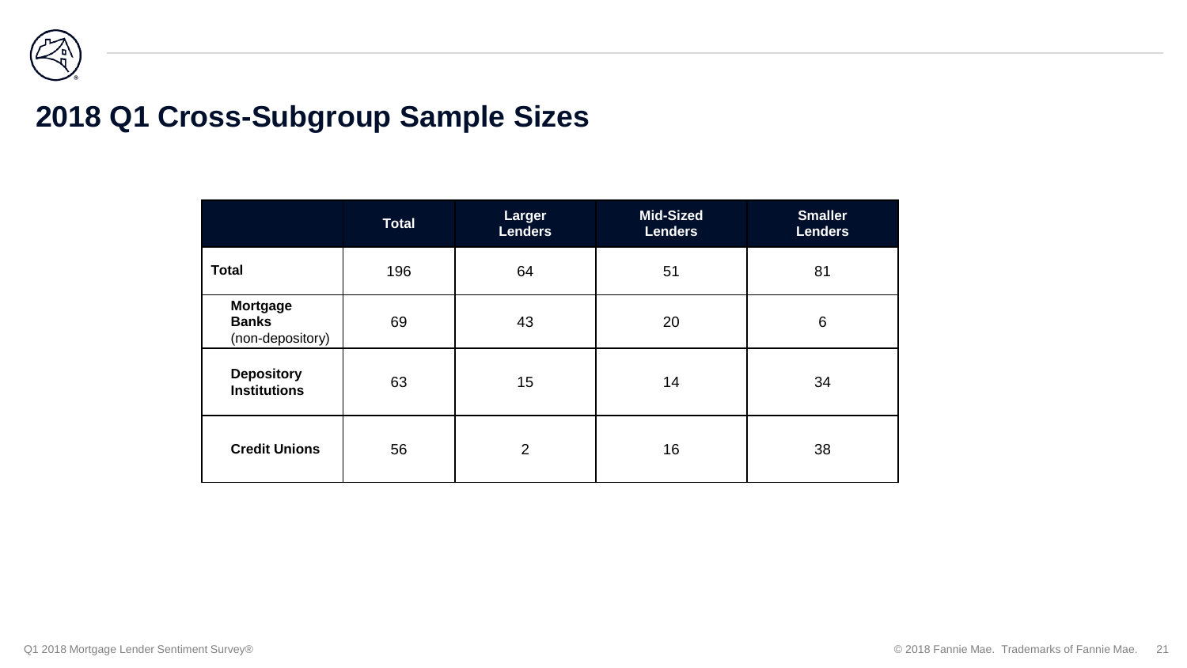# 2018 Q1 Cross-Subgroup Sample Sizes

| | Total | Larger Lenders | Mid-Sized Lenders | Smaller Lenders |
|---|---|---|---|---|
| **Total** | 196 | 64 | 51 | 81 |
| **Mortgage Banks** (non-depository) | 69 | 43 | 20 | 6 |
| **Depository Institutions** | 63 | 15 | 14 | 34 |
| **Credit Unions** | 56 | 2 | 16 | 38 |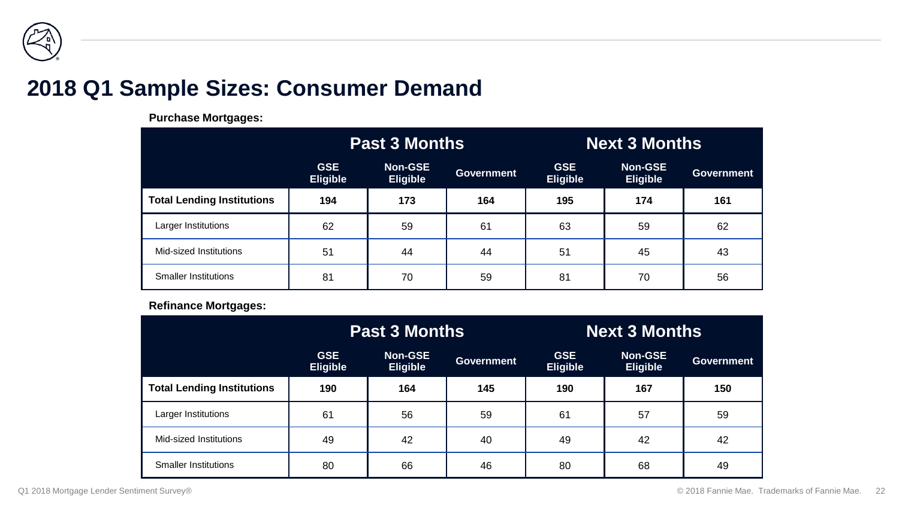# 2018 Q1 Sample Sizes: Consumer Demand

**Purchase Mortgages:**

| | Past 3 Months | | | Next 3 Months | | |
|---|---|---|---|---|---|---|
| | GSE Eligible | Non-GSE Eligible | Government | GSE Eligible | Non-GSE Eligible | Government |
| **Total Lending Institutions** | **194** | **173** | **164** | **195** | **174** | **161** |
| Larger Institutions | 62 | 59 | 61 | 63 | 59 | 62 |
| Mid-sized Institutions | 51 | 44 | 44 | 51 | 45 | 43 |
| Smaller Institutions | 81 | 70 | 59 | 81 | 70 | 56 |

**Refinance Mortgages:**

| | Past 3 Months | | | Next 3 Months | | |
|---|---|---|---|---|---|---|
| | GSE Eligible | Non-GSE Eligible | Government | GSE Eligible | Non-GSE Eligible | Government |
| **Total Lending Institutions** | **190** | **164** | **145** | **190** | **167** | **150** |
| Larger Institutions | 61 | 56 | 59 | 61 | 57 | 59 |
| Mid-sized Institutions | 49 | 42 | 40 | 49 | 42 | 42 |
| Smaller Institutions | 80 | 66 | 46 | 80 | 68 | 49 |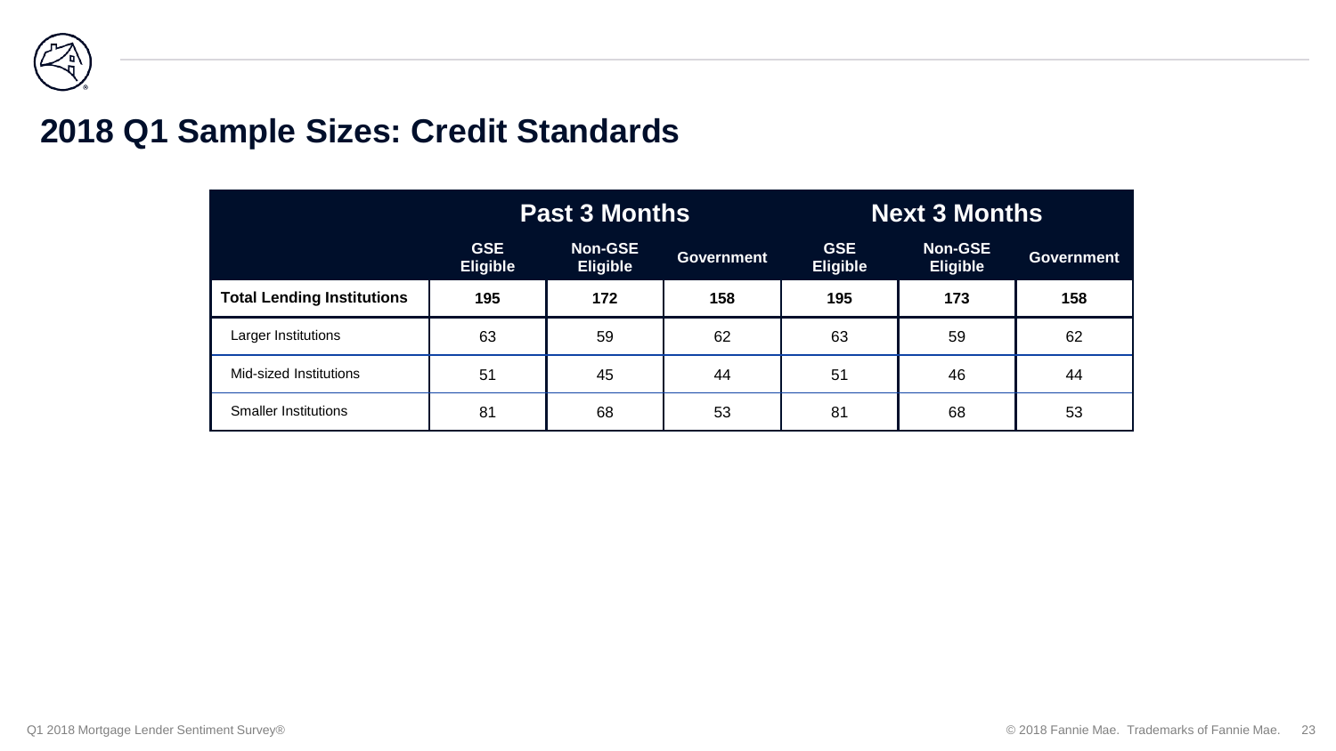## 2018 Q1 Sample Sizes: Credit Standards

| | Past 3 Months | | | Next 3 Months | | |
|---|---|---|---|---|---|---|
| | GSE Eligible | Non-GSE Eligible | Government | GSE Eligible | Non-GSE Eligible | Government |
| **Total Lending Institutions** | **195** | **172** | **158** | **195** | **173** | **158** |
| Larger Institutions | 63 | 59 | 62 | 63 | 59 | 62 |
| Mid-sized Institutions | 51 | 45 | 44 | 51 | 46 | 44 |
| Smaller Institutions | 81 | 68 | 53 | 81 | 68 | 53 |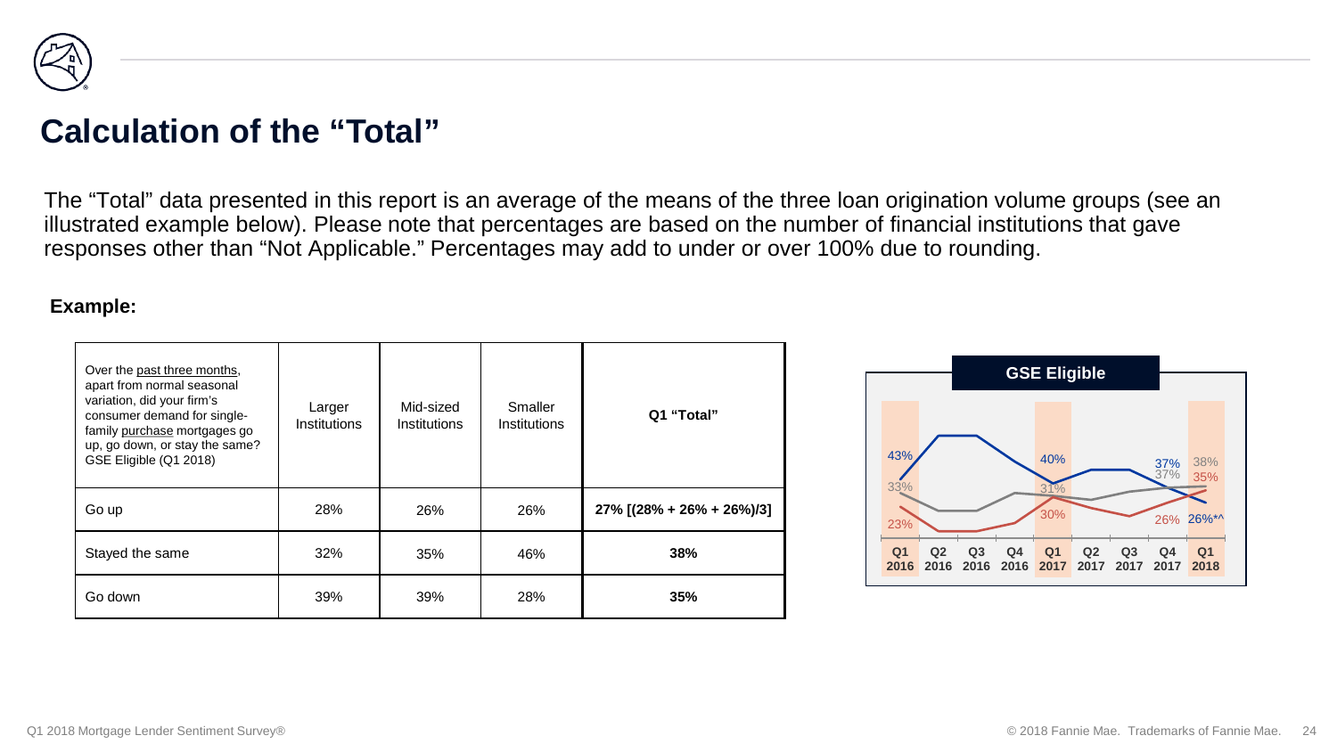# Calculation of the "Total"

The "Total" data presented in this report is an average of the means of the three loan origination volume groups (see an illustrated example below). Please note that percentages are based on the number of financial institutions that gave responses other than "Not Applicable." Percentages may add to under or over 100% due to rounding.

**Example:**

| Over the past three months, apart from normal seasonal variation, did your firm's consumer demand for single-family purchase mortgages go up, go down, or stay the same? GSE Eligible (Q1 2018) | Larger Institutions | Mid-sized Institutions | Smaller Institutions | **Q1 "Total"** |
|---|---|---|---|---|
| Go up | 28% | 26% | 26% | **27% [(28% + 26% + 26%)/3]** |
| Stayed the same | 32% | 35% | 46% | **38%** |
| Go down | 39% | 39% | 28% | **35%** |

**GSE Eligible**

| | Q1 2016 | Q1 2017 | Q4 2017 | Q1 2018 |
|---|---|---|---|---|
| Go up | 43% | 40% | 37% | 26%*^ |
| Stayed the same | 33% | 31% | 37% | 38% |
| Go down | 23% | 30% | 26% | 35% |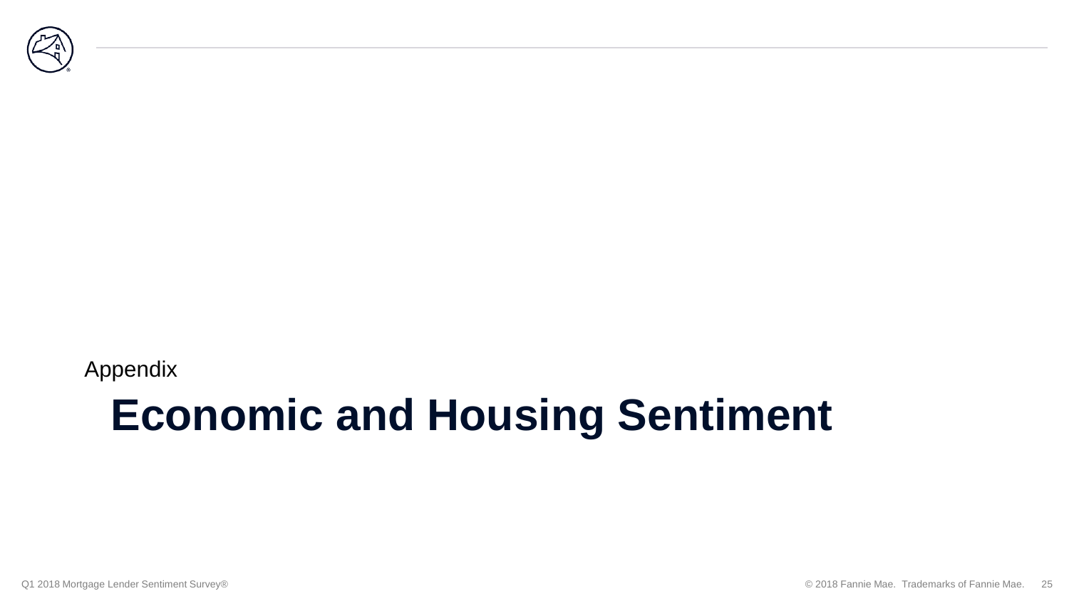Appendix

# Economic and Housing Sentiment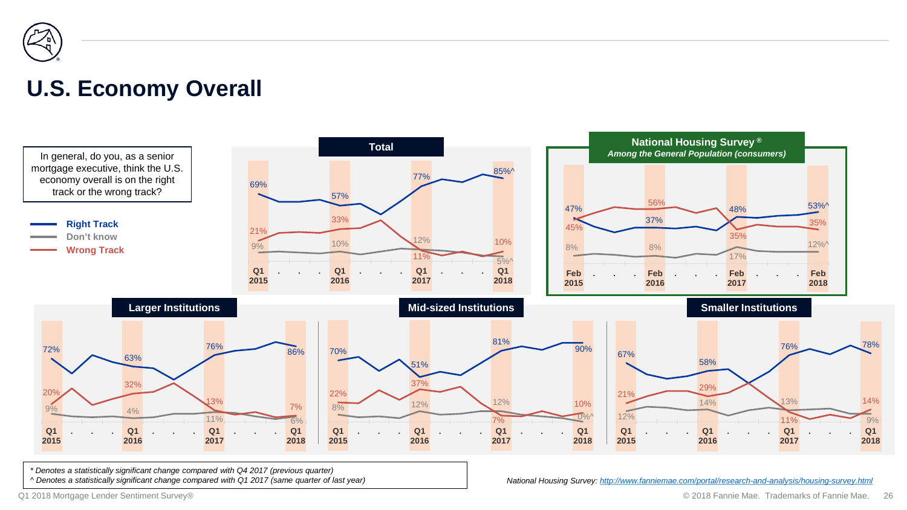# U.S. Economy Overall

In general, do you, as a senior mortgage executive, think the U.S. economy overall is on the right track or the wrong track?

- **Right Track**
- **Don't know**
- **Wrong Track**

### Total

| | Q1 2015 | Q1 2016 | Q1 2017 | Q1 2018 |
|---|---|---|---|---|
| Right Track | 69% | 57% | 77% | 85%^ |
| Don't know | 9% | 10% | 12% | 5%^ |
| Wrong Track | 21% | 33% | 11% | 10% |

### National Housing Survey ®
*Among the General Population (consumers)*

| | Feb 2015 | Feb 2016 | Feb 2017 | Feb 2018 |
|---|---|---|---|---|
| Right Track | 47% | 37% | 48% | 53%^ |
| Don't know | 8% | 8% | 17% | 12%^ |
| Wrong Track | 45% | 56% | 35% | 35% |

### Larger Institutions

| | Q1 2015 | Q1 2016 | Q1 2017 | Q1 2018 |
|---|---|---|---|---|
| Right Track | 72% | 63% | 76% | 86% |
| Don't know | 9% | 4% | 11% | 6% |
| Wrong Track | 20% | 32% | 13% | 7% |

### Mid-sized Institutions

| | Q1 2015 | Q1 2016 | Q1 2017 | Q1 2018 |
|---|---|---|---|---|
| Right Track | 70% | 51% | 81% | 90% |
| Don't know | 8% | 12% | 12% | 0%^ |
| Wrong Track | 22% | 37% | 7% | 10% |

### Smaller Institutions

| | Q1 2015 | Q1 2016 | Q1 2017 | Q1 2018 |
|---|---|---|---|---|
| Right Track | 67% | 58% | 76% | 78% |
| Don't know | 12% | 14% | 13% | 9% |
| Wrong Track | 21% | 29% | 11% | 14% |

*\* Denotes a statistically significant change compared with Q4 2017 (previous quarter)*
*^ Denotes a statistically significant change compared with Q1 2017 (same quarter of last year)*

*National Housing Survey: http://www.fanniemae.com/portal/research-and-analysis/housing-survey.html*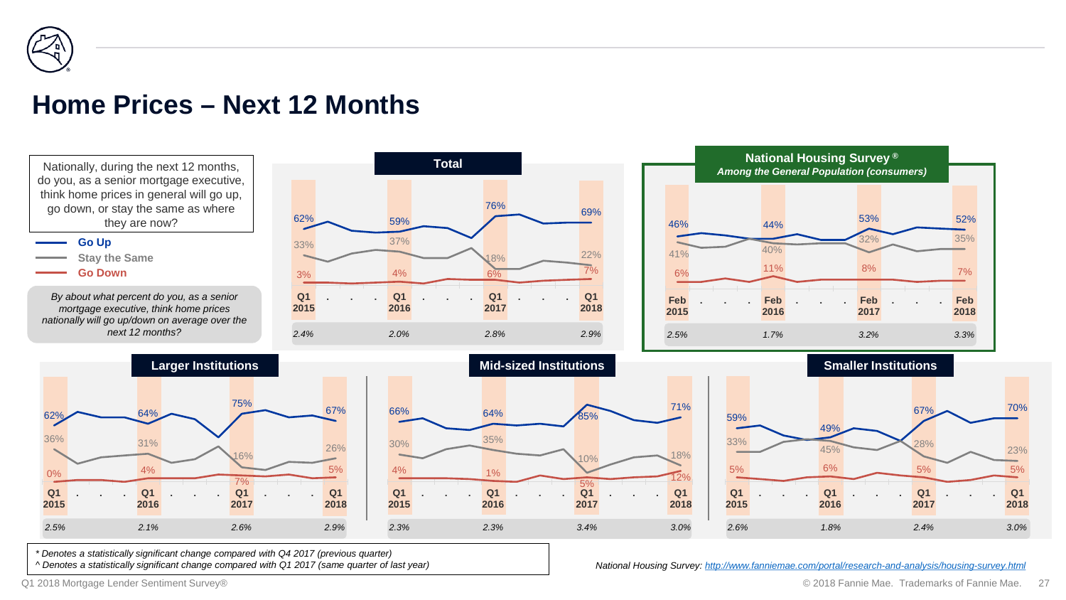# Home Prices – Next 12 Months

Nationally, during the next 12 months, do you, as a senior mortgage executive, think home prices in general will go up, go down, or stay the same as where they are now?

- Go Up
- Stay the Same
- Go Down

*By about what percent do you, as a senior mortgage executive, think home prices nationally will go up/down on average over the next 12 months?*

## Total

| | Q1 2015 | Q1 2016 | Q1 2017 | Q1 2018 |
|---|---|---|---|---|
| Go Up | 62% | 59% | 76% | 69% |
| Stay the Same | 33% | 37% | 18% | 22% |
| Go Down | 3% | 4% | 6% | 7% |
| Average % | *2.4%* | *2.0%* | *2.8%* | *2.9%* |

## National Housing Survey®

*Among the General Population (consumers)*

| | Feb 2015 | Feb 2016 | Feb 2017 | Feb 2018 |
|---|---|---|---|---|
| Go Up | 46% | 44% | 53% | 52% |
| Stay the Same | 41% | 40% | 32% | 35% |
| Go Down | 6% | 11% | 8% | 7% |
| Average % | *2.5%* | *1.7%* | *3.2%* | *3.3%* |

## Larger Institutions

| | Q1 2015 | Q1 2016 | Q1 2017 | Q1 2018 |
|---|---|---|---|---|
| Go Up | 62% | 64% | 75% | 67% |
| Stay the Same | 36% | 31% | 16% | 26% |
| Go Down | 0% | 4% | 7% | 5% |
| Average % | *2.5%* | *2.1%* | *2.6%* | *2.9%* |

## Mid-sized Institutions

| | Q1 2015 | Q1 2016 | Q1 2017 | Q1 2018 |
|---|---|---|---|---|
| Go Up | 66% | 64% | 85% | 71% |
| Stay the Same | 30% | 35% | 10% | 18% |
| Go Down | 4% | 1% | 5% | 12% |
| Average % | *2.3%* | *2.3%* | *3.4%* | *3.0%* |

## Smaller Institutions

| | Q1 2015 | Q1 2016 | Q1 2017 | Q1 2018 |
|---|---|---|---|---|
| Go Up | 59% | 49% | 67% | 70% |
| Stay the Same | 33% | 45% | 28% | 23% |
| Go Down | 5% | 6% | 5% | 5% |
| Average % | *2.6%* | *1.8%* | *2.4%* | *3.0%* |

*\* Denotes a statistically significant change compared with Q4 2017 (previous quarter)*
*^ Denotes a statistically significant change compared with Q1 2017 (same quarter of last year)*

*National Housing Survey: http://www.fanniemae.com/portal/research-and-analysis/housing-survey.html*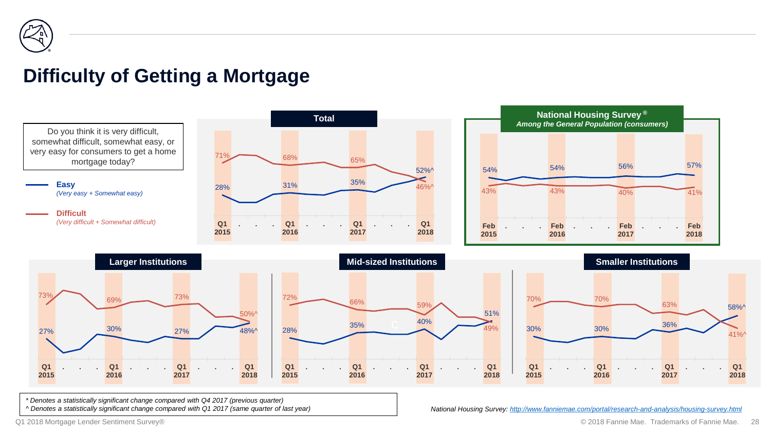# Difficulty of Getting a Mortgage

Do you think it is very difficult, somewhat difficult, somewhat easy, or very easy for consumers to get a home mortgage today?

**Easy** *(Very easy + Somewhat easy)*

**Difficult** *(Very difficult + Somewhat difficult)*

## Total

| | Q1 2015 | Q1 2016 | Q1 2017 | Q1 2018 |
|---|---|---|---|---|
| Easy | 28% | 31% | 35% | 52%^ |
| Difficult | 71% | 68% | 65% | 46%^ |

## National Housing Survey®

*Among the General Population (consumers)*

| | Feb 2015 | Feb 2016 | Feb 2017 | Feb 2018 |
|---|---|---|---|---|
| Easy | 54% | 54% | 56% | 57% |
| Difficult | 43% | 43% | 40% | 41% |

## Larger Institutions

| | Q1 2015 | Q1 2016 | Q1 2017 | Q1 2018 |
|---|---|---|---|---|
| Easy | 27% | 30% | 27% | 48%^ |
| Difficult | 73% | 69% | 73% | 50%^ |

## Mid-sized Institutions

| | Q1 2015 | Q1 2016 | Q1 2017 | Q1 2018 |
|---|---|---|---|---|
| Easy | 28% | 35% | 40% | 51% |
| Difficult | 72% | 66% | 59% | 49% |

## Smaller Institutions

| | Q1 2015 | Q1 2016 | Q1 2017 | Q1 2018 |
|---|---|---|---|---|
| Easy | 30% | 30% | 36% | 58%^ |
| Difficult | 70% | 70% | 63% | 41%^ |

*\* Denotes a statistically significant change compared with Q4 2017 (previous quarter)*
*^ Denotes a statistically significant change compared with Q1 2017 (same quarter of last year)*

*National Housing Survey: http://www.fanniemae.com/portal/research-and-analysis/housing-survey.html*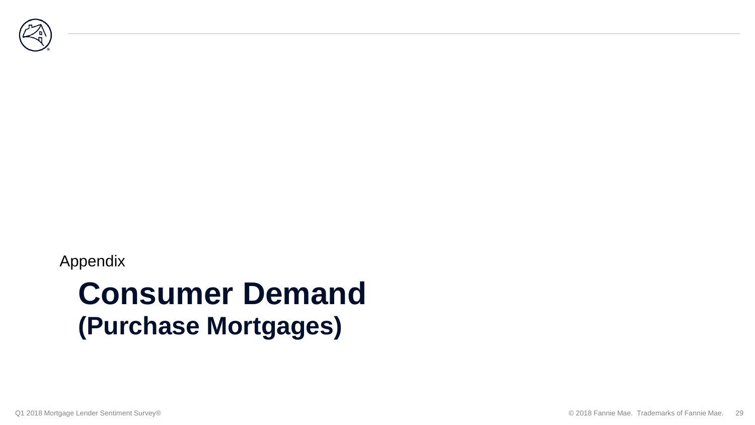Appendix

# Consumer Demand
## (Purchase Mortgages)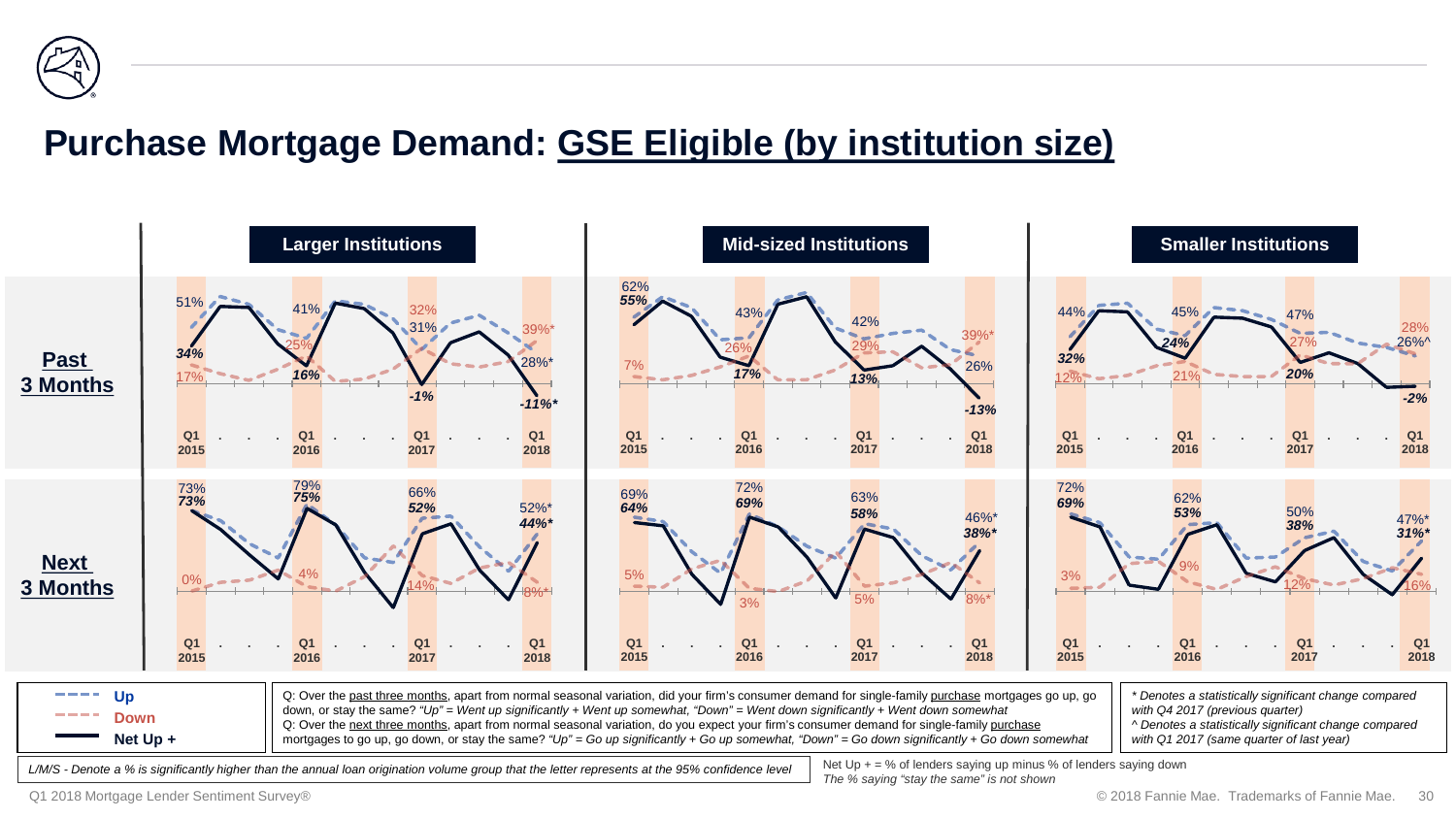# Purchase Mortgage Demand: GSE Eligible (by institution size)

### Past 3 Months

| | Larger Institutions | | | | Mid-sized Institutions | | | | Smaller Institutions | | | |
|---|---|---|---|---|---|---|---|---|---|---|---|---|
| | Q1 2015 | Q1 2016 | Q1 2017 | Q1 2018 | Q1 2015 | Q1 2016 | Q1 2017 | Q1 2018 | Q1 2015 | Q1 2016 | Q1 2017 | Q1 2018 |
| Up | 51% | 41% | 31% | 28%* | 62% | 43% | 42% | 26% | 44% | 45% | 47% | 26%^ |
| Down | 17% | 25% | 32% | 39%* | 7% | 26% | 29% | 39%* | 12% | 21% | 27% | 28% |
| Net Up + | 34% | 16% | -1% | -11%* | 55% | 17% | 13% | -13% | 32% | 24% | 20% | -2% |

### Next 3 Months

| | Larger Institutions | | | | Mid-sized Institutions | | | | Smaller Institutions | | | |
|---|---|---|---|---|---|---|---|---|---|---|---|---|
| | Q1 2015 | Q1 2016 | Q1 2017 | Q1 2018 | Q1 2015 | Q1 2016 | Q1 2017 | Q1 2018 | Q1 2015 | Q1 2016 | Q1 2017 | Q1 2018 |
| Up | 73% | 79% | 66% | 52%* | 69% | 72% | 63% | 46%* | 72% | 62% | 50% | 47%* |
| Down | 0% | 4% | 14% | 8%* | 5% | 3% | 5% | 8%* | 3% | 9% | 12% | 16% |
| Net Up + | 73% | 75% | 52% | 44%* | 64% | 69% | 58% | 38%* | 69% | 53% | 38% | 31%* |

Q: Over the past three months, apart from normal seasonal variation, did your firm's consumer demand for single-family purchase mortgages go up, go down, or stay the same? *"Up" = Went up significantly + Went up somewhat, "Down" = Went down significantly + Went down somewhat*
Q: Over the next three months, apart from normal seasonal variation, do you expect your firm's consumer demand for single-family purchase mortgages to go up, go down, or stay the same? *"Up" = Go up significantly + Go up somewhat, "Down" = Go down significantly + Go down somewhat*

*\* Denotes a statistically significant change compared with Q4 2017 (previous quarter)*
*^ Denotes a statistically significant change compared with Q1 2017 (same quarter of last year)*

*L/M/S - Denote a % is significantly higher than the annual loan origination volume group that the letter represents at the 95% confidence level*

Net Up + = % of lenders saying up minus % of lenders saying down
*The % saying "stay the same" is not shown*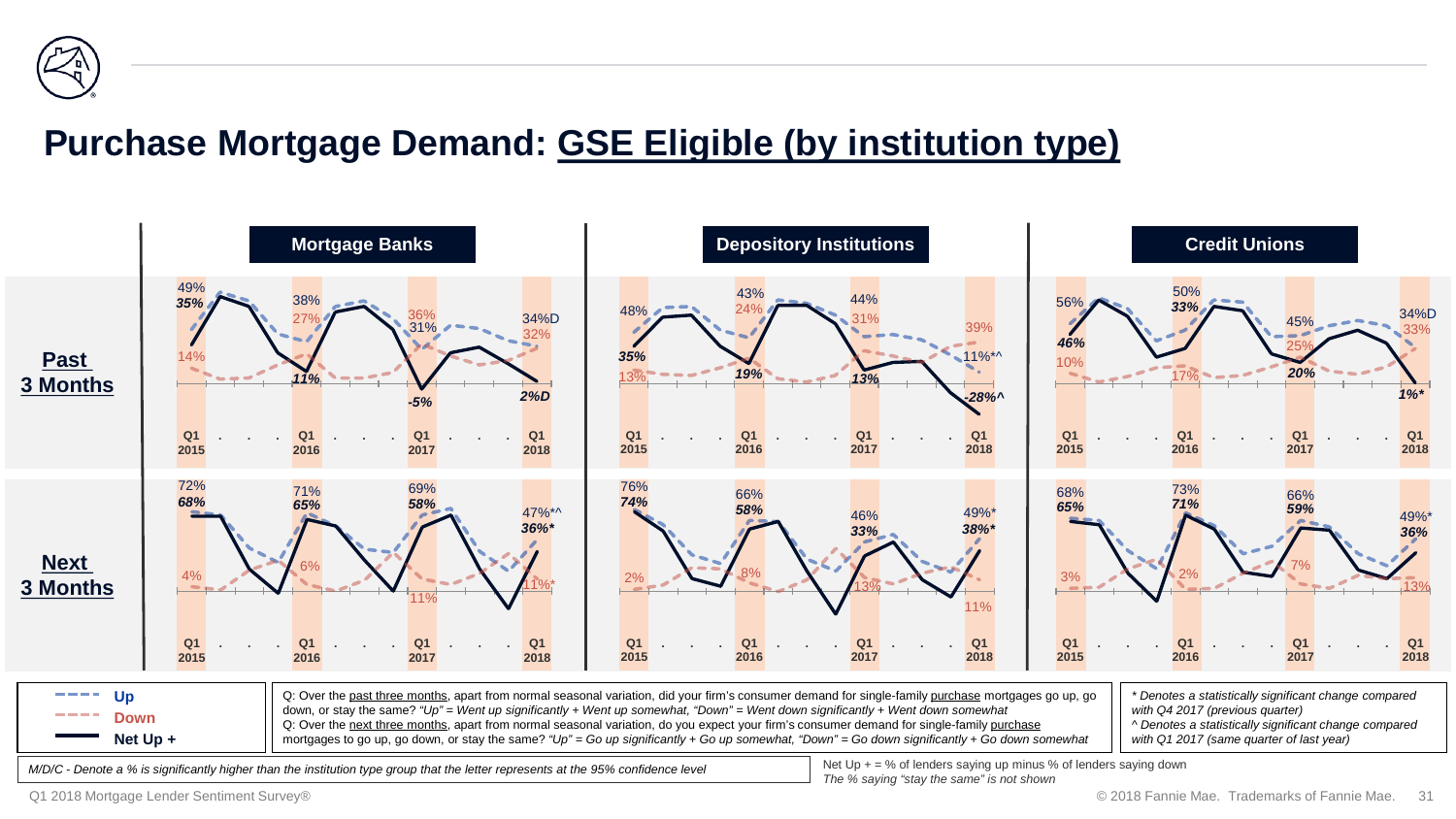# Purchase Mortgage Demand: GSE Eligible (by institution type)

## Past 3 Months

| | Mortgage Banks | | | | Depository Institutions | | | | Credit Unions | | | |
|---|---|---|---|---|---|---|---|---|---|---|---|---|
| | Q1 2015 | Q1 2016 | Q1 2017 | Q1 2018 | Q1 2015 | Q1 2016 | Q1 2017 | Q1 2018 | Q1 2015 | Q1 2016 | Q1 2017 | Q1 2018 |
| Up | 49% | 38% | 31% | 34%D | 48% | 43% | 44% | 11%*^ | 56% | 50% | 45% | 34%D |
| Down | 14% | 27% | 36% | 32% | 13% | 24% | 31% | 39% | 10% | 17% | 25% | 33% |
| Net Up + | 35% | 11% | -5% | 2%D | 35% | 19% | 13% | -28%^ | 46% | 33% | 20% | 1%* |

## Next 3 Months

| | Mortgage Banks | | | | Depository Institutions | | | | Credit Unions | | | |
|---|---|---|---|---|---|---|---|---|---|---|---|---|
| | Q1 2015 | Q1 2016 | Q1 2017 | Q1 2018 | Q1 2015 | Q1 2016 | Q1 2017 | Q1 2018 | Q1 2015 | Q1 2016 | Q1 2017 | Q1 2018 |
| Up | 72% | 71% | 69% | 47%*^ | 76% | 66% | 46% | 49%* | 68% | 73% | 66% | 49%* |
| Down | 4% | 6% | 11% | 11%* | 2% | 8% | 13% | 11% | 3% | 2% | 7% | 13% |
| Net Up + | 68% | 65% | 58% | 36%* | 74% | 58% | 33% | 38%* | 65% | 71% | 59% | 36% |

Up / Down / Net Up +

Q: Over the past three months, apart from normal seasonal variation, did your firm's consumer demand for single-family purchase mortgages go up, go down, or stay the same? *"Up" = Went up significantly + Went up somewhat, "Down" = Went down significantly + Went down somewhat*
Q: Over the next three months, apart from normal seasonal variation, do you expect your firm's consumer demand for single-family purchase mortgages to go up, go down, or stay the same? *"Up" = Go up significantly + Go up somewhat, "Down" = Go down significantly + Go down somewhat*

*\* Denotes a statistically significant change compared with Q4 2017 (previous quarter)*
*^ Denotes a statistically significant change compared with Q1 2017 (same quarter of last year)*

*M/D/C - Denote a % is significantly higher than the institution type group that the letter represents at the 95% confidence level*

Net Up + = % of lenders saying up minus % of lenders saying down
*The % saying "stay the same" is not shown*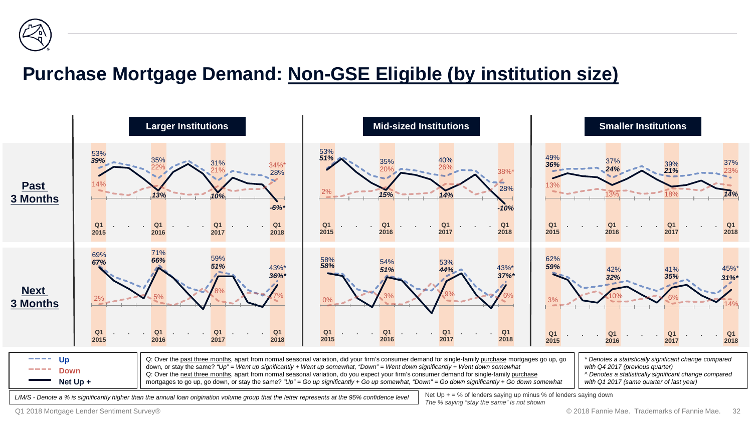# Purchase Mortgage Demand: Non-GSE Eligible (by institution size)

**Past 3 Months**

| | Q1 2015 | Q1 2016 | Q1 2017 | Q1 2018 |
|---|---|---|---|---|
| **Larger Institutions** – Up | 53% | 35% | 31% | 28% |
| **Larger Institutions** – Down | 14% | 22% | 21% | 34%* |
| **Larger Institutions** – Net Up + | 39% | 13% | 10% | -6%* |
| **Mid-sized Institutions** – Up | 53% | 35% | 40% | 28% |
| **Mid-sized Institutions** – Down | 2% | 20% | 26% | 38%* |
| **Mid-sized Institutions** – Net Up + | 51% | 15% | 14% | -10% |
| **Smaller Institutions** – Up | 49% | 37% | 39% | 37% |
| **Smaller Institutions** – Down | 13% | 13% | 18% | 23% |
| **Smaller Institutions** – Net Up + | 36% | 24% | 21% | 14% |

**Next 3 Months**

| | Q1 2015 | Q1 2016 | Q1 2017 | Q1 2018 |
|---|---|---|---|---|
| **Larger Institutions** – Up | 69% | 71% | 59% | 43%* |
| **Larger Institutions** – Down | 2% | 5% | 8% | 7% |
| **Larger Institutions** – Net Up + | 67% | 66% | 51% | 36%* |
| **Mid-sized Institutions** – Up | 58% | 54% | 53% | 43%* |
| **Mid-sized Institutions** – Down | 0% | 3% | 9% | 6% |
| **Mid-sized Institutions** – Net Up + | 58% | 51% | 44% | 37%* |
| **Smaller Institutions** – Up | 62% | 42% | 41% | 45%* |
| **Smaller Institutions** – Down | 3% | 10% | 6% | 14% |
| **Smaller Institutions** – Net Up + | 59% | 32% | 35% | 31%* |

Legend: Up (dashed blue), Down (dashed red), Net Up + (solid black)

Q: Over the past three months, apart from normal seasonal variation, did your firm's consumer demand for single-family purchase mortgages go up, go down, or stay the same? *"Up" = Went up significantly + Went up somewhat, "Down" = Went down significantly + Went down somewhat*

Q: Over the next three months, apart from normal seasonal variation, do you expect your firm's consumer demand for single-family purchase mortgages to go up, go down, or stay the same? *"Up" = Go up significantly + Go up somewhat, "Down" = Go down significantly + Go down somewhat*

*\* Denotes a statistically significant change compared with Q4 2017 (previous quarter)*

*^ Denotes a statistically significant change compared with Q1 2017 (same quarter of last year)*

*L/M/S - Denote a % is significantly higher than the annual loan origination volume group that the letter represents at the 95% confidence level*

Net Up + = % of lenders saying up minus % of lenders saying down

*The % saying "stay the same" is not shown*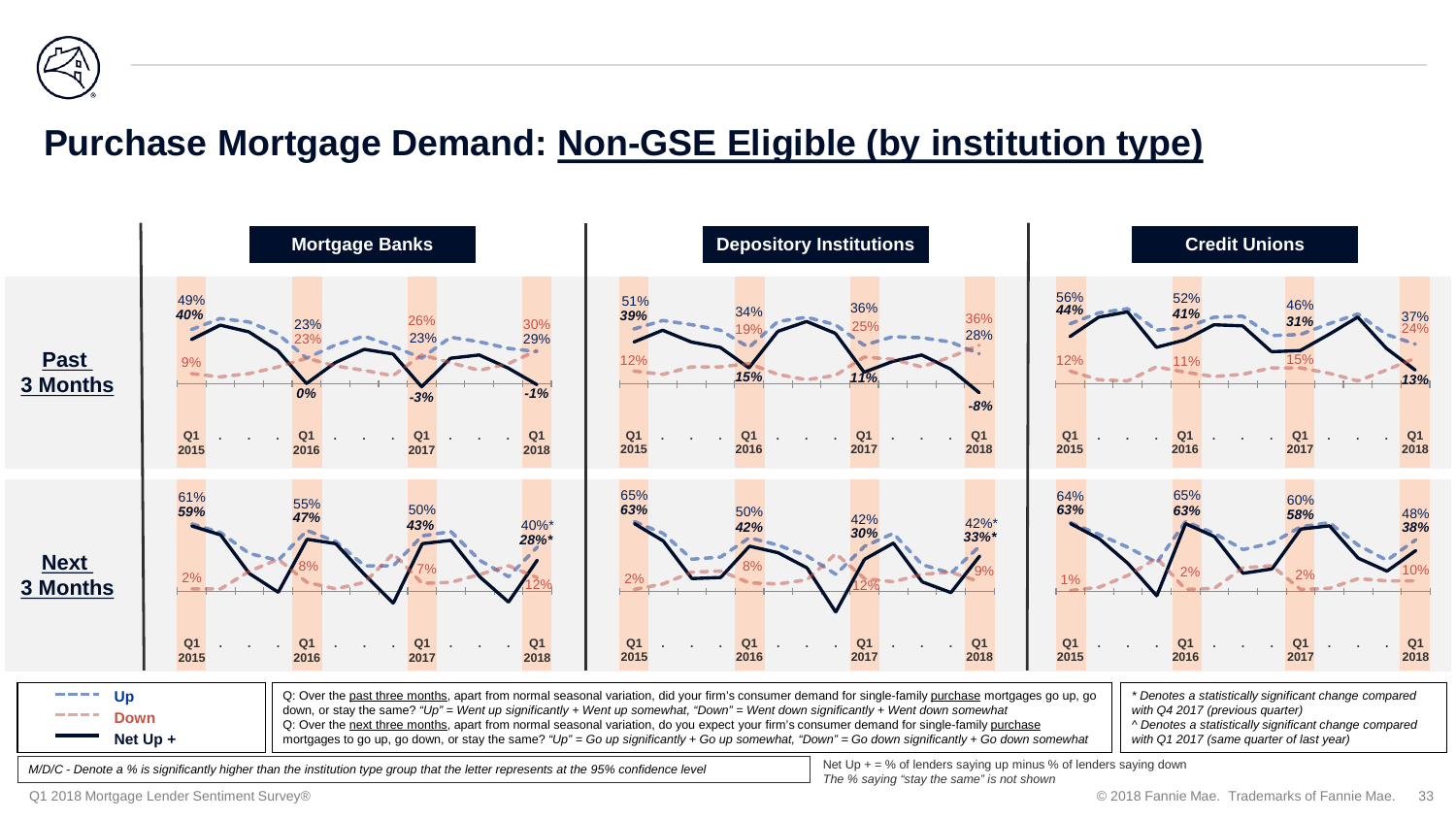# Purchase Mortgage Demand: Non-GSE Eligible (by institution type)

## Past 3 Months

| | Q1 2015 | Q1 2016 | Q1 2017 | Q1 2018 |
|---|---|---|---|---|
| **Mortgage Banks** – Up | 49% | 23% | 26% | 30% |
| Mortgage Banks – Down | 9% | 23% | 23% | 29% |
| Mortgage Banks – Net Up + | 40% | 0% | -3% | -1% |
| **Depository Institutions** – Up | 51% | 34% | 36% | 36% |
| Depository Institutions – Down | 12% | 19% | 25% | 28% |
| Depository Institutions – Net Up + | 39% | 15% | 11% | -8% |
| **Credit Unions** – Up | 56% | 52% | 46% | 37% |
| Credit Unions – Down | 12% | 11% | 15% | 24% |
| Credit Unions – Net Up + | 44% | 41% | 31% | 13% |

## Next 3 Months

| | Q1 2015 | Q1 2016 | Q1 2017 | Q1 2018 |
|---|---|---|---|---|
| **Mortgage Banks** – Up | 61% | 55% | 50% | 40%* |
| Mortgage Banks – Down | 2% | 8% | 7% | 12% |
| Mortgage Banks – Net Up + | 59% | 47% | 43% | 28%* |
| **Depository Institutions** – Up | 65% | 50% | 42% | 42%* |
| Depository Institutions – Down | 2% | 8% | 12% | 9% |
| Depository Institutions – Net Up + | 63% | 42% | 30% | 33%* |
| **Credit Unions** – Up | 64% | 65% | 60% | 48% |
| Credit Unions – Down | 1% | 2% | 2% | 10% |
| Credit Unions – Net Up + | 63% | 63% | 58% | 38% |

**Up** / **Down** / **Net Up +**

Q: Over the past three months, apart from normal seasonal variation, did your firm's consumer demand for single-family purchase mortgages go up, go down, or stay the same? *"Up" = Went up significantly + Went up somewhat, "Down" = Went down significantly + Went down somewhat*

Q: Over the next three months, apart from normal seasonal variation, do you expect your firm's consumer demand for single-family purchase mortgages to go up, go down, or stay the same? *"Up" = Go up significantly + Go up somewhat, "Down" = Go down significantly + Go down somewhat*

*\* Denotes a statistically significant change compared with Q4 2017 (previous quarter)*
*^ Denotes a statistically significant change compared with Q1 2017 (same quarter of last year)*

*M/D/C - Denote a % is significantly higher than the institution type group that the letter represents at the 95% confidence level*

Net Up + = % of lenders saying up minus % of lenders saying down
*The % saying "stay the same" is not shown*

Q1 2018 Mortgage Lender Sentiment Survey®

© 2018 Fannie Mae. Trademarks of Fannie Mae.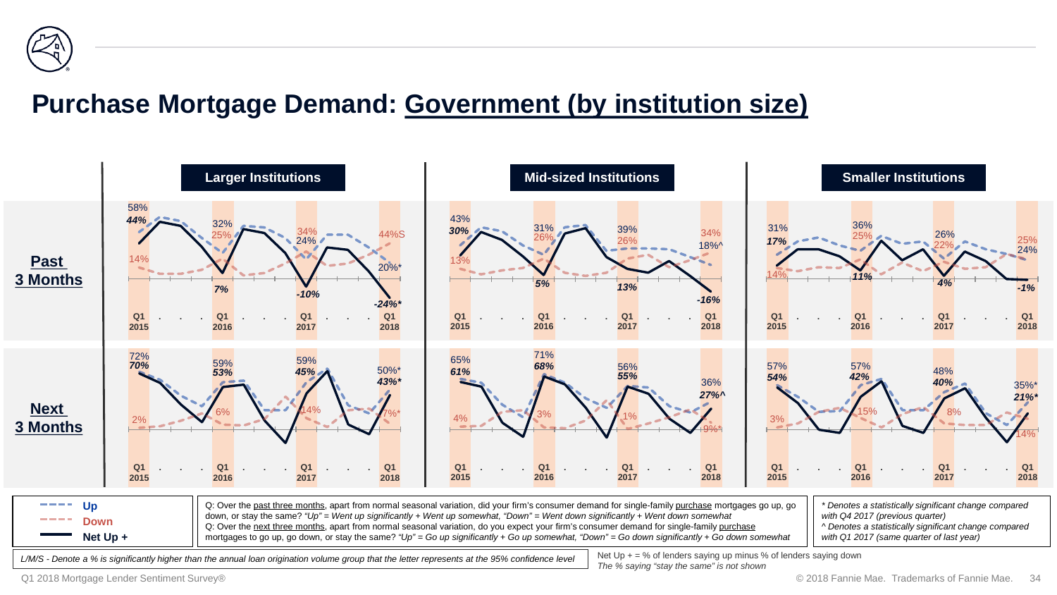# Purchase Mortgage Demand: Government (by institution size)

| | Larger Institutions | | | | Mid-sized Institutions | | | | Smaller Institutions | | | |
|---|---|---|---|---|---|---|---|---|---|---|---|---|
| | Q1 2015 | Q1 2016 | Q1 2017 | Q1 2018 | Q1 2015 | Q1 2016 | Q1 2017 | Q1 2018 | Q1 2015 | Q1 2016 | Q1 2017 | Q1 2018 |
| **Past 3 Months** – Up | 58% | 32% | 24% | 20%* | 43% | 31% | 39% | 18%^ | 31% | 36% | 26% | 24% |
| **Past 3 Months** – Down | 14% | 25% | 34% | 44%S | 13% | 26% | 26% | 34% | 14% | 25% | 22% | 25% |
| **Past 3 Months** – Net Up + | 44% | 7% | -10% | -24%* | 30% | 5% | 13% | -16% | 17% | 11% | 4% | -1% |
| **Next 3 Months** – Up | 72% | 59% | 59% | 50%* | 65% | 71% | 56% | 36% | 57% | 57% | 48% | 35%* |
| **Next 3 Months** – Down | 2% | 6% | 14% | 7%* | 4% | 3% | 1% | 9%* | 3% | 15% | 8% | 14% |
| **Next 3 Months** – Net Up + | 70% | 53% | 45% | 43%* | 61% | 68% | 55% | 27%^ | 54% | 42% | 40% | 21%* |

- - - - Up
- - - - Down
—— Net Up +

Q: Over the past three months, apart from normal seasonal variation, did your firm's consumer demand for single-family purchase mortgages go up, go down, or stay the same? *"Up" = Went up significantly + Went up somewhat, "Down" = Went down significantly + Went down somewhat*
Q: Over the next three months, apart from normal seasonal variation, do you expect your firm's consumer demand for single-family purchase mortgages to go up, go down, or stay the same? *"Up" = Go up significantly + Go up somewhat, "Down" = Go down significantly + Go down somewhat*

*\* Denotes a statistically significant change compared with Q4 2017 (previous quarter)*
*^ Denotes a statistically significant change compared with Q1 2017 (same quarter of last year)*

*L/M/S - Denote a % is significantly higher than the annual loan origination volume group that the letter represents at the 95% confidence level*

Net Up + = % of lenders saying up minus % of lenders saying down
*The % saying "stay the same" is not shown*

Q1 2018 Mortgage Lender Sentiment Survey®

© 2018 Fannie Mae. Trademarks of Fannie Mae.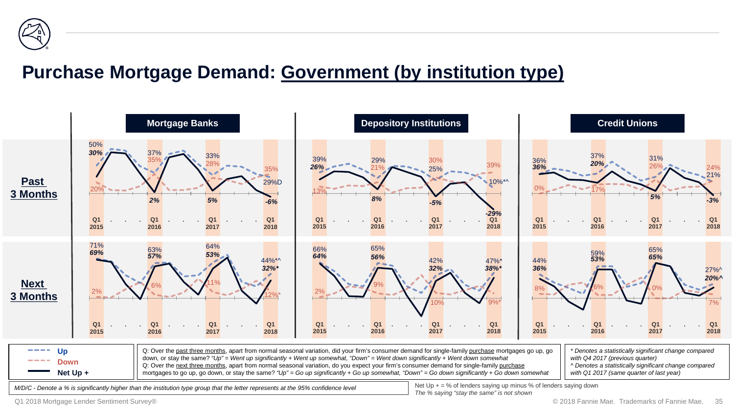# Purchase Mortgage Demand: Government (by institution type)

## Past 3 Months

| | Mortgage Banks | | | | Depository Institutions | | | | Credit Unions | | | |
|---|---|---|---|---|---|---|---|---|---|---|---|---|
| | Q1 2015 | Q1 2016 | Q1 2017 | Q1 2018 | Q1 2015 | Q1 2016 | Q1 2017 | Q1 2018 | Q1 2015 | Q1 2016 | Q1 2017 | Q1 2018 |
| Up | 50% | 37% | 33% | 29%D | 39% | 29% | 30% | 10%*^ | 36% | 37% | 31% | 21% |
| Down | 20% | 35% | 28% | 35% | 13% | 21% | 25% | 39% | 0% | 17% | 26% | 24% |
| Net Up + | 30% | 2% | 5% | -6% | 26% | 8% | -5% | -29% | 36% | 20% | 5% | -3% |

## Next 3 Months

| | Mortgage Banks | | | | Depository Institutions | | | | Credit Unions | | | |
|---|---|---|---|---|---|---|---|---|---|---|---|---|
| | Q1 2015 | Q1 2016 | Q1 2017 | Q1 2018 | Q1 2015 | Q1 2016 | Q1 2017 | Q1 2018 | Q1 2015 | Q1 2016 | Q1 2017 | Q1 2018 |
| Up | 71% | 63% | 64% | 44%*^ | 66% | 65% | 42% | 47%* | 44% | 59% | 65% | 27%^ |
| Down | 2% | 6% | 11% | 12%* | 2% | 9% | 10% | 9%* | 8% | 6% | 0% | 7% |
| Net Up + | 69% | 57% | 53% | 32%* | 64% | 56% | 32% | 38%* | 36% | 53% | 65% | 20%^ |

Q: Over the past three months, apart from normal seasonal variation, did your firm's consumer demand for single-family purchase mortgages go up, go down, or stay the same? *"Up" = Went up significantly + Went up somewhat, "Down" = Went down significantly + Went down somewhat*
Q: Over the next three months, apart from normal seasonal variation, do you expect your firm's consumer demand for single-family purchase mortgages to go up, go down, or stay the same? *"Up" = Go up significantly + Go up somewhat, "Down" = Go down significantly + Go down somewhat*

*\* Denotes a statistically significant change compared with Q4 2017 (previous quarter)*
*^ Denotes a statistically significant change compared with Q1 2017 (same quarter of last year)*

*M/D/C - Denote a % is significantly higher than the institution type group that the letter represents at the 95% confidence level*

Net Up + = % of lenders saying up minus % of lenders saying down
*The % saying "stay the same" is not shown*

Q1 2018 Mortgage Lender Sentiment Survey®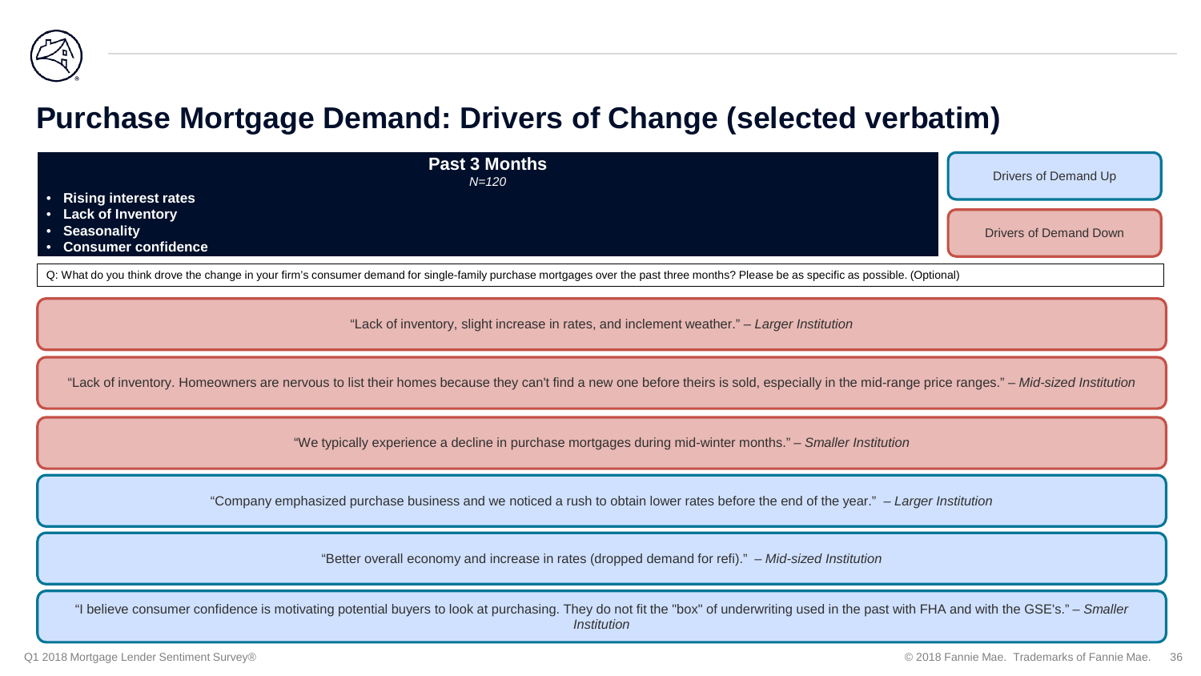# Purchase Mortgage Demand: Drivers of Change (selected verbatim)

**Past 3 Months**

*N=120*

- **Rising interest rates**
- **Lack of Inventory**
- **Seasonality**
- **Consumer confidence**

Drivers of Demand Up

Drivers of Demand Down

Q: What do you think drove the change in your firm's consumer demand for single-family purchase mortgages over the past three months? Please be as specific as possible. (Optional)

**Drivers of Demand Down:**

"Lack of inventory, slight increase in rates, and inclement weather." – *Larger Institution*

"Lack of inventory. Homeowners are nervous to list their homes because they can't find a new one before theirs is sold, especially in the mid-range price ranges." – *Mid-sized Institution*

"We typically experience a decline in purchase mortgages during mid-winter months." – *Smaller Institution*

**Drivers of Demand Up:**

"Company emphasized purchase business and we noticed a rush to obtain lower rates before the end of the year." – *Larger Institution*

"Better overall economy and increase in rates (dropped demand for refi)." – *Mid-sized Institution*

"I believe consumer confidence is motivating potential buyers to look at purchasing. They do not fit the "box" of underwriting used in the past with FHA and with the GSE's." – *Smaller Institution*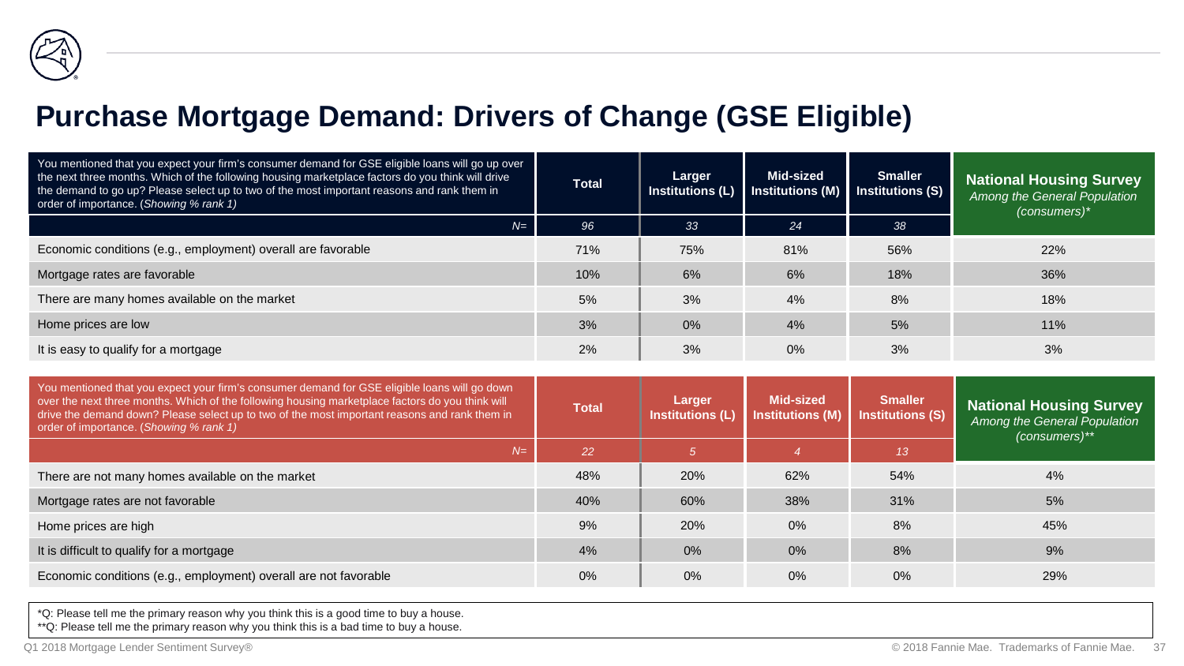# Purchase Mortgage Demand: Drivers of Change (GSE Eligible)

| You mentioned that you expect your firm's consumer demand for GSE eligible loans will go up over the next three months. Which of the following housing marketplace factors do you think will drive the demand to go up? Please select up to two of the most important reasons and rank them in order of importance. (*Showing % rank 1)* | Total | Larger Institutions (L) | Mid-sized Institutions (M) | Smaller Institutions (S) | **National Housing Survey** *Among the General Population (consumers)** |
|---|---|---|---|---|---|
| *N=* | *96* | *33* | *24* | *38* | |
| Economic conditions (e.g., employment) overall are favorable | 71% | 75% | 81% | 56% | 22% |
| Mortgage rates are favorable | 10% | 6% | 6% | 18% | 36% |
| There are many homes available on the market | 5% | 3% | 4% | 8% | 18% |
| Home prices are low | 3% | 0% | 4% | 5% | 11% |
| It is easy to qualify for a mortgage | 2% | 3% | 0% | 3% | 3% |

| You mentioned that you expect your firm's consumer demand for GSE eligible loans will go down over the next three months. Which of the following housing marketplace factors do you think will drive the demand down? Please select up to two of the most important reasons and rank them in order of importance. (*Showing % rank 1)* | Total | Larger Institutions (L) | Mid-sized Institutions (M) | Smaller Institutions (S) | **National Housing Survey** *Among the General Population (consumers)*** |
|---|---|---|---|---|---|
| *N=* | *22* | *5* | *4* | *13* | |
| There are not many homes available on the market | 48% | 20% | 62% | 54% | 4% |
| Mortgage rates are not favorable | 40% | 60% | 38% | 31% | 5% |
| Home prices are high | 9% | 20% | 0% | 8% | 45% |
| It is difficult to qualify for a mortgage | 4% | 0% | 0% | 8% | 9% |
| Economic conditions (e.g., employment) overall are not favorable | 0% | 0% | 0% | 0% | 29% |

*Q: Please tell me the primary reason why you think this is a good time to buy a house.
**Q: Please tell me the primary reason why you think this is a bad time to buy a house.

Q1 2018 Mortgage Lender Sentiment Survey®

© 2018 Fannie Mae. Trademarks of Fannie Mae.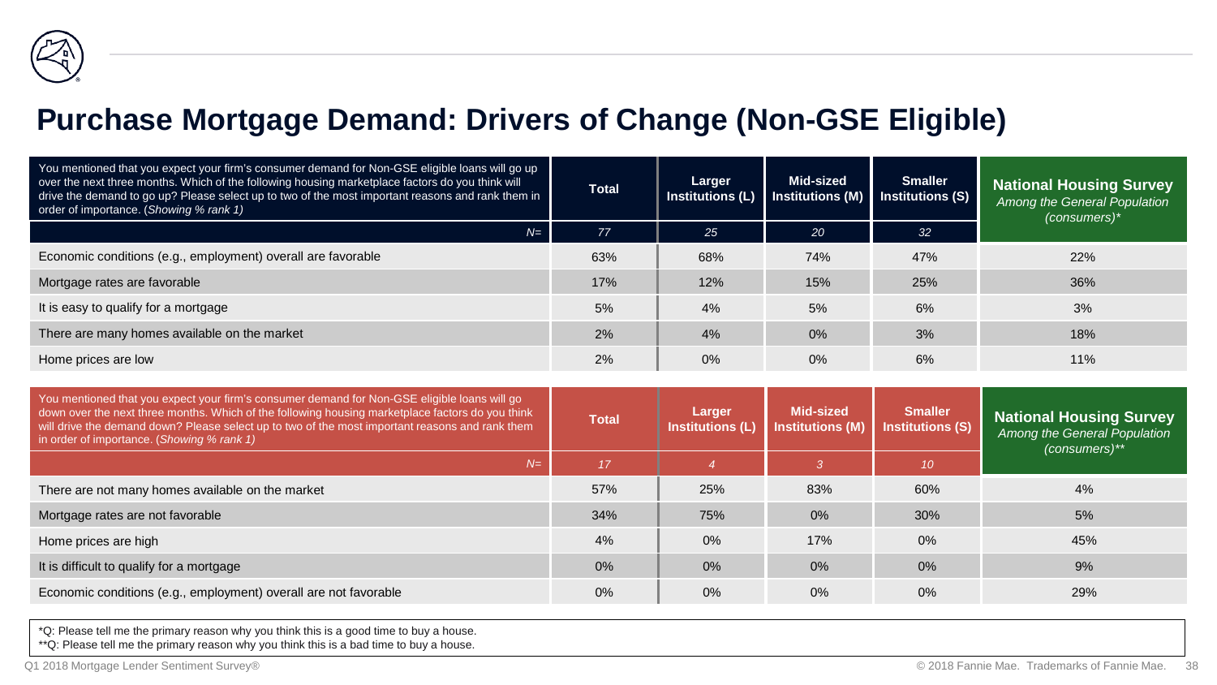# Purchase Mortgage Demand: Drivers of Change (Non-GSE Eligible)

| You mentioned that you expect your firm's consumer demand for Non-GSE eligible loans will go up over the next three months. Which of the following housing marketplace factors do you think will drive the demand to go up? Please select up to two of the most important reasons and rank them in order of importance. (*Showing % rank 1*) | Total | Larger Institutions (L) | Mid-sized Institutions (M) | Smaller Institutions (S) | **National Housing Survey** *Among the General Population (consumers)\** |
|---|---|---|---|---|---|
| *N=* | *77* | *25* | *20* | *32* | |
| Economic conditions (e.g., employment) overall are favorable | 63% | 68% | 74% | 47% | 22% |
| Mortgage rates are favorable | 17% | 12% | 15% | 25% | 36% |
| It is easy to qualify for a mortgage | 5% | 4% | 5% | 6% | 3% |
| There are many homes available on the market | 2% | 4% | 0% | 3% | 18% |
| Home prices are low | 2% | 0% | 0% | 6% | 11% |

| You mentioned that you expect your firm's consumer demand for Non-GSE eligible loans will go down over the next three months. Which of the following housing marketplace factors do you think will drive the demand down? Please select up to two of the most important reasons and rank them in order of importance. (*Showing % rank 1*) | Total | Larger Institutions (L) | Mid-sized Institutions (M) | Smaller Institutions (S) | **National Housing Survey** *Among the General Population (consumers)\*\** |
|---|---|---|---|---|---|
| *N=* | *17* | *4* | *3* | *10* | |
| There are not many homes available on the market | 57% | 25% | 83% | 60% | 4% |
| Mortgage rates are not favorable | 34% | 75% | 0% | 30% | 5% |
| Home prices are high | 4% | 0% | 17% | 0% | 45% |
| It is difficult to qualify for a mortgage | 0% | 0% | 0% | 0% | 9% |
| Economic conditions (e.g., employment) overall are not favorable | 0% | 0% | 0% | 0% | 29% |

*Q: Please tell me the primary reason why you think this is a good time to buy a house.
**Q: Please tell me the primary reason why you think this is a bad time to buy a house.

Q1 2018 Mortgage Lender Sentiment Survey®

© 2018 Fannie Mae. Trademarks of Fannie Mae.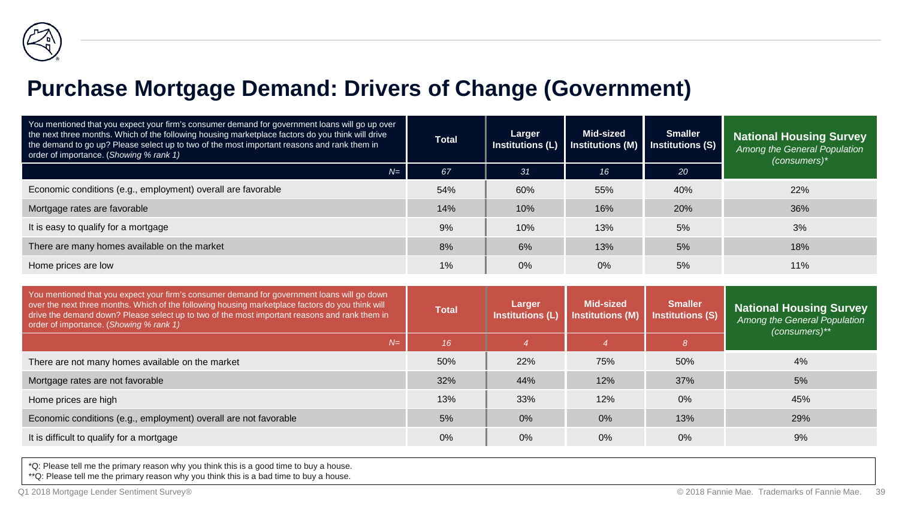# Purchase Mortgage Demand: Drivers of Change (Government)

| You mentioned that you expect your firm's consumer demand for government loans will go up over the next three months. Which of the following housing marketplace factors do you think will drive the demand to go up? Please select up to two of the most important reasons and rank them in order of importance. (*Showing % rank 1)* | Total | Larger Institutions (L) | Mid-sized Institutions (M) | Smaller Institutions (S) | **National Housing Survey** *Among the General Population (consumers)** |
|---|---|---|---|---|---|
| *N=* | *67* | *31* | *16* | *20* | |
| Economic conditions (e.g., employment) overall are favorable | 54% | 60% | 55% | 40% | 22% |
| Mortgage rates are favorable | 14% | 10% | 16% | 20% | 36% |
| It is easy to qualify for a mortgage | 9% | 10% | 13% | 5% | 3% |
| There are many homes available on the market | 8% | 6% | 13% | 5% | 18% |
| Home prices are low | 1% | 0% | 0% | 5% | 11% |

| You mentioned that you expect your firm's consumer demand for government loans will go down over the next three months. Which of the following housing marketplace factors do you think will drive the demand down? Please select up to two of the most important reasons and rank them in order of importance. (*Showing % rank 1)* | Total | Larger Institutions (L) | Mid-sized Institutions (M) | Smaller Institutions (S) | **National Housing Survey** *Among the General Population (consumers)*** |
|---|---|---|---|---|---|
| *N=* | *16* | *4* | *4* | *8* | |
| There are not many homes available on the market | 50% | 22% | 75% | 50% | 4% |
| Mortgage rates are not favorable | 32% | 44% | 12% | 37% | 5% |
| Home prices are high | 13% | 33% | 12% | 0% | 45% |
| Economic conditions (e.g., employment) overall are not favorable | 5% | 0% | 0% | 13% | 29% |
| It is difficult to qualify for a mortgage | 0% | 0% | 0% | 0% | 9% |

*Q: Please tell me the primary reason why you think this is a good time to buy a house.
**Q: Please tell me the primary reason why you think this is a bad time to buy a house.

Q1 2018 Mortgage Lender Sentiment Survey® © 2018 Fannie Mae. Trademarks of Fannie Mae.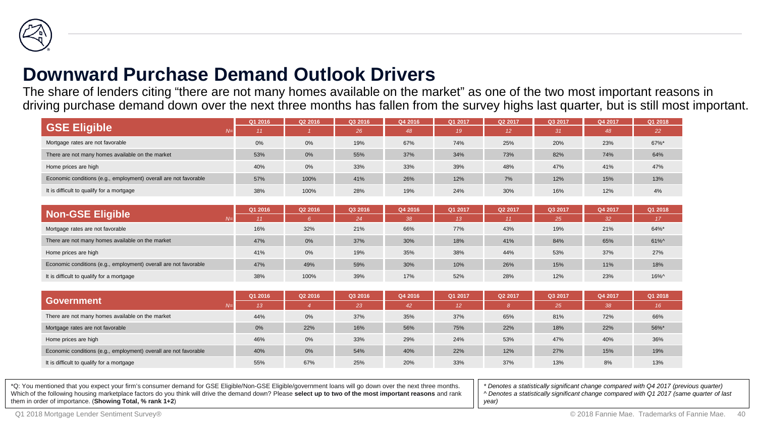# Downward Purchase Demand Outlook Drivers

The share of lenders citing “there are not many homes available on the market” as one of the two most important reasons in driving purchase demand down over the next three months has fallen from the survey highs last quarter, but is still most important.

| GSE Eligible | Q1 2016 | Q2 2016 | Q3 2016 | Q4 2016 | Q1 2017 | Q2 2017 | Q3 2017 | Q4 2017 | Q1 2018 |
|---|---|---|---|---|---|---|---|---|---|
| N= | 11 | 1 | 26 | 48 | 19 | 12 | 31 | 48 | 22 |
| Mortgage rates are not favorable | 0% | 0% | 19% | 67% | 74% | 25% | 20% | 23% | 67%* |
| There are not many homes available on the market | 53% | 0% | 55% | 37% | 34% | 73% | 82% | 74% | 64% |
| Home prices are high | 40% | 0% | 33% | 33% | 39% | 48% | 47% | 41% | 47% |
| Economic conditions (e.g., employment) overall are not favorable | 57% | 100% | 41% | 26% | 12% | 7% | 12% | 15% | 13% |
| It is difficult to qualify for a mortgage | 38% | 100% | 28% | 19% | 24% | 30% | 16% | 12% | 4% |

| Non-GSE Eligible | Q1 2016 | Q2 2016 | Q3 2016 | Q4 2016 | Q1 2017 | Q2 2017 | Q3 2017 | Q4 2017 | Q1 2018 |
|---|---|---|---|---|---|---|---|---|---|
| N= | 11 | 6 | 24 | 38 | 13 | 11 | 25 | 32 | 17 |
| Mortgage rates are not favorable | 16% | 32% | 21% | 66% | 77% | 43% | 19% | 21% | 64%* |
| There are not many homes available on the market | 47% | 0% | 37% | 30% | 18% | 41% | 84% | 65% | 61%^ |
| Home prices are high | 41% | 0% | 19% | 35% | 38% | 44% | 53% | 37% | 27% |
| Economic conditions (e.g., employment) overall are not favorable | 47% | 49% | 59% | 30% | 10% | 26% | 15% | 11% | 18% |
| It is difficult to qualify for a mortgage | 38% | 100% | 39% | 17% | 52% | 28% | 12% | 23% | 16%^ |

| Government | Q1 2016 | Q2 2016 | Q3 2016 | Q4 2016 | Q1 2017 | Q2 2017 | Q3 2017 | Q4 2017 | Q1 2018 |
|---|---|---|---|---|---|---|---|---|---|
| N= | 13 | 4 | 23 | 42 | 12 | 8 | 25 | 38 | 16 |
| There are not many homes available on the market | 44% | 0% | 37% | 35% | 37% | 65% | 81% | 72% | 66% |
| Mortgage rates are not favorable | 0% | 22% | 16% | 56% | 75% | 22% | 18% | 22% | 56%* |
| Home prices are high | 46% | 0% | 33% | 29% | 24% | 53% | 47% | 40% | 36% |
| Economic conditions (e.g., employment) overall are not favorable | 40% | 0% | 54% | 40% | 22% | 12% | 27% | 15% | 19% |
| It is difficult to qualify for a mortgage | 55% | 67% | 25% | 20% | 33% | 37% | 13% | 8% | 13% |

*Q: You mentioned that you expect your firm's consumer demand for GSE Eligible/Non-GSE Eligible/government loans will go down over the next three months. Which of the following housing marketplace factors do you think will drive the demand down? Please **select up to two of the most important reasons** and rank them in order of importance. (**Showing Total, % rank 1+2**)

*\* Denotes a statistically significant change compared with Q4 2017 (previous quarter)*
*^ Denotes a statistically significant change compared with Q1 2017 (same quarter of last year)*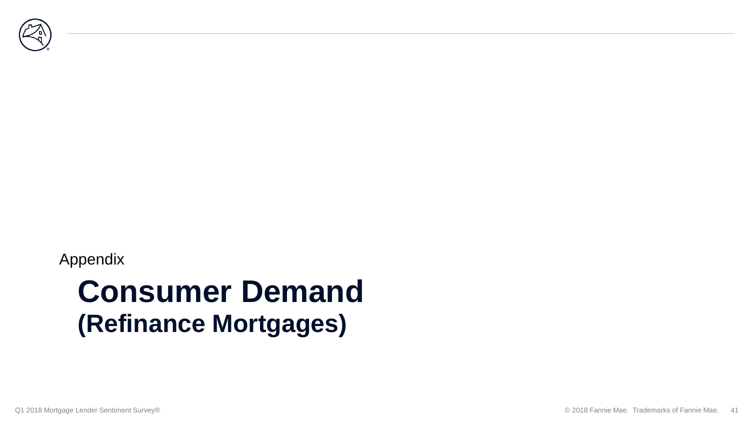Appendix

# Consumer Demand
## (Refinance Mortgages)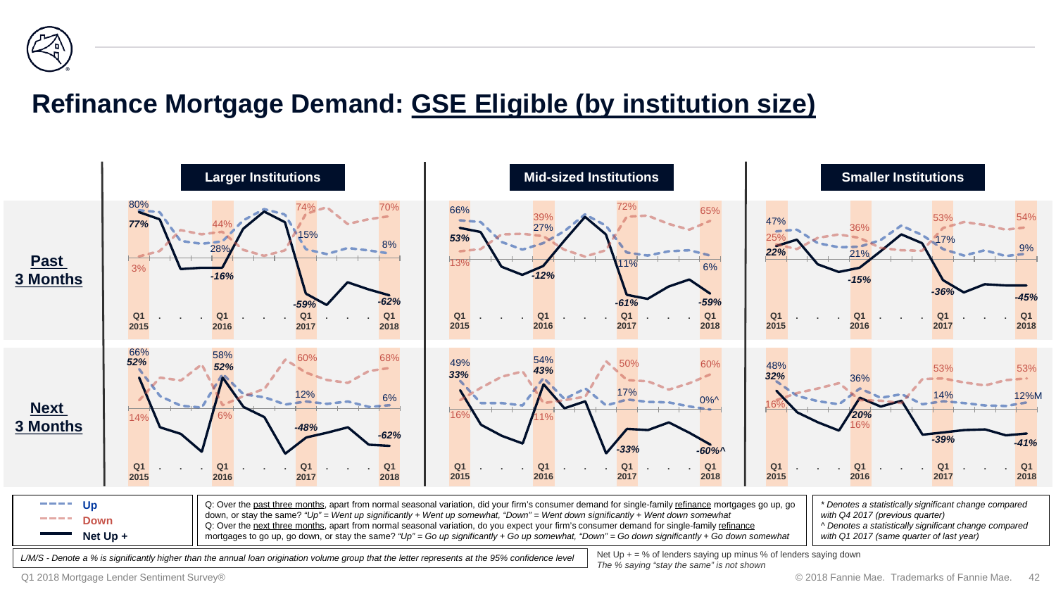# Refinance Mortgage Demand: GSE Eligible (by institution size)

## Past 3 Months

| | Larger Institutions | | | | Mid-sized Institutions | | | | Smaller Institutions | | | |
|---|---|---|---|---|---|---|---|---|---|---|---|---|
| | Q1 2015 | Q1 2016 | Q1 2017 | Q1 2018 | Q1 2015 | Q1 2016 | Q1 2017 | Q1 2018 | Q1 2015 | Q1 2016 | Q1 2017 | Q1 2018 |
| Up | 80% | 28% | 15% | 8% | 66% | 27% | 11% | 6% | 47% | 21% | 17% | 9% |
| Down | 3% | 44% | 74% | 70% | 13% | 39% | 72% | 65% | 25% | 36% | 53% | 54% |
| Net Up + | *77%* | *-16%* | *-59%* | *-62%* | *53%* | *-12%* | *-61%* | *-59%* | *22%* | *-15%* | *-36%* | *-45%* |

## Next 3 Months

| | Larger Institutions | | | | Mid-sized Institutions | | | | Smaller Institutions | | | |
|---|---|---|---|---|---|---|---|---|---|---|---|---|
| | Q1 2015 | Q1 2016 | Q1 2017 | Q1 2018 | Q1 2015 | Q1 2016 | Q1 2017 | Q1 2018 | Q1 2015 | Q1 2016 | Q1 2017 | Q1 2018 |
| Up | 66% | 58% | 12% | 6% | 49% | 54% | 17% | 0%^ | 48% | 36% | 14% | 12%M |
| Down | 14% | 6% | 60% | 68% | 16% | 11% | 50% | 60% | 16% | 16% | 53% | 53% |
| Net Up + | *52%* | *52%* | *-48%* | *-62%* | *33%* | *43%* | *-33%* | *-60%^* | *32%* | *20%* | *-39%* | *-41%* |

**Legend:** Up (blue dashed line), Down (red dashed line), Net Up + (solid black line)

Q: Over the past three months, apart from normal seasonal variation, did your firm's consumer demand for single-family refinance mortgages go up, go down, or stay the same? *"Up" = Went up significantly + Went up somewhat, "Down" = Went down significantly + Went down somewhat*

Q: Over the next three months, apart from normal seasonal variation, do you expect your firm's consumer demand for single-family refinance mortgages to go up, go down, or stay the same? *"Up" = Go up significantly + Go up somewhat, "Down" = Go down significantly + Go down somewhat*

*\* Denotes a statistically significant change compared with Q4 2017 (previous quarter)*

*^ Denotes a statistically significant change compared with Q1 2017 (same quarter of last year)*

*L/M/S - Denote a % is significantly higher than the annual loan origination volume group that the letter represents at the 95% confidence level*

Net Up + = % of lenders saying up minus % of lenders saying down

*The % saying "stay the same" is not shown*

Q1 2018 Mortgage Lender Sentiment Survey®

© 2018 Fannie Mae. Trademarks of Fannie Mae.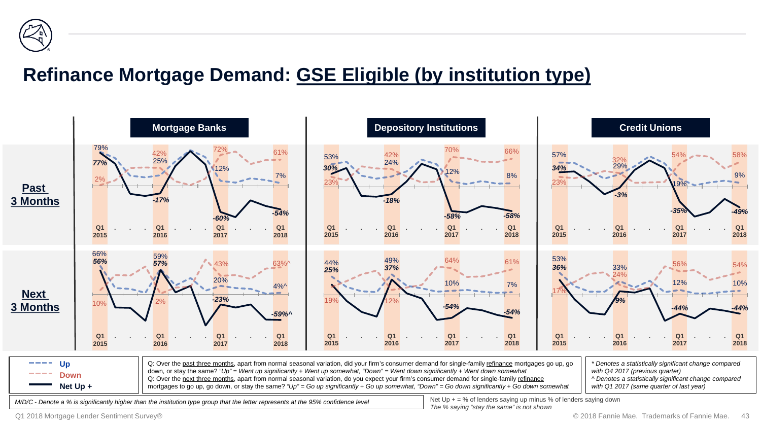# Refinance Mortgage Demand: GSE Eligible (by institution type)

| | Mortgage Banks | | | | Depository Institutions | | | | Credit Unions | | | |
|---|---|---|---|---|---|---|---|---|---|---|---|---|
| | Q1 2015 | Q1 2016 | Q1 2017 | Q1 2018 | Q1 2015 | Q1 2016 | Q1 2017 | Q1 2018 | Q1 2015 | Q1 2016 | Q1 2017 | Q1 2018 |
| **Past 3 Months** – Up | 79% | 25% | 12% | 7% | 53% | 24% | 12% | 8% | 57% | 29% | 19% | 9% |
| **Past 3 Months** – Down | 2% | 42% | 72% | 61% | 23% | 42% | 70% | 66% | 23% | 32% | 54% | 58% |
| **Past 3 Months** – Net Up + | *77%* | *-17%* | *-60%* | *-54%* | *30%* | *-18%* | *-58%* | *-58%* | *34%* | *-3%* | *-35%* | *-49%* |
| **Next 3 Months** – Up | 66% | 59% | 20% | 4%^ | 44% | 49% | 10% | 7% | 53% | 24% | 12% | 10% |
| **Next 3 Months** – Down | 10% | 2% | 43% | 63%^ | 19% | 12% | 64% | 61% | 17% | 33% | 56% | 54% |
| **Next 3 Months** – Net Up + | *56%* | *57%* | *-23%* | *-59%^* | *25%* | *37%* | *-54%* | *-54%* | *36%* | *9%* | *-44%* | *-44%* |

Legend: Up (dashed blue), Down (dashed red), Net Up + (solid black)

Q: Over the past three months, apart from normal seasonal variation, did your firm's consumer demand for single-family refinance mortgages go up, go down, or stay the same? *"Up" = Went up significantly + Went up somewhat, "Down" = Went down significantly + Went down somewhat*
Q: Over the next three months, apart from normal seasonal variation, do you expect your firm's consumer demand for single-family refinance mortgages to go up, go down, or stay the same? *"Up" = Go up significantly + Go up somewhat, "Down" = Go down significantly + Go down somewhat*

*\* Denotes a statistically significant change compared with Q4 2017 (previous quarter)*
*^ Denotes a statistically significant change compared with Q1 2017 (same quarter of last year)*

*M/D/C - Denote a % is significantly higher than the institution type group that the letter represents at the 95% confidence level*

Net Up + = % of lenders saying up minus % of lenders saying down
*The % saying "stay the same" is not shown*

Q1 2018 Mortgage Lender Sentiment Survey®

© 2018 Fannie Mae. Trademarks of Fannie Mae.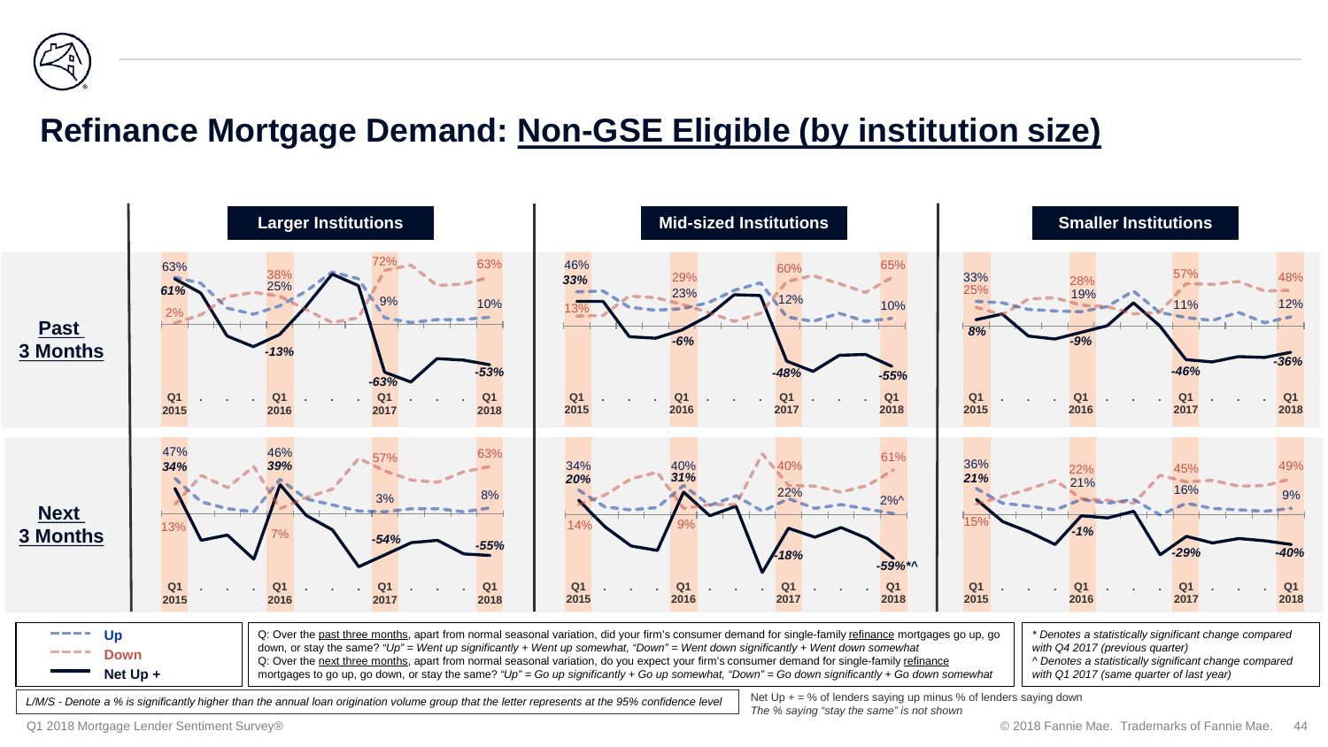# Refinance Mortgage Demand: Non-GSE Eligible (by institution size)

| | Larger Institutions | | | | Mid-sized Institutions | | | | Smaller Institutions | | | |
|---|---|---|---|---|---|---|---|---|---|---|---|---|
| | Q1 2015 | Q1 2016 | Q1 2017 | Q1 2018 | Q1 2015 | Q1 2016 | Q1 2017 | Q1 2018 | Q1 2015 | Q1 2016 | Q1 2017 | Q1 2018 |
| **Past 3 Months** – Up | 63% | 25% | 9% | 10% | 46% | 23% | 12% | 10% | 33% | 19% | 11% | 12% |
| **Past 3 Months** – Down | 2% | 38% | 72% | 63% | 13% | 29% | 60% | 65% | 25% | 28% | 57% | 48% |
| **Past 3 Months** – Net Up + | 61% | -13% | -63% | -53% | 33% | -6% | -48% | -55% | 8% | -9% | -46% | -36% |
| **Next 3 Months** – Up | 47% | 46% | 3% | 8% | 34% | 40% | 22% | 2%^ | 36% | 21% | 16% | 9% |
| **Next 3 Months** – Down | 13% | 7% | 57% | 63% | 14% | 9% | 40% | 61% | 15% | 22% | 45% | 49% |
| **Next 3 Months** – Net Up + | 34% | 39% | -54% | -55% | 20% | 31% | -18% | -59%*^ | 21% | -1% | -29% | -40% |

Up / Down / Net Up +

Q: Over the past three months, apart from normal seasonal variation, did your firm's consumer demand for single-family refinance mortgages go up, go down, or stay the same? *"Up" = Went up significantly + Went up somewhat, "Down" = Went down significantly + Went down somewhat*

Q: Over the next three months, apart from normal seasonal variation, do you expect your firm's consumer demand for single-family refinance mortgages to go up, go down, or stay the same? *"Up" = Go up significantly + Go up somewhat, "Down" = Go down significantly + Go down somewhat*

*\* Denotes a statistically significant change compared with Q4 2017 (previous quarter)*

*^ Denotes a statistically significant change compared with Q1 2017 (same quarter of last year)*

*L/M/S - Denote a % is significantly higher than the annual loan origination volume group that the letter represents at the 95% confidence level*

Net Up + = % of lenders saying up minus % of lenders saying down

*The % saying "stay the same" is not shown*

Q1 2018 Mortgage Lender Sentiment Survey®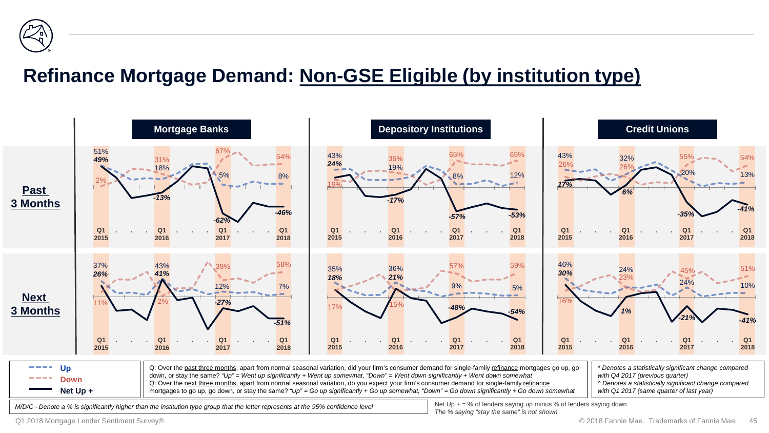# Refinance Mortgage Demand: Non-GSE Eligible (by institution type)

| | Mortgage Banks | | | | Depository Institutions | | | | Credit Unions | | | |
|---|---|---|---|---|---|---|---|---|---|---|---|---|
| | Q1 2015 | Q1 2016 | Q1 2017 | Q1 2018 | Q1 2015 | Q1 2016 | Q1 2017 | Q1 2018 | Q1 2015 | Q1 2016 | Q1 2017 | Q1 2018 |
| **Past 3 Months** – Up | 51% | 18% | 5% | 8% | 43% | 19% | 8% | 12% | 43% | 32% | 20% | 13% |
| **Past 3 Months** – Down | 2% | 31% | 67% | 54% | 19% | 36% | 65% | 65% | 26% | 26% | 55% | 54% |
| **Past 3 Months** – Net Up + | *49%* | *-13%* | *-62%* | *-46%* | *24%* | *-17%* | *-57%* | *-53%* | *17%* | *6%* | *-35%* | *-41%* |
| **Next 3 Months** – Up | 37% | 43% | 12% | 7% | 35% | 36% | 9% | 5% | 46% | 24% | 24% | 10% |
| **Next 3 Months** – Down | 11% | 2% | 39% | 58% | 17% | 15% | 57% | 59% | 16% | 23% | 45% | 51% |
| **Next 3 Months** – Net Up + | *26%* | *41%* | *-27%* | *-51%* | *18%* | *21%* | *-48%* | *-54%* | *30%* | *1%* | *-21%* | *-41%* |

Up / Down / Net Up +

Q: Over the past three months, apart from normal seasonal variation, did your firm's consumer demand for single-family refinance mortgages go up, go down, or stay the same? *"Up" = Went up significantly + Went up somewhat, "Down" = Went down significantly + Went down somewhat*
Q: Over the next three months, apart from normal seasonal variation, do you expect your firm's consumer demand for single-family refinance mortgages to go up, go down, or stay the same? *"Up" = Go up significantly + Go up somewhat, "Down" = Go down significantly + Go down somewhat*

*\* Denotes a statistically significant change compared with Q4 2017 (previous quarter)*
*^ Denotes a statistically significant change compared with Q1 2017 (same quarter of last year)*

*M/D/C - Denote a % is significantly higher than the institution type group that the letter represents at the 95% confidence level*

Net Up + = % of lenders saying up minus % of lenders saying down
*The % saying "stay the same" is not shown*

Q1 2018 Mortgage Lender Sentiment Survey®

© 2018 Fannie Mae. Trademarks of Fannie Mae.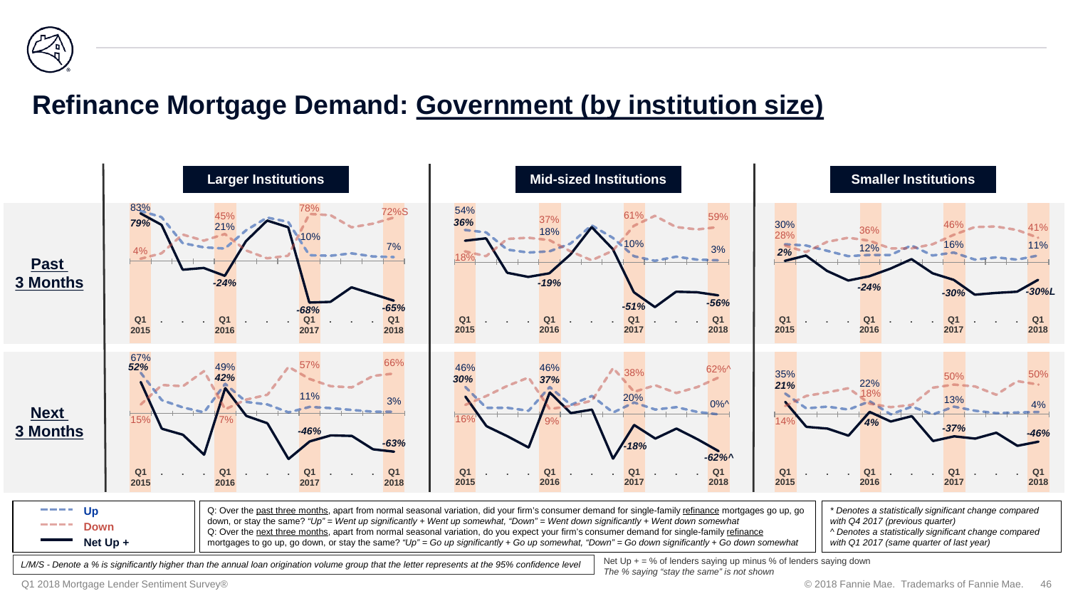# Refinance Mortgage Demand: Government (by institution size)

| | | Larger Institutions | | | | Mid-sized Institutions | | | | Smaller Institutions | | | |
|---|---|---|---|---|---|---|---|---|---|---|---|---|---|
| | | Q1 2015 | Q1 2016 | Q1 2017 | Q1 2018 | Q1 2015 | Q1 2016 | Q1 2017 | Q1 2018 | Q1 2015 | Q1 2016 | Q1 2017 | Q1 2018 |
| **Past 3 Months** | Up | 83% | 21% | 10% | 7% | 54% | 18% | 10% | 3% | 30% | 12% | 16% | 11% |
| | Down | 4% | 45% | 78% | 72%S | 18% | 37% | 61% | 59% | 28% | 36% | 46% | 41% |
| | Net Up + | 79% | -24% | -68% | -65% | 36% | -19% | -51% | -56% | 2% | -24% | -30% | -30%L |
| **Next 3 Months** | Up | 67% | 49% | 11% | 3% | 46% | 46% | 20% | 0%^ | 35% | 22% | 13% | 4% |
| | Down | 15% | 7% | 57% | 66% | 16% | 9% | 38% | 62%^ | 14% | 18% | 50% | 50% |
| | Net Up + | 52% | 42% | -46% | -63% | 30% | 37% | -18% | -62%^ | 21% | 4% | -37% | -46% |

Q: Over the past three months, apart from normal seasonal variation, did your firm's consumer demand for single-family refinance mortgages go up, go down, or stay the same? *"Up" = Went up significantly + Went up somewhat, "Down" = Went down significantly + Went down somewhat*

Q: Over the next three months, apart from normal seasonal variation, do you expect your firm's consumer demand for single-family refinance mortgages to go up, go down, or stay the same? *"Up" = Go up significantly + Go up somewhat, "Down" = Go down significantly + Go down somewhat*

*\* Denotes a statistically significant change compared with Q4 2017 (previous quarter)*

*^ Denotes a statistically significant change compared with Q1 2017 (same quarter of last year)*

*L/M/S - Denote a % is significantly higher than the annual loan origination volume group that the letter represents at the 95% confidence level*

Net Up + = % of lenders saying up minus % of lenders saying down

*The % saying "stay the same" is not shown*

Q1 2018 Mortgage Lender Sentiment Survey®

© 2018 Fannie Mae. Trademarks of Fannie Mae.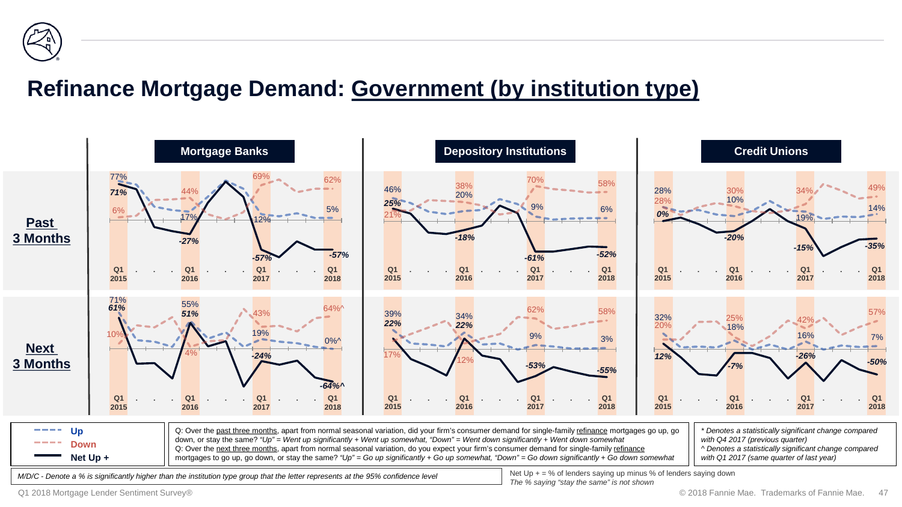# Refinance Mortgage Demand: Government (by institution type)

## Past 3 Months

| | Q1 2015 | Q1 2016 | Q1 2017 | Q1 2018 |
|---|---|---|---|---|
| **Mortgage Banks** – Up | 77% | 17% | 12% | 5% |
| **Mortgage Banks** – Down | 6% | 44% | 69% | 62% |
| **Mortgage Banks** – Net Up + | 71% | -27% | -57% | -57% |
| **Depository Institutions** – Up | 46% | 20% | 9% | 6% |
| **Depository Institutions** – Down | 21% | 38% | 70% | 58% |
| **Depository Institutions** – Net Up + | 25% | -18% | -61% | -52% |
| **Credit Unions** – Up | 28% | 10% | 19% | 14% |
| **Credit Unions** – Down | 28% | 30% | 34% | 49% |
| **Credit Unions** – Net Up + | 0% | -20% | -15% | -35% |

## Next 3 Months

| | Q1 2015 | Q1 2016 | Q1 2017 | Q1 2018 |
|---|---|---|---|---|
| **Mortgage Banks** – Up | 71% | 55% | 19% | 0%^ |
| **Mortgage Banks** – Down | 10% | 4% | 43% | 64%^ |
| **Mortgage Banks** – Net Up + | 61% | 51% | -24% | -64%^ |
| **Depository Institutions** – Up | 39% | 34% | 9% | 3% |
| **Depository Institutions** – Down | 17% | 12% | 62% | 58% |
| **Depository Institutions** – Net Up + | 22% | 22% | -53% | -55% |
| **Credit Unions** – Up | 32% | 18% | 16% | 7% |
| **Credit Unions** – Down | 20% | 25% | 42% | 57% |
| **Credit Unions** – Net Up + | 12% | -7% | -26% | -50% |

Legend: Up (dashed blue), Down (dashed red), Net Up + (solid black)

Q: Over the past three months, apart from normal seasonal variation, did your firm's consumer demand for single-family refinance mortgages go up, go down, or stay the same? *"Up" = Went up significantly + Went up somewhat, "Down" = Went down significantly + Went down somewhat*
Q: Over the next three months, apart from normal seasonal variation, do you expect your firm's consumer demand for single-family refinance mortgages to go up, go down, or stay the same? *"Up" = Go up significantly + Go up somewhat, "Down" = Go down significantly + Go down somewhat*

*\* Denotes a statistically significant change compared with Q4 2017 (previous quarter)*
*^ Denotes a statistically significant change compared with Q1 2017 (same quarter of last year)*

*M/D/C - Denote a % is significantly higher than the institution type group that the letter represents at the 95% confidence level*

Net Up + = % of lenders saying up minus % of lenders saying down
*The % saying "stay the same" is not shown*

Q1 2018 Mortgage Lender Sentiment Survey®

© 2018 Fannie Mae. Trademarks of Fannie Mae.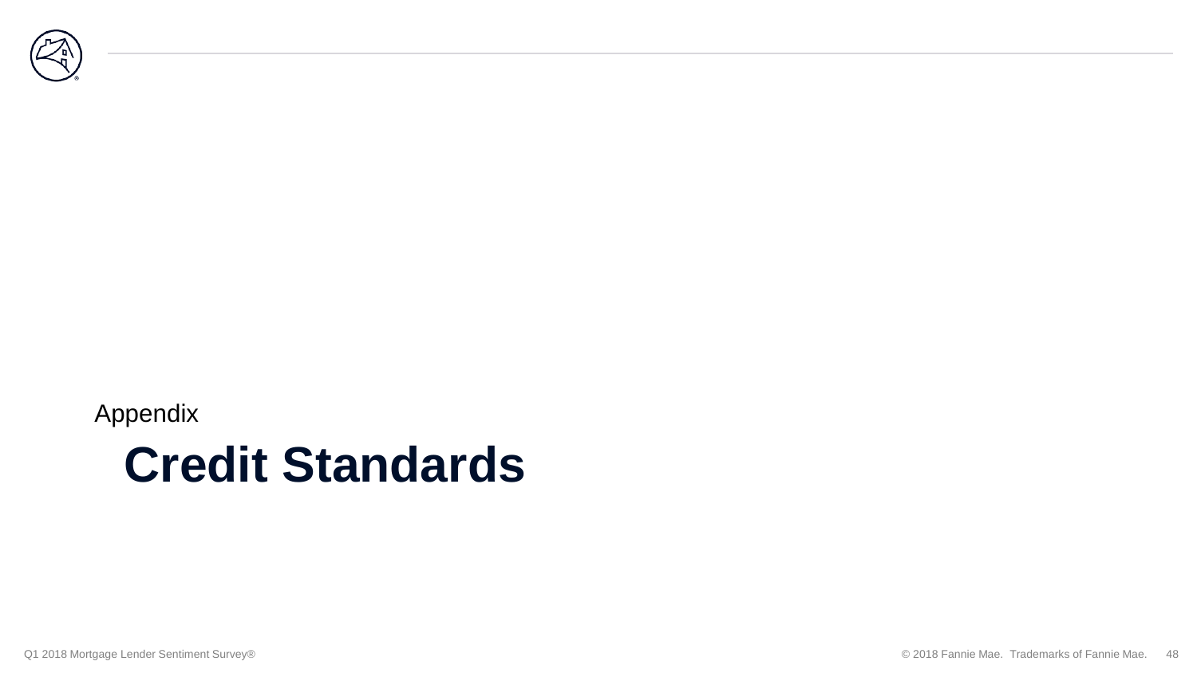Appendix

# Credit Standards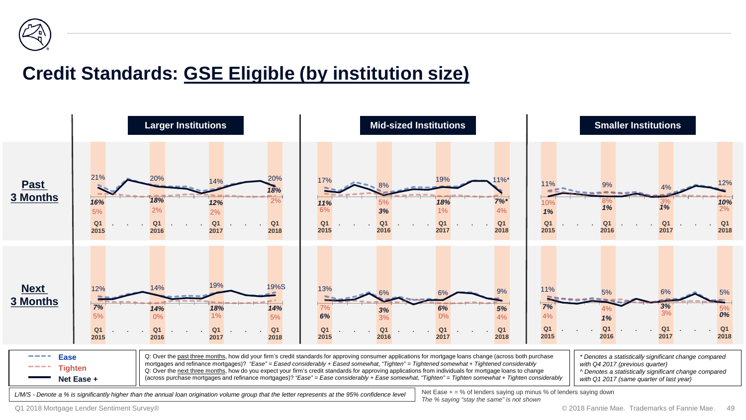# Credit Standards: GSE Eligible (by institution size)

## Past 3 Months

| | Larger Institutions | | | | Mid-sized Institutions | | | | Smaller Institutions | | | |
|---|---|---|---|---|---|---|---|---|---|---|---|---|
| | Q1 2015 | Q1 2016 | Q1 2017 | Q1 2018 | Q1 2015 | Q1 2016 | Q1 2017 | Q1 2018 | Q1 2015 | Q1 2016 | Q1 2017 | Q1 2018 |
| Ease | 21% | 20% | 14% | 20% | 17% | 8% | 19% | 11%* | 11% | 9% | 4% | 12% |
| Tighten | 5% | 2% | 2% | 2% | 6% | 5% | 1% | 4% | 10% | 8% | 3% | 2% |
| Net Ease + | 16% | 18% | 12% | 18% | 11% | 3% | 18% | 7%* | 1% | 1% | 1% | 10% |

## Next 3 Months

| | Larger Institutions | | | | Mid-sized Institutions | | | | Smaller Institutions | | | |
|---|---|---|---|---|---|---|---|---|---|---|---|---|
| | Q1 2015 | Q1 2016 | Q1 2017 | Q1 2018 | Q1 2015 | Q1 2016 | Q1 2017 | Q1 2018 | Q1 2015 | Q1 2016 | Q1 2017 | Q1 2018 |
| Ease | 12% | 14% | 19% | 19%S | 13% | 6% | 6% | 9% | 11% | 5% | 6% | 5% |
| Tighten | 5% | 0% | 1% | 5% | 7% | 3% | 0% | 4% | 4% | 4% | 3% | 5% |
| Net Ease + | 7% | 14% | 18% | 14% | 6% | 3% | 6% | 5% | 7% | 1% | 3% | 0% |

- Ease (dashed blue)
- Tighten (dashed red)
- Net Ease + (solid black)

Q: Over the past three months, how did your firm's credit standards for approving consumer applications for mortgage loans change (across both purchase mortgages and refinance mortgages)? *"Ease" = Eased considerably + Eased somewhat, "Tighten" = Tightened somewhat + Tightened considerably*
Q: Over the next three months, how do you expect your firm's credit standards for approving applications from individuals for mortgage loans to change (across purchase mortgages and refinance mortgages)? *"Ease" = Ease considerably + Ease somewhat, "Tighten" = Tighten somewhat + Tighten considerably*

*\* Denotes a statistically significant change compared with Q4 2017 (previous quarter)*
*^ Denotes a statistically significant change compared with Q1 2017 (same quarter of last year)*

*L/M/S - Denote a % is significantly higher than the annual loan origination volume group that the letter represents at the 95% confidence level*

Net Ease + = % of lenders saying up minus % of lenders saying down
*The % saying "stay the same" is not shown*

Q1 2018 Mortgage Lender Sentiment Survey®

© 2018 Fannie Mae. Trademarks of Fannie Mae.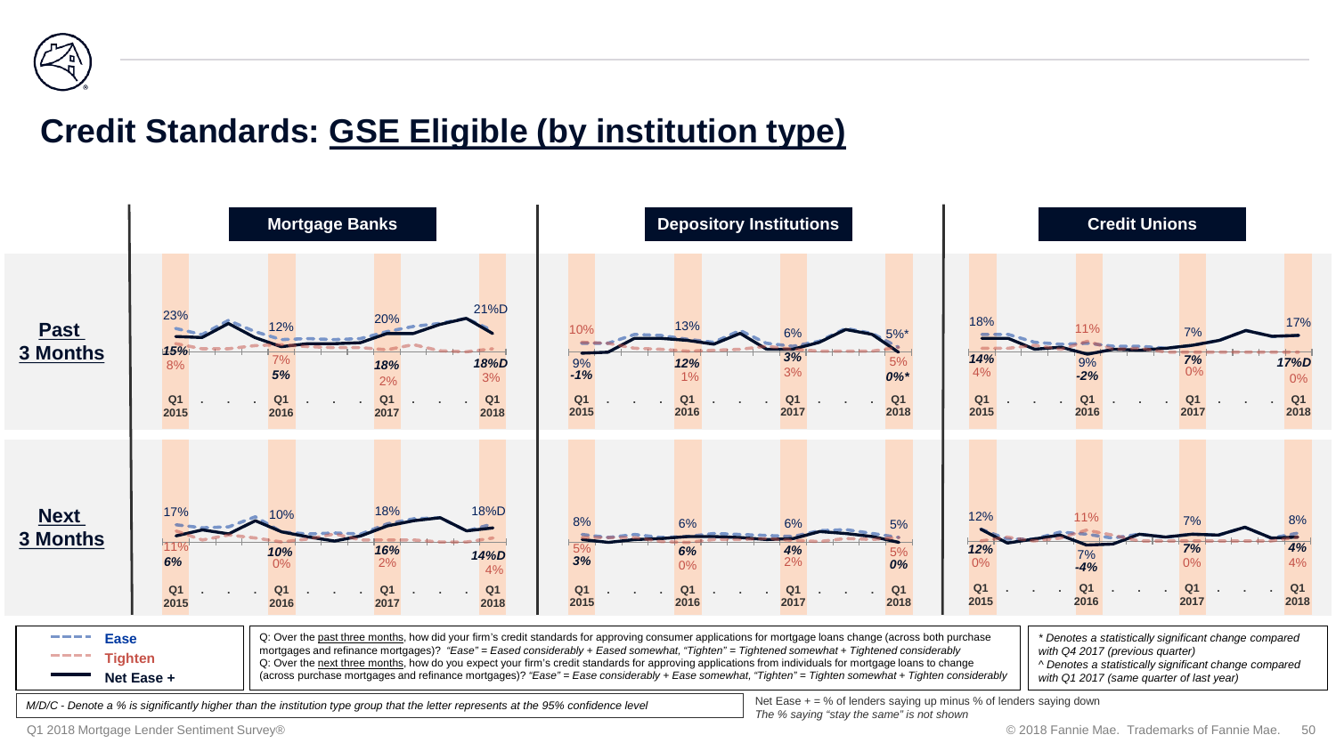# Credit Standards: GSE Eligible (by institution type)

## Past 3 Months

| | Q1 2015 | Q1 2016 | Q1 2017 | Q1 2018 |
|---|---|---|---|---|
| **Mortgage Banks** – Ease | 23% | 12% | 20% | 21%D |
| Mortgage Banks – Tighten | 8% | 7% | 2% | 3% |
| Mortgage Banks – Net Ease + | 15% | 5% | 18% | 18%D |
| **Depository Institutions** – Ease | 10% | 13% | 6% | 5%* |
| Depository Institutions – Tighten | 9% | 1% | 3% | 5% |
| Depository Institutions – Net Ease + | -1% | 12% | 3% | 0%* |
| **Credit Unions** – Ease | 18% | 11% | 7% | 17% |
| Credit Unions – Tighten | 4% | 9% | 0% | 0% |
| Credit Unions – Net Ease + | 14% | -2% | 7% | 17%D |

## Next 3 Months

| | Q1 2015 | Q1 2016 | Q1 2017 | Q1 2018 |
|---|---|---|---|---|
| **Mortgage Banks** – Ease | 17% | 10% | 18% | 18%D |
| Mortgage Banks – Tighten | 11% | 0% | 2% | 4% |
| Mortgage Banks – Net Ease + | 6% | 10% | 16% | 14%D |
| **Depository Institutions** – Ease | 8% | 6% | 6% | 5% |
| Depository Institutions – Tighten | 5% | 0% | 2% | 5% |
| Depository Institutions – Net Ease + | 3% | 6% | 4% | 0% |
| **Credit Unions** – Ease | 12% | 11% | 7% | 8% |
| Credit Unions – Tighten | 0% | 7% | 0% | 4% |
| Credit Unions – Net Ease + | 12% | -4% | 7% | 4% |

**Legend:** Ease (dashed blue), Tighten (dashed red), Net Ease + (solid black)

Q: Over the past three months, how did your firm's credit standards for approving consumer applications for mortgage loans change (across both purchase mortgages and refinance mortgages)? *"Ease" = Eased considerably + Eased somewhat, "Tighten" = Tightened somewhat + Tightened considerably*
Q: Over the next three months, how do you expect your firm's credit standards for approving applications from individuals for mortgage loans to change (across purchase mortgages and refinance mortgages)? *"Ease" = Ease considerably + Ease somewhat, "Tighten" = Tighten somewhat + Tighten considerably*

*\* Denotes a statistically significant change compared with Q4 2017 (previous quarter)*
*^ Denotes a statistically significant change compared with Q1 2017 (same quarter of last year)*

*M/D/C - Denote a % is significantly higher than the institution type group that the letter represents at the 95% confidence level*

Net Ease + = % of lenders saying up minus % of lenders saying down
*The % saying "stay the same" is not shown*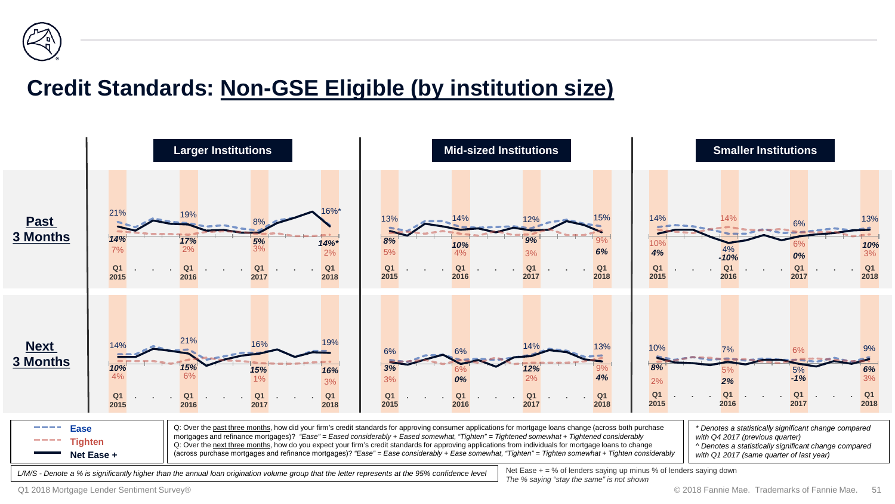# Credit Standards: Non-GSE Eligible (by institution size)

## Past 3 Months

| | Q1 2015 | Q1 2016 | Q1 2017 | Q1 2018 |
|---|---|---|---|---|
| **Larger Institutions** – Ease | 21% | 19% | 8% | 16%* |
| **Larger Institutions** – Tighten | 7% | 2% | 3% | 2% |
| **Larger Institutions** – Net Ease + | 14% | 17% | 5% | 14%* |
| **Mid-sized Institutions** – Ease | 13% | 14% | 12% | 15% |
| **Mid-sized Institutions** – Tighten | 5% | 4% | 3% | 9% |
| **Mid-sized Institutions** – Net Ease + | 8% | 10% | 9% | 6% |
| **Smaller Institutions** – Ease | 14% | 4% | 6% | 13% |
| **Smaller Institutions** – Tighten | 10% | 14% | 6% | 3% |
| **Smaller Institutions** – Net Ease + | 4% | -10% | 0% | 10% |

## Next 3 Months

| | Q1 2015 | Q1 2016 | Q1 2017 | Q1 2018 |
|---|---|---|---|---|
| **Larger Institutions** – Ease | 14% | 21% | 16% | 19% |
| **Larger Institutions** – Tighten | 4% | 6% | 1% | 3% |
| **Larger Institutions** – Net Ease + | 10% | 15% | 15% | 16% |
| **Mid-sized Institutions** – Ease | 6% | 6% | 14% | 13% |
| **Mid-sized Institutions** – Tighten | 3% | 6% | 2% | 9% |
| **Mid-sized Institutions** – Net Ease + | 3% | 0% | 12% | 4% |
| **Smaller Institutions** – Ease | 10% | 7% | 5% | 9% |
| **Smaller Institutions** – Tighten | 2% | 5% | 6% | 3% |
| **Smaller Institutions** – Net Ease + | 8% | 2% | -1% | 6% |

Legend: Ease (dashed blue), Tighten (dashed red), Net Ease + (solid black)

Q: Over the past three months, how did your firm's credit standards for approving consumer applications for mortgage loans change (across both purchase mortgages and refinance mortgages)? *"Ease" = Eased considerably + Eased somewhat, "Tighten" = Tightened somewhat + Tightened considerably*

Q: Over the next three months, how do you expect your firm's credit standards for approving applications from individuals for mortgage loans to change (across purchase mortgages and refinance mortgages)? *"Ease" = Ease considerably + Ease somewhat, "Tighten" = Tighten somewhat + Tighten considerably*

*\* Denotes a statistically significant change compared with Q4 2017 (previous quarter)*

*^ Denotes a statistically significant change compared with Q1 2017 (same quarter of last year)*

*L/M/S - Denote a % is significantly higher than the annual loan origination volume group that the letter represents at the 95% confidence level*

Net Ease + = % of lenders saying up minus % of lenders saying down

*The % saying "stay the same" is not shown*

Q1 2018 Mortgage Lender Sentiment Survey®

© 2018 Fannie Mae. Trademarks of Fannie Mae.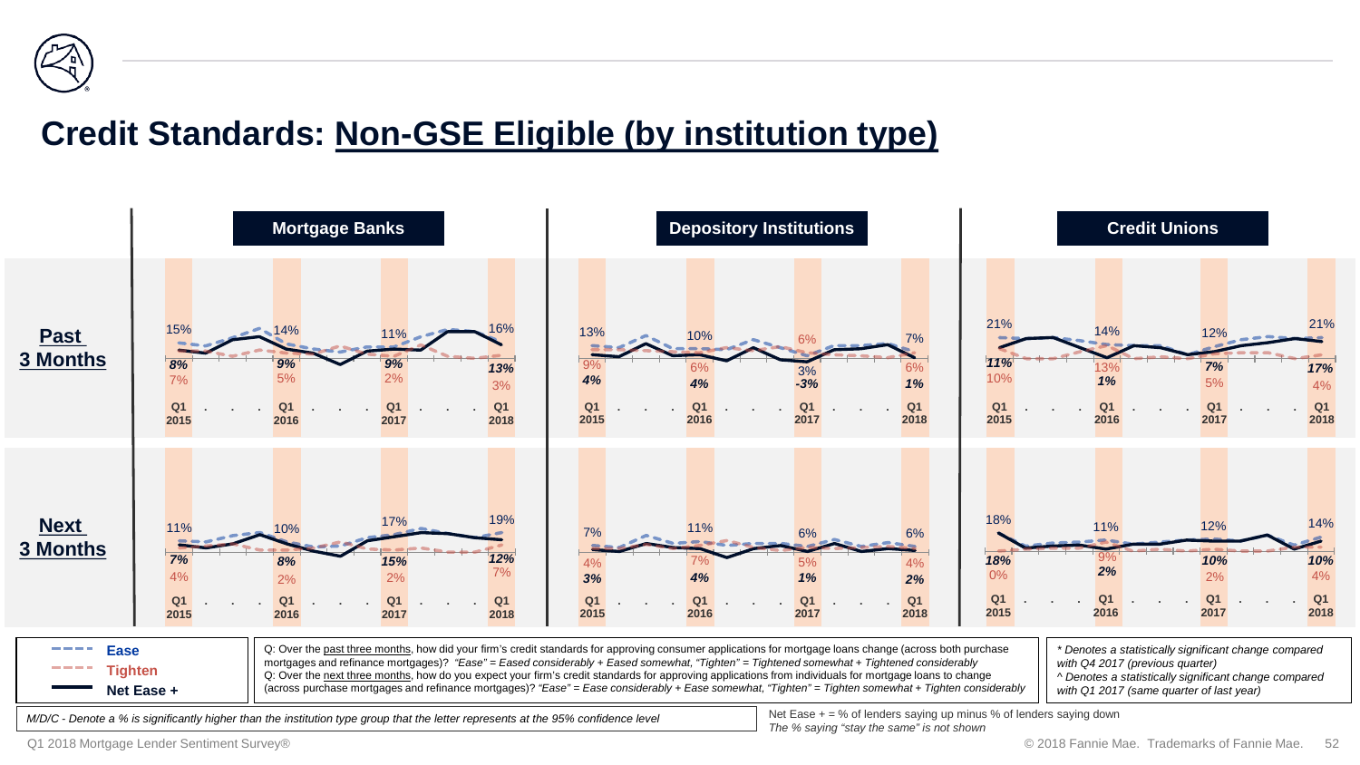# Credit Standards: Non-GSE Eligible (by institution type)

## Past 3 Months

| | Mortgage Banks | | | | Depository Institutions | | | | Credit Unions | | | |
|---|---|---|---|---|---|---|---|---|---|---|---|---|
| | Q1 2015 | Q1 2016 | Q1 2017 | Q1 2018 | Q1 2015 | Q1 2016 | Q1 2017 | Q1 2018 | Q1 2015 | Q1 2016 | Q1 2017 | Q1 2018 |
| Ease | 15% | 14% | 11% | 16% | 13% | 10% | 6% | 7% | 21% | 14% | 12% | 21% |
| Tighten | 7% | 5% | 2% | 3% | 9% | 6% | 3% | 6% | 10% | 13% | 5% | 4% |
| Net Ease + | 8% | 9% | 9% | 13% | 4% | 4% | -3% | 1% | 11% | 1% | 7% | 17% |

## Next 3 Months

| | Mortgage Banks | | | | Depository Institutions | | | | Credit Unions | | | |
|---|---|---|---|---|---|---|---|---|---|---|---|---|
| | Q1 2015 | Q1 2016 | Q1 2017 | Q1 2018 | Q1 2015 | Q1 2016 | Q1 2017 | Q1 2018 | Q1 2015 | Q1 2016 | Q1 2017 | Q1 2018 |
| Ease | 11% | 10% | 17% | 19% | 7% | 11% | 6% | 6% | 18% | 11% | 12% | 14% |
| Tighten | 4% | 2% | 2% | 7% | 4% | 7% | 5% | 4% | 0% | 9% | 2% | 4% |
| Net Ease + | 7% | 8% | 15% | 12% | 3% | 4% | 1% | 2% | 18% | 2% | 10% | 10% |

- Ease
- Tighten
- Net Ease +

Q: Over the past three months, how did your firm's credit standards for approving consumer applications for mortgage loans change (across both purchase mortgages and refinance mortgages)? *"Ease" = Eased considerably + Eased somewhat, "Tighten" = Tightened somewhat + Tightened considerably*
Q: Over the next three months, how do you expect your firm's credit standards for approving applications from individuals for mortgage loans to change (across purchase mortgages and refinance mortgages)? *"Ease" = Ease considerably + Ease somewhat, "Tighten" = Tighten somewhat + Tighten considerably*

*\* Denotes a statistically significant change compared with Q4 2017 (previous quarter)*
*^ Denotes a statistically significant change compared with Q1 2017 (same quarter of last year)*

*M/D/C - Denote a % is significantly higher than the institution type group that the letter represents at the 95% confidence level*

Net Ease + = % of lenders saying up minus % of lenders saying down
*The % saying "stay the same" is not shown*

Q1 2018 Mortgage Lender Sentiment Survey®

© 2018 Fannie Mae. Trademarks of Fannie Mae.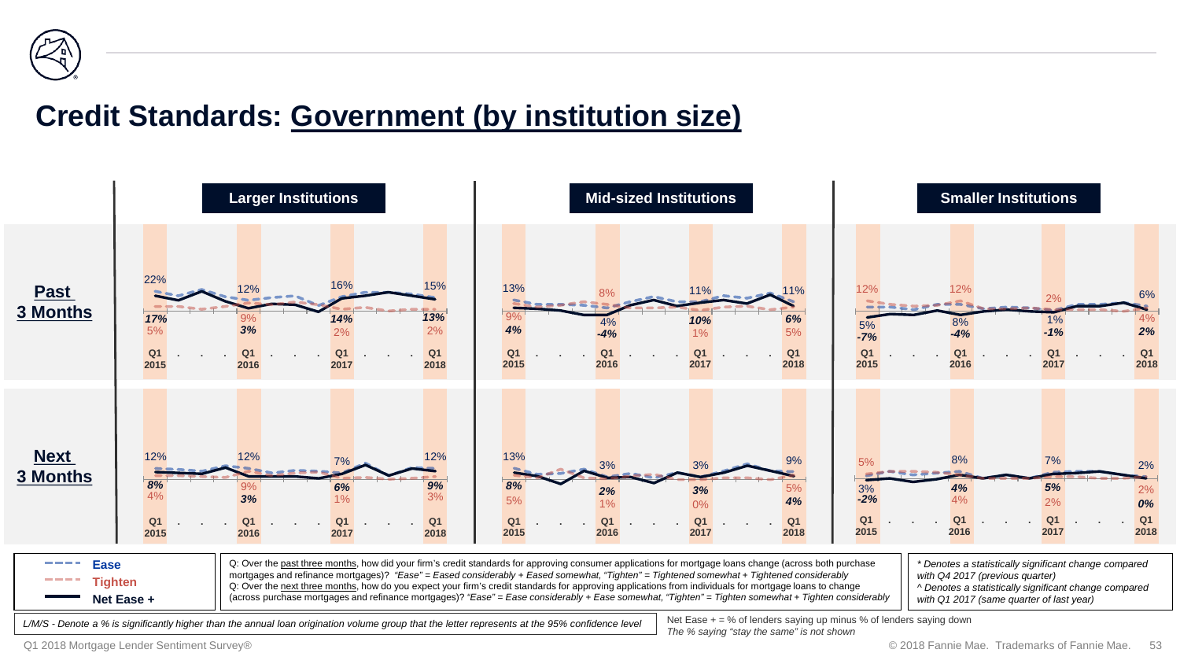# Credit Standards: Government (by institution size)

## Past 3 Months

| | Q1 2015 | Q1 2016 | Q1 2017 | Q1 2018 |
|---|---|---|---|---|
| **Larger Institutions** – Ease | 22% | 12% | 16% | 15% |
| **Larger Institutions** – Tighten | 5% | 9% | 2% | 2% |
| **Larger Institutions** – Net Ease + | 17% | 3% | 14% | 13% |
| **Mid-sized Institutions** – Ease | 13% | 4% | 11% | 11% |
| **Mid-sized Institutions** – Tighten | 9% | 8% | 1% | 5% |
| **Mid-sized Institutions** – Net Ease + | 4% | -4% | 10% | 6% |
| **Smaller Institutions** – Ease | 5% | 8% | 1% | 6% |
| **Smaller Institutions** – Tighten | 12% | 12% | 2% | 4% |
| **Smaller Institutions** – Net Ease + | -7% | -4% | -1% | 2% |

## Next 3 Months

| | Q1 2015 | Q1 2016 | Q1 2017 | Q1 2018 |
|---|---|---|---|---|
| **Larger Institutions** – Ease | 12% | 12% | 7% | 12% |
| **Larger Institutions** – Tighten | 4% | 9% | 1% | 3% |
| **Larger Institutions** – Net Ease + | 8% | 3% | 6% | 9% |
| **Mid-sized Institutions** – Ease | 13% | 3% | 3% | 9% |
| **Mid-sized Institutions** – Tighten | 5% | 1% | 0% | 5% |
| **Mid-sized Institutions** – Net Ease + | 8% | 2% | 3% | 4% |
| **Smaller Institutions** – Ease | 3% | 8% | 7% | 2% |
| **Smaller Institutions** – Tighten | 5% | 4% | 2% | 2% |
| **Smaller Institutions** – Net Ease + | -2% | 4% | 5% | 0% |

Legend: Ease (blue dashed line), Tighten (red dashed line), Net Ease + (solid black line)

Q: Over the past three months, how did your firm's credit standards for approving consumer applications for mortgage loans change (across both purchase mortgages and refinance mortgages)? *"Ease" = Eased considerably + Eased somewhat, "Tighten" = Tightened somewhat + Tightened considerably*
Q: Over the next three months, how do you expect your firm's credit standards for approving applications from individuals for mortgage loans to change (across purchase mortgages and refinance mortgages)? *"Ease" = Ease considerably + Ease somewhat, "Tighten" = Tighten somewhat + Tighten considerably*

*\* Denotes a statistically significant change compared with Q4 2017 (previous quarter)*
*^ Denotes a statistically significant change compared with Q1 2017 (same quarter of last year)*

*L/M/S - Denote a % is significantly higher than the annual loan origination volume group that the letter represents at the 95% confidence level*

Net Ease + = % of lenders saying up minus % of lenders saying down
*The % saying "stay the same" is not shown*

Q1 2018 Mortgage Lender Sentiment Survey®

© 2018 Fannie Mae. Trademarks of Fannie Mae.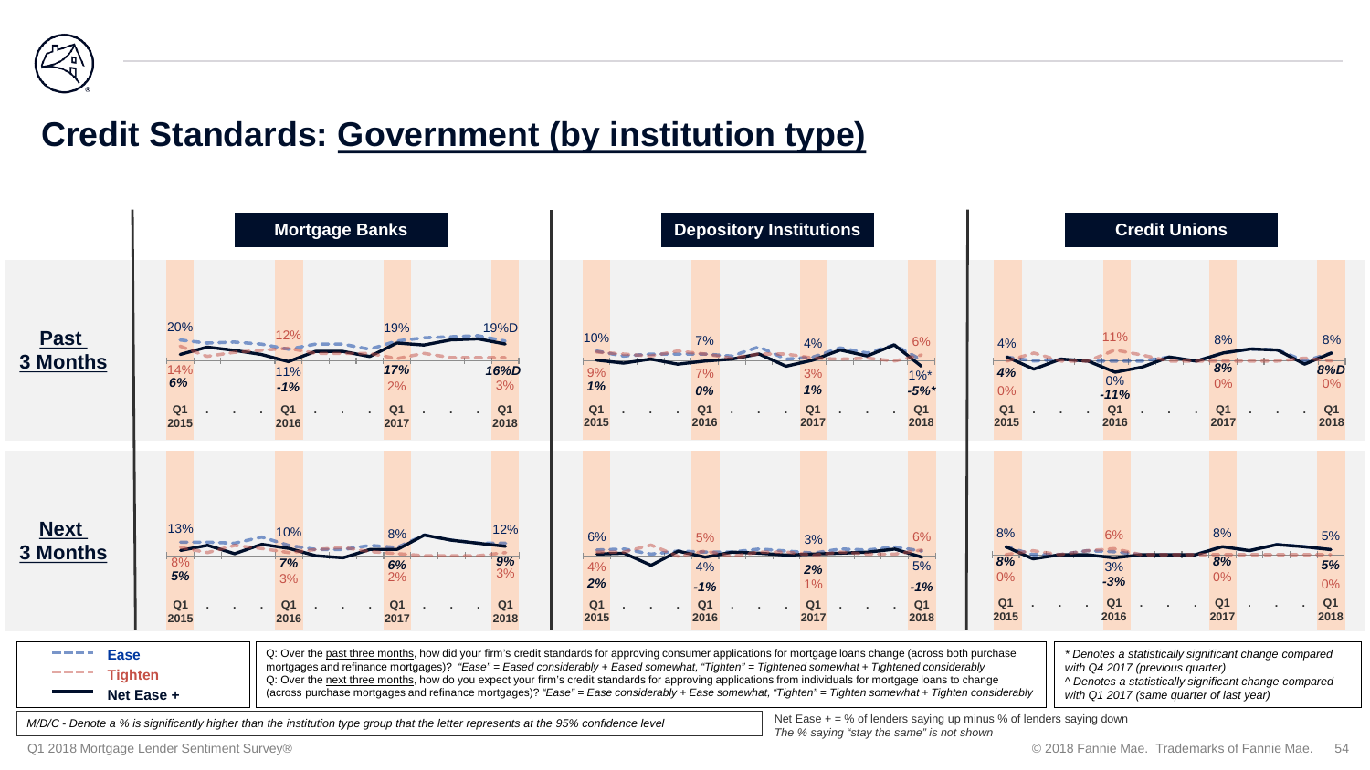# Credit Standards: Government (by institution type)

## Past 3 Months

| | Mortgage Banks | | | | Depository Institutions | | | | Credit Unions | | | |
|---|---|---|---|---|---|---|---|---|---|---|---|---|
| | Q1 2015 | Q1 2016 | Q1 2017 | Q1 2018 | Q1 2015 | Q1 2016 | Q1 2017 | Q1 2018 | Q1 2015 | Q1 2016 | Q1 2017 | Q1 2018 |
| Ease | 20% | 12% | 19% | 19%D | 10% | 7% | 4% | 6% | 4% | 11% | 8% | 8% |
| Tighten | 14% | 11% | 2% | 3% | 9% | 7% | 3% | 1%* | 0% | 0% | 0% | 0% |
| Net Ease + | 6% | -1% | 17% | 16%D | 1% | 0% | 1% | -5%* | 4% | -11% | 8% | 8%D |

## Next 3 Months

| | Mortgage Banks | | | | Depository Institutions | | | | Credit Unions | | | |
|---|---|---|---|---|---|---|---|---|---|---|---|---|
| | Q1 2015 | Q1 2016 | Q1 2017 | Q1 2018 | Q1 2015 | Q1 2016 | Q1 2017 | Q1 2018 | Q1 2015 | Q1 2016 | Q1 2017 | Q1 2018 |
| Ease | 13% | 10% | 8% | 12% | 6% | 5% | 3% | 6% | 8% | 6% | 8% | 5% |
| Tighten | 8% | 3% | 2% | 3% | 4% | 4% | 1% | 5% | 0% | 3% | 0% | 0% |
| Net Ease + | 5% | 7% | 6% | 9% | 2% | -1% | 2% | -1% | 8% | -3% | 8% | 5% |

Q: Over the past three months, how did your firm's credit standards for approving consumer applications for mortgage loans change (across both purchase mortgages and refinance mortgages)? *"Ease" = Eased considerably + Eased somewhat, "Tighten" = Tightened somewhat + Tightened considerably*

Q: Over the next three months, how do you expect your firm's credit standards for approving applications from individuals for mortgage loans to change (across purchase mortgages and refinance mortgages)? *"Ease" = Ease considerably + Ease somewhat, "Tighten" = Tighten somewhat + Tighten considerably*

*\* Denotes a statistically significant change compared with Q4 2017 (previous quarter)*

*^ Denotes a statistically significant change compared with Q1 2017 (same quarter of last year)*

*M/D/C - Denote a % is significantly higher than the institution type group that the letter represents at the 95% confidence level*

Net Ease + = % of lenders saying up minus % of lenders saying down

*The % saying "stay the same" is not shown*

Q1 2018 Mortgage Lender Sentiment Survey®

© 2018 Fannie Mae. Trademarks of Fannie Mae.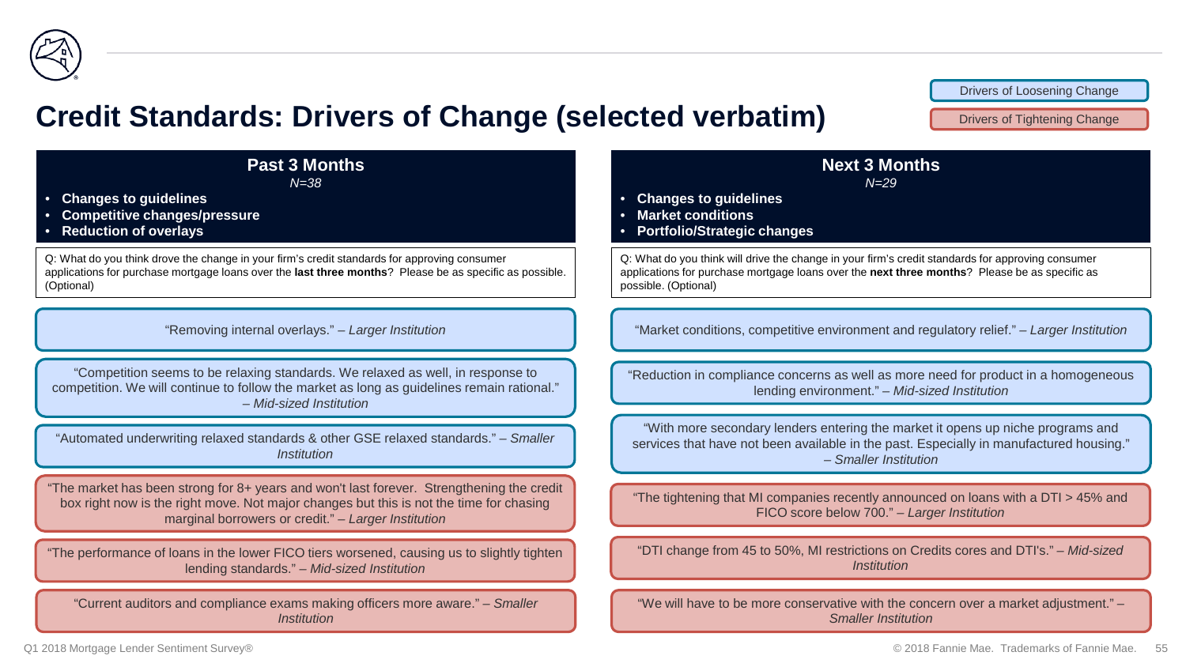# Credit Standards: Drivers of Change (selected verbatim)

Drivers of Loosening Change

Drivers of Tightening Change

## Past 3 Months

*N=38*

- **Changes to guidelines**
- **Competitive changes/pressure**
- **Reduction of overlays**

Q: What do you think drove the change in your firm's credit standards for approving consumer applications for purchase mortgage loans over the **last three months**? Please be as specific as possible. (Optional)

**Drivers of Loosening Change:**

"Removing internal overlays." – *Larger Institution*

"Competition seems to be relaxing standards. We relaxed as well, in response to competition. We will continue to follow the market as long as guidelines remain rational." – *Mid-sized Institution*

"Automated underwriting relaxed standards & other GSE relaxed standards." – *Smaller Institution*

**Drivers of Tightening Change:**

"The market has been strong for 8+ years and won't last forever. Strengthening the credit box right now is the right move. Not major changes but this is not the time for chasing marginal borrowers or credit." – *Larger Institution*

"The performance of loans in the lower FICO tiers worsened, causing us to slightly tighten lending standards." – *Mid-sized Institution*

"Current auditors and compliance exams making officers more aware." – *Smaller Institution*

## Next 3 Months

*N=29*

- **Changes to guidelines**
- **Market conditions**
- **Portfolio/Strategic changes**

Q: What do you think will drive the change in your firm's credit standards for approving consumer applications for purchase mortgage loans over the **next three months**? Please be as specific as possible. (Optional)

**Drivers of Loosening Change:**

"Market conditions, competitive environment and regulatory relief." – *Larger Institution*

"Reduction in compliance concerns as well as more need for product in a homogeneous lending environment." – *Mid-sized Institution*

"With more secondary lenders entering the market it opens up niche programs and services that have not been available in the past. Especially in manufactured housing." – *Smaller Institution*

**Drivers of Tightening Change:**

"The tightening that MI companies recently announced on loans with a DTI > 45% and FICO score below 700." – *Larger Institution*

"DTI change from 45 to 50%, MI restrictions on Credits cores and DTI's." – *Mid-sized Institution*

"We will have to be more conservative with the concern over a market adjustment." – *Smaller Institution*

Q1 2018 Mortgage Lender Sentiment Survey®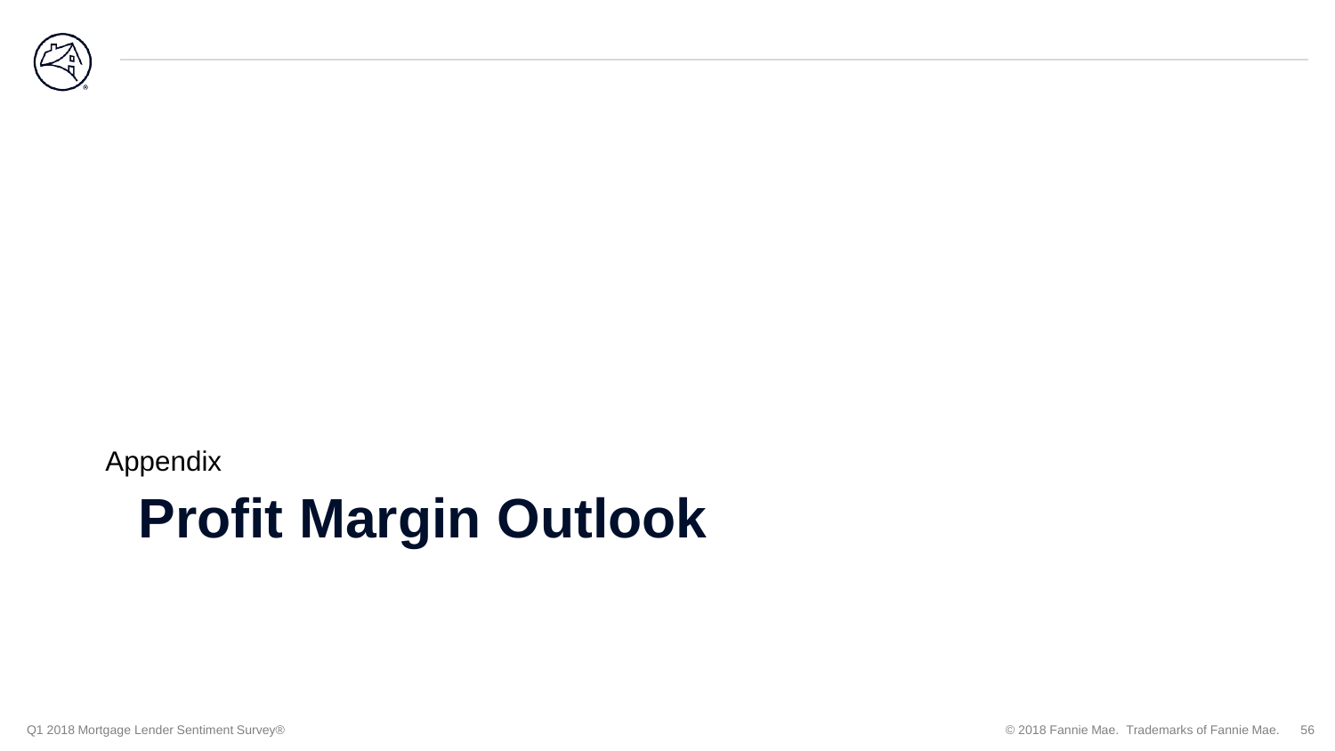Appendix

# Profit Margin Outlook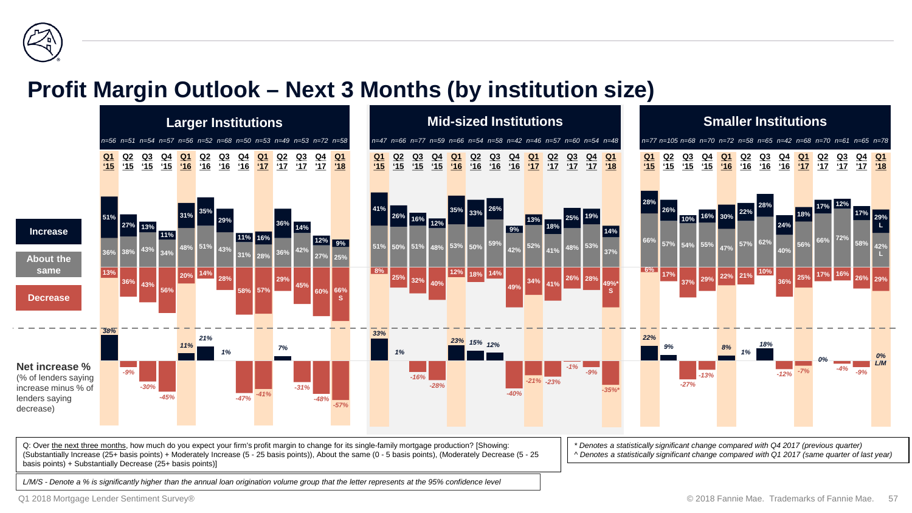# Profit Margin Outlook – Next 3 Months (by institution size)

### Larger Institutions

| | Q1 '15 | Q2 '15 | Q3 '15 | Q4 '15 | Q1 '16 | Q2 '16 | Q3 '16 | Q4 '16 | Q1 '17 | Q2 '17 | Q3 '17 | Q4 '17 | Q1 '18 |
|---|---|---|---|---|---|---|---|---|---|---|---|---|---|
| n | n=56 | n=51 | n=54 | n=57 | n=56 | n=52 | n=68 | n=50 | n=53 | n=49 | n=53 | n=72 | n=58 |
| Increase | 51% | 27% | 13% | 11% | 31% | 35% | 29% | 11% | 16% | 36% | 14% | 12% | 9% |
| About the same | 36% | 38% | 43% | 34% | 48% | 51% | 43% | 31% | 28% | 36% | 42% | 27% | 25% |
| Decrease | 13% | 36% | 43% | 56% | 20% | 14% | 28% | 58% | 57% | 29% | 45% | 60% | 66% S |
| Net increase % | 38% | -9% | -30% | -45% | 11% | 21% | 1% | -47% | -41% | 7% | -31% | -48% | -57% |

### Mid-sized Institutions

| | Q1 '15 | Q2 '15 | Q3 '15 | Q4 '15 | Q1 '16 | Q2 '16 | Q3 '16 | Q4 '16 | Q1 '17 | Q2 '17 | Q3 '17 | Q4 '17 | Q1 '18 |
|---|---|---|---|---|---|---|---|---|---|---|---|---|---|
| n | n=47 | n=66 | n=77 | n=59 | n=66 | n=54 | n=58 | n=42 | n=46 | n=57 | n=60 | n=54 | n=48 |
| Increase | 41% | 26% | 16% | 12% | 35% | 33% | 26% | 9% | 13% | 18% | 25% | 19% | 14% |
| About the same | 51% | 50% | 51% | 48% | 53% | 50% | 59% | 42% | 52% | 41% | 48% | 53% | 37% |
| Decrease | 8% | 25% | 32% | 40% | 12% | 18% | 14% | 49% | 34% | 41% | 26% | 28% | 49%* S |
| Net increase % | 33% | 1% | -16% | -28% | 23% | 15% | 12% | -40% | -21% | -23% | -1% | -9% | -35%* |

### Smaller Institutions

| | Q1 '15 | Q2 '15 | Q3 '15 | Q4 '15 | Q1 '16 | Q2 '16 | Q3 '16 | Q4 '16 | Q1 '17 | Q2 '17 | Q3 '17 | Q4 '17 | Q1 '18 |
|---|---|---|---|---|---|---|---|---|---|---|---|---|---|
| n | n=77 | n=105 | n=68 | n=70 | n=72 | n=58 | n=65 | n=42 | n=68 | n=70 | n=61 | n=65 | n=78 |
| Increase | 28% | 26% | 10% | 16% | 30% | 22% | 28% | 24% | 18% | 17% | 12% | 17% | 29% L |
| About the same | 66% | 57% | 54% | 55% | 47% | 57% | 62% | 40% | 56% | 66% | 72% | 58% | 42% L |
| Decrease | 6% | 17% | 37% | 29% | 22% | 21% | 10% | 36% | 25% | 17% | 16% | 26% | 29% |
| Net increase % | 22% | 9% | -27% | -13% | 8% | 1% | 18% | -12% | -7% | 0% | -4% | -9% | 0% L/M |

**Net increase %** (% of lenders saying increase minus % of lenders saying decrease)

Q: Over the next three months, how much do you expect your firm's profit margin to change for its single-family mortgage production? [Showing: (Substantially Increase (25+ basis points) + Moderately Increase (5 - 25 basis points)), About the same (0 - 5 basis points), (Moderately Decrease (5 - 25 basis points) + Substantially Decrease (25+ basis points)]

*\* Denotes a statistically significant change compared with Q4 2017 (previous quarter)*
*^ Denotes a statistically significant change compared with Q1 2017 (same quarter of last year)*

*L/M/S - Denote a % is significantly higher than the annual loan origination volume group that the letter represents at the 95% confidence level*

Q1 2018 Mortgage Lender Sentiment Survey®

© 2018 Fannie Mae. Trademarks of Fannie Mae.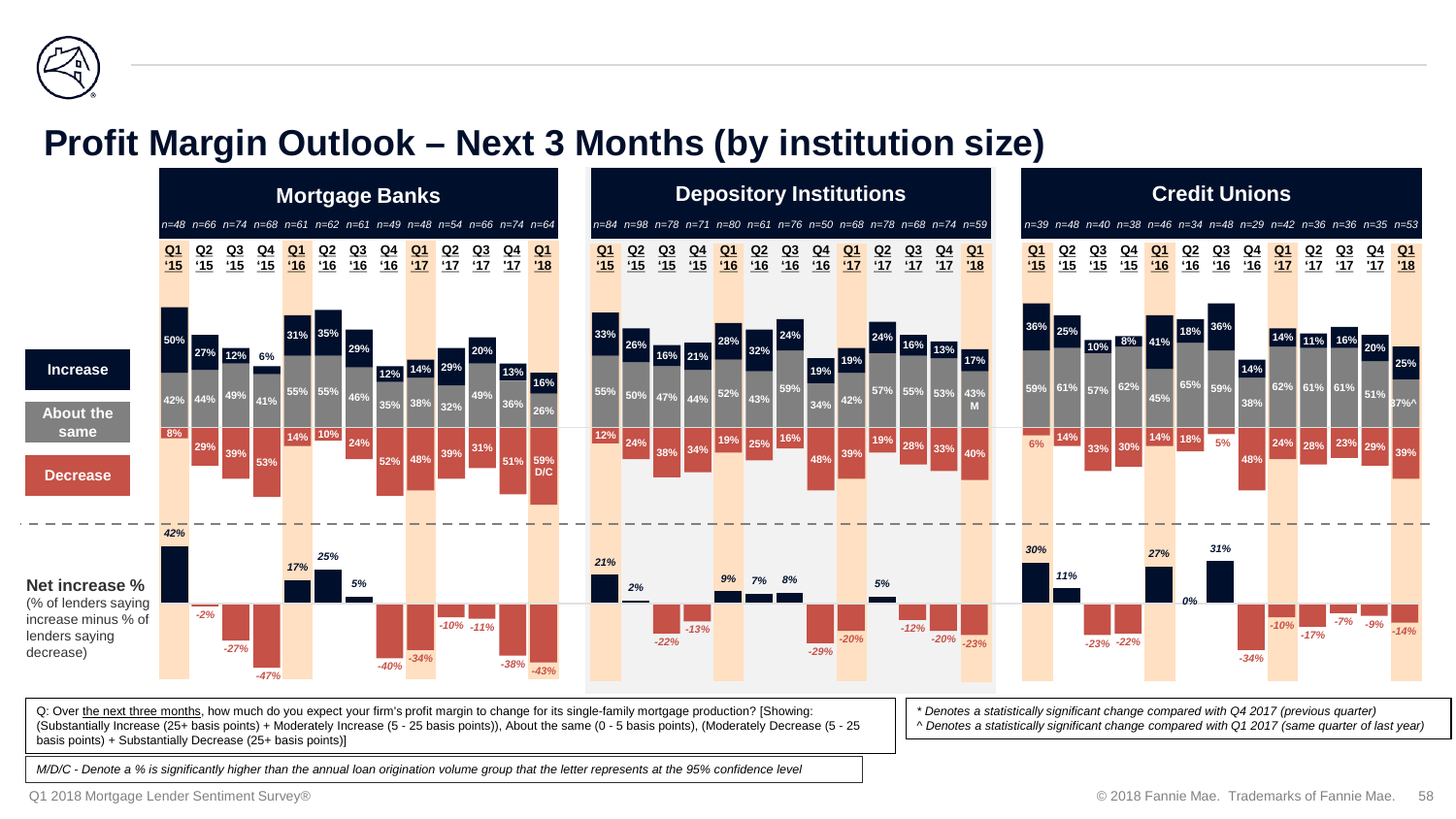# Profit Margin Outlook – Next 3 Months (by institution size)

### Mortgage Banks

| | Q1 '15 | Q2 '15 | Q3 '15 | Q4 '15 | Q1 '16 | Q2 '16 | Q3 '16 | Q4 '16 | Q1 '17 | Q2 '17 | Q3 '17 | Q4 '17 | Q1 '18 |
|---|---|---|---|---|---|---|---|---|---|---|---|---|---|
| n | n=48 | n=66 | n=74 | n=68 | n=61 | n=62 | n=61 | n=49 | n=48 | n=54 | n=66 | n=74 | n=64 |
| Increase | 50% | 27% | 12% | 6% | 31% | 35% | 29% | 12% | 14% | 29% | 20% | 13% | 16% |
| About the same | 42% | 44% | 49% | 41% | 55% | 55% | 46% | 35% | 38% | 32% | 49% | 36% | 26% |
| Decrease | 8% | 29% | 39% | 53% | 14% | 10% | 24% | 52% | 48% | 39% | 31% | 51% | 59% D/C |
| Net increase % | 42% | -2% | -27% | -47% | 17% | 25% | 5% | -40% | -34% | -10% | -11% | -38% | -43% |

### Depository Institutions

| | Q1 '15 | Q2 '15 | Q3 '15 | Q4 '15 | Q1 '16 | Q2 '16 | Q3 '16 | Q4 '16 | Q1 '17 | Q2 '17 | Q3 '17 | Q4 '17 | Q1 '18 |
|---|---|---|---|---|---|---|---|---|---|---|---|---|---|
| n | n=84 | n=98 | n=78 | n=71 | n=80 | n=61 | n=76 | n=50 | n=68 | n=78 | n=68 | n=74 | n=59 |
| Increase | 33% | 26% | 16% | 21% | 28% | 32% | 24% | 19% | 19% | 24% | 16% | 13% | 17% |
| About the same | 55% | 50% | 47% | 44% | 52% | 43% | 59% | 34% | 42% | 57% | 55% | 53% | 43% M |
| Decrease | 12% | 24% | 38% | 34% | 19% | 25% | 16% | 48% | 39% | 19% | 28% | 33% | 40% |
| Net increase % | 21% | 2% | -22% | -13% | 9% | 7% | 8% | -29% | -20% | 5% | -12% | -20% | -23% |

### Credit Unions

| | Q1 '15 | Q2 '15 | Q3 '15 | Q4 '15 | Q1 '16 | Q2 '16 | Q3 '16 | Q4 '16 | Q1 '17 | Q2 '17 | Q3 '17 | Q4 '17 | Q1 '18 |
|---|---|---|---|---|---|---|---|---|---|---|---|---|---|
| n | n=39 | n=48 | n=40 | n=38 | n=46 | n=34 | n=48 | n=29 | n=42 | n=36 | n=36 | n=35 | n=53 |
| Increase | 36% | 25% | 10% | 8% | 41% | 18% | 36% | 14% | 14% | 11% | 16% | 20% | 25% |
| About the same | 59% | 61% | 57% | 62% | 45% | 65% | 59% | 38% | 62% | 61% | 61% | 51% | 37%^ |
| Decrease | 6% | 14% | 33% | 30% | 14% | 18% | 5% | 48% | 24% | 28% | 23% | 29% | 39% |
| Net increase % | 30% | 11% | -23% | -22% | 27% | 0% | 31% | -34% | -10% | -17% | -7% | -9% | -14% |

**Net increase %** (% of lenders saying increase minus % of lenders saying decrease)

Q: Over the next three months, how much do you expect your firm's profit margin to change for its single-family mortgage production? [Showing: (Substantially Increase (25+ basis points) + Moderately Increase (5 - 25 basis points)), About the same (0 - 5 basis points), (Moderately Decrease (5 - 25 basis points) + Substantially Decrease (25+ basis points)]

*M/D/C - Denote a % is significantly higher than the annual loan origination volume group that the letter represents at the 95% confidence level*

*\* Denotes a statistically significant change compared with Q4 2017 (previous quarter)*
*^ Denotes a statistically significant change compared with Q1 2017 (same quarter of last year)*

Q1 2018 Mortgage Lender Sentiment Survey®

© 2018 Fannie Mae. Trademarks of Fannie Mae.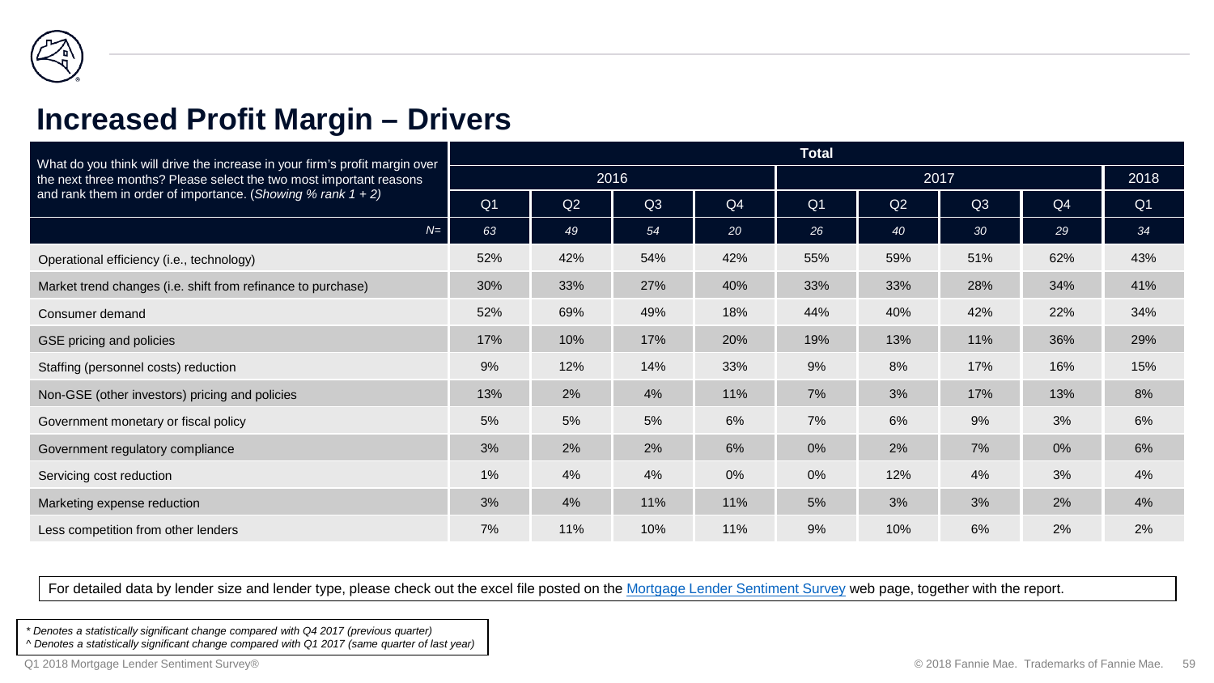## Increased Profit Margin – Drivers

| What do you think will drive the increase in your firm's profit margin over the next three months? Please select the two most important reasons and rank them in order of importance. (*Showing % rank 1 + 2)* | Total | | | | | | | | |
|---|---|---|---|---|---|---|---|---|---|
| | 2016 | | | | 2017 | | | | 2018 |
| | Q1 | Q2 | Q3 | Q4 | Q1 | Q2 | Q3 | Q4 | Q1 |
| *N=* | *63* | *49* | *54* | *20* | *26* | *40* | *30* | *29* | *34* |
| Operational efficiency (i.e., technology) | 52% | 42% | 54% | 42% | 55% | 59% | 51% | 62% | 43% |
| Market trend changes (i.e. shift from refinance to purchase) | 30% | 33% | 27% | 40% | 33% | 33% | 28% | 34% | 41% |
| Consumer demand | 52% | 69% | 49% | 18% | 44% | 40% | 42% | 22% | 34% |
| GSE pricing and policies | 17% | 10% | 17% | 20% | 19% | 13% | 11% | 36% | 29% |
| Staffing (personnel costs) reduction | 9% | 12% | 14% | 33% | 9% | 8% | 17% | 16% | 15% |
| Non-GSE (other investors) pricing and policies | 13% | 2% | 4% | 11% | 7% | 3% | 17% | 13% | 8% |
| Government monetary or fiscal policy | 5% | 5% | 5% | 6% | 7% | 6% | 9% | 3% | 6% |
| Government regulatory compliance | 3% | 2% | 2% | 6% | 0% | 2% | 7% | 0% | 6% |
| Servicing cost reduction | 1% | 4% | 4% | 0% | 0% | 12% | 4% | 3% | 4% |
| Marketing expense reduction | 3% | 4% | 11% | 11% | 5% | 3% | 3% | 2% | 4% |
| Less competition from other lenders | 7% | 11% | 10% | 11% | 9% | 10% | 6% | 2% | 2% |

For detailed data by lender size and lender type, please check out the excel file posted on the Mortgage Lender Sentiment Survey web page, together with the report.

*\* Denotes a statistically significant change compared with Q4 2017 (previous quarter)*
*^ Denotes a statistically significant change compared with Q1 2017 (same quarter of last year)*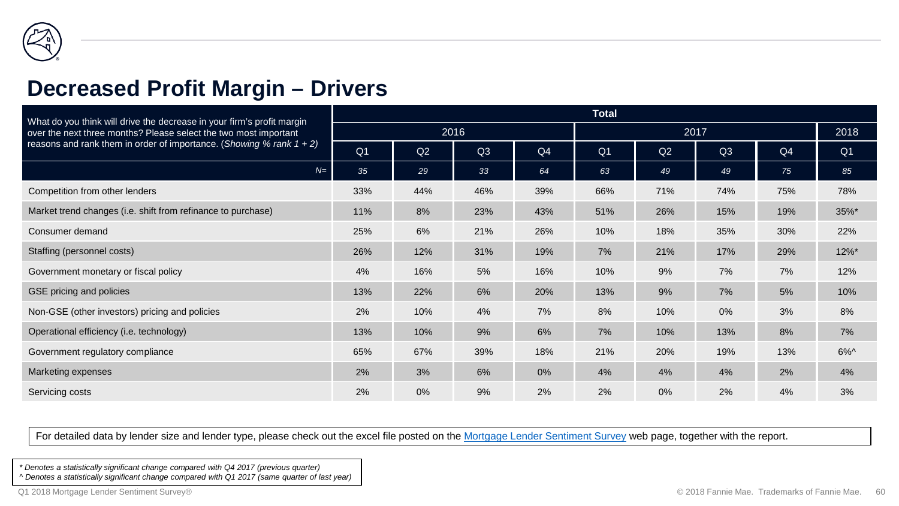# Decreased Profit Margin – Drivers

| What do you think will drive the decrease in your firm's profit margin over the next three months? Please select the two most important reasons and rank them in order of importance. (*Showing % rank 1 + 2*) | Total | | | | | | | | |
|---|---|---|---|---|---|---|---|---|---|
| | 2016 | | | | 2017 | | | | 2018 |
| | Q1 | Q2 | Q3 | Q4 | Q1 | Q2 | Q3 | Q4 | Q1 |
| *N=* | *35* | *29* | *33* | *64* | *63* | *49* | *49* | *75* | *85* |
| Competition from other lenders | 33% | 44% | 46% | 39% | 66% | 71% | 74% | 75% | 78% |
| Market trend changes (i.e. shift from refinance to purchase) | 11% | 8% | 23% | 43% | 51% | 26% | 15% | 19% | 35%* |
| Consumer demand | 25% | 6% | 21% | 26% | 10% | 18% | 35% | 30% | 22% |
| Staffing (personnel costs) | 26% | 12% | 31% | 19% | 7% | 21% | 17% | 29% | 12%* |
| Government monetary or fiscal policy | 4% | 16% | 5% | 16% | 10% | 9% | 7% | 7% | 12% |
| GSE pricing and policies | 13% | 22% | 6% | 20% | 13% | 9% | 7% | 5% | 10% |
| Non-GSE (other investors) pricing and policies | 2% | 10% | 4% | 7% | 8% | 10% | 0% | 3% | 8% |
| Operational efficiency (i.e. technology) | 13% | 10% | 9% | 6% | 7% | 10% | 13% | 8% | 7% |
| Government regulatory compliance | 65% | 67% | 39% | 18% | 21% | 20% | 19% | 13% | 6%^ |
| Marketing expenses | 2% | 3% | 6% | 0% | 4% | 4% | 4% | 2% | 4% |
| Servicing costs | 2% | 0% | 9% | 2% | 2% | 0% | 2% | 4% | 3% |

For detailed data by lender size and lender type, please check out the excel file posted on the Mortgage Lender Sentiment Survey web page, together with the report.

*\* Denotes a statistically significant change compared with Q4 2017 (previous quarter)*
*^ Denotes a statistically significant change compared with Q1 2017 (same quarter of last year)*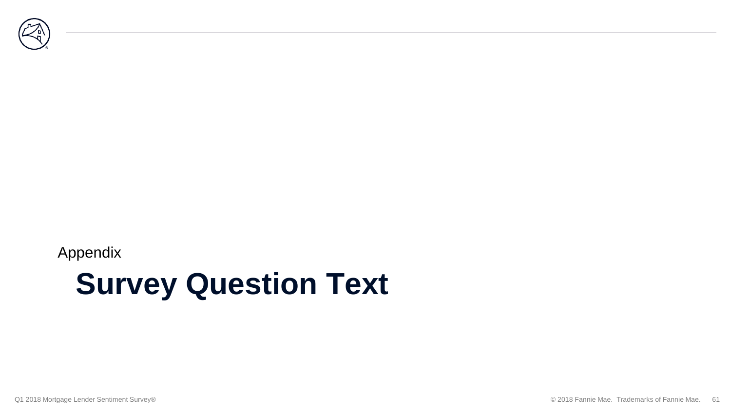Appendix

# Survey Question Text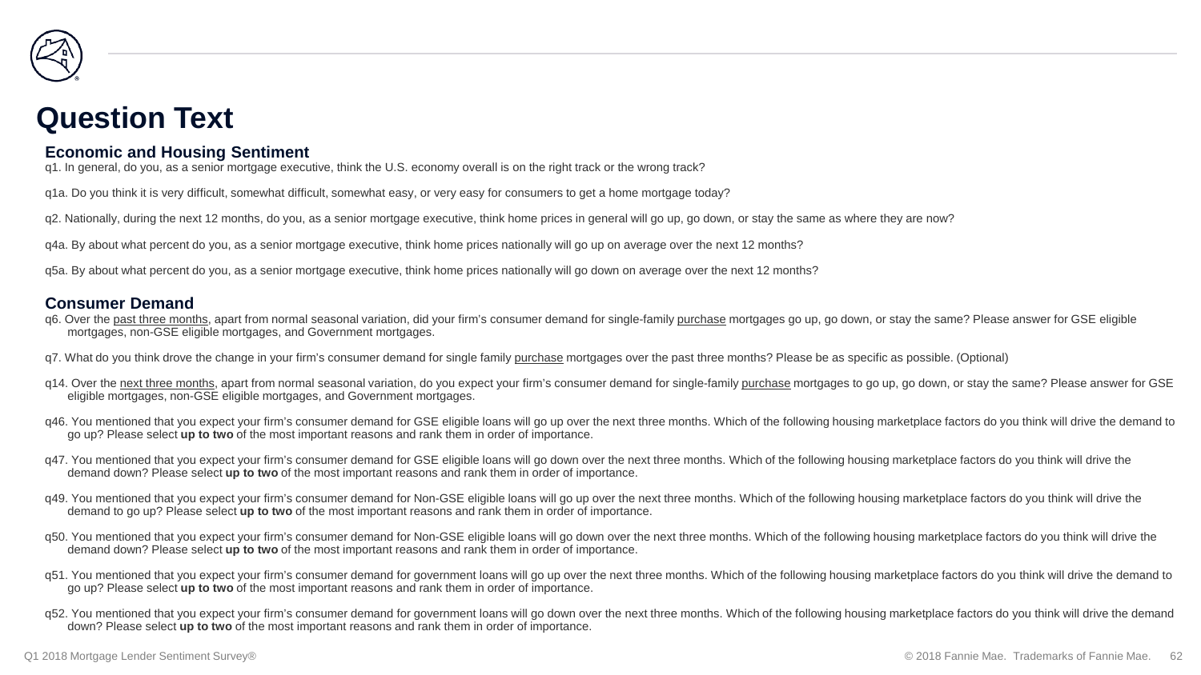# Question Text

## Economic and Housing Sentiment

q1. In general, do you, as a senior mortgage executive, think the U.S. economy overall is on the right track or the wrong track?

q1a. Do you think it is very difficult, somewhat difficult, somewhat easy, or very easy for consumers to get a home mortgage today?

q2. Nationally, during the next 12 months, do you, as a senior mortgage executive, think home prices in general will go up, go down, or stay the same as where they are now?

q4a. By about what percent do you, as a senior mortgage executive, think home prices nationally will go up on average over the next 12 months?

q5a. By about what percent do you, as a senior mortgage executive, think home prices nationally will go down on average over the next 12 months?

## Consumer Demand

q6. Over the past three months, apart from normal seasonal variation, did your firm's consumer demand for single-family purchase mortgages go up, go down, or stay the same? Please answer for GSE eligible mortgages, non-GSE eligible mortgages, and Government mortgages.

q7. What do you think drove the change in your firm's consumer demand for single family purchase mortgages over the past three months? Please be as specific as possible. (Optional)

q14. Over the next three months, apart from normal seasonal variation, do you expect your firm's consumer demand for single-family purchase mortgages to go up, go down, or stay the same? Please answer for GSE eligible mortgages, non-GSE eligible mortgages, and Government mortgages.

q46. You mentioned that you expect your firm's consumer demand for GSE eligible loans will go up over the next three months. Which of the following housing marketplace factors do you think will drive the demand to go up? Please select **up to two** of the most important reasons and rank them in order of importance.

q47. You mentioned that you expect your firm's consumer demand for GSE eligible loans will go down over the next three months. Which of the following housing marketplace factors do you think will drive the demand down? Please select **up to two** of the most important reasons and rank them in order of importance.

q49. You mentioned that you expect your firm's consumer demand for Non-GSE eligible loans will go up over the next three months. Which of the following housing marketplace factors do you think will drive the demand to go up? Please select **up to two** of the most important reasons and rank them in order of importance.

q50. You mentioned that you expect your firm's consumer demand for Non-GSE eligible loans will go down over the next three months. Which of the following housing marketplace factors do you think will drive the demand down? Please select **up to two** of the most important reasons and rank them in order of importance.

q51. You mentioned that you expect your firm's consumer demand for government loans will go up over the next three months. Which of the following housing marketplace factors do you think will drive the demand to go up? Please select **up to two** of the most important reasons and rank them in order of importance.

q52. You mentioned that you expect your firm's consumer demand for government loans will go down over the next three months. Which of the following housing marketplace factors do you think will drive the demand down? Please select **up to two** of the most important reasons and rank them in order of importance.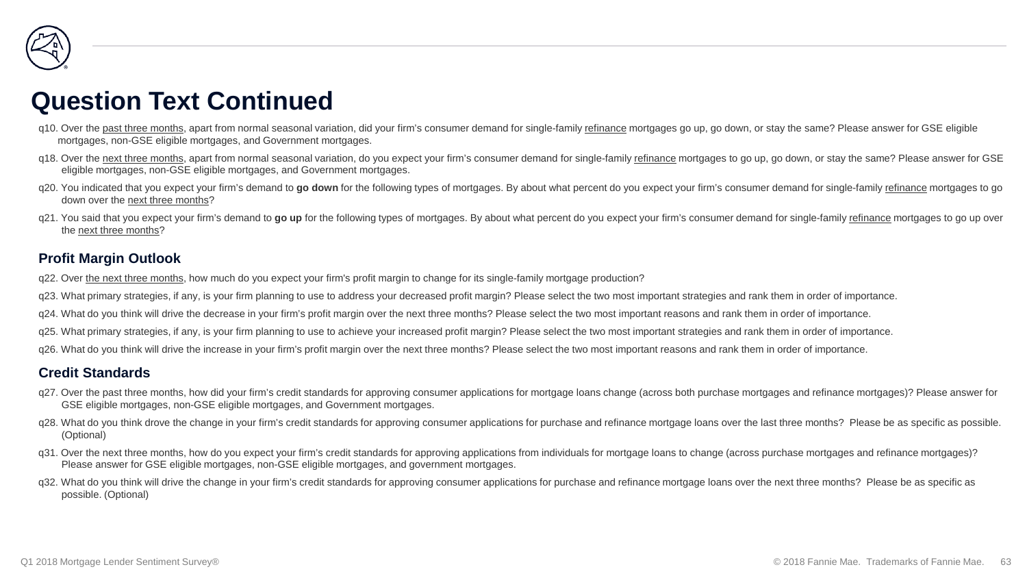# Question Text Continued

q10. Over the past three months, apart from normal seasonal variation, did your firm's consumer demand for single-family refinance mortgages go up, go down, or stay the same? Please answer for GSE eligible mortgages, non-GSE eligible mortgages, and Government mortgages.

q18. Over the next three months, apart from normal seasonal variation, do you expect your firm's consumer demand for single-family refinance mortgages to go up, go down, or stay the same? Please answer for GSE eligible mortgages, non-GSE eligible mortgages, and Government mortgages.

q20. You indicated that you expect your firm's demand to **go down** for the following types of mortgages. By about what percent do you expect your firm's consumer demand for single-family refinance mortgages to go down over the next three months?

q21. You said that you expect your firm's demand to **go up** for the following types of mortgages. By about what percent do you expect your firm's consumer demand for single-family refinance mortgages to go up over the next three months?

## Profit Margin Outlook

q22. Over the next three months, how much do you expect your firm's profit margin to change for its single-family mortgage production?

q23. What primary strategies, if any, is your firm planning to use to address your decreased profit margin? Please select the two most important strategies and rank them in order of importance.

q24. What do you think will drive the decrease in your firm's profit margin over the next three months? Please select the two most important reasons and rank them in order of importance.

q25. What primary strategies, if any, is your firm planning to use to achieve your increased profit margin? Please select the two most important strategies and rank them in order of importance.

q26. What do you think will drive the increase in your firm's profit margin over the next three months? Please select the two most important reasons and rank them in order of importance.

## Credit Standards

q27. Over the past three months, how did your firm's credit standards for approving consumer applications for mortgage loans change (across both purchase mortgages and refinance mortgages)? Please answer for GSE eligible mortgages, non-GSE eligible mortgages, and Government mortgages.

q28. What do you think drove the change in your firm's credit standards for approving consumer applications for purchase and refinance mortgage loans over the last three months? Please be as specific as possible. (Optional)

q31. Over the next three months, how do you expect your firm's credit standards for approving applications from individuals for mortgage loans to change (across purchase mortgages and refinance mortgages)? Please answer for GSE eligible mortgages, non-GSE eligible mortgages, and government mortgages.

q32. What do you think will drive the change in your firm's credit standards for approving consumer applications for purchase and refinance mortgage loans over the next three months? Please be as specific as possible. (Optional)